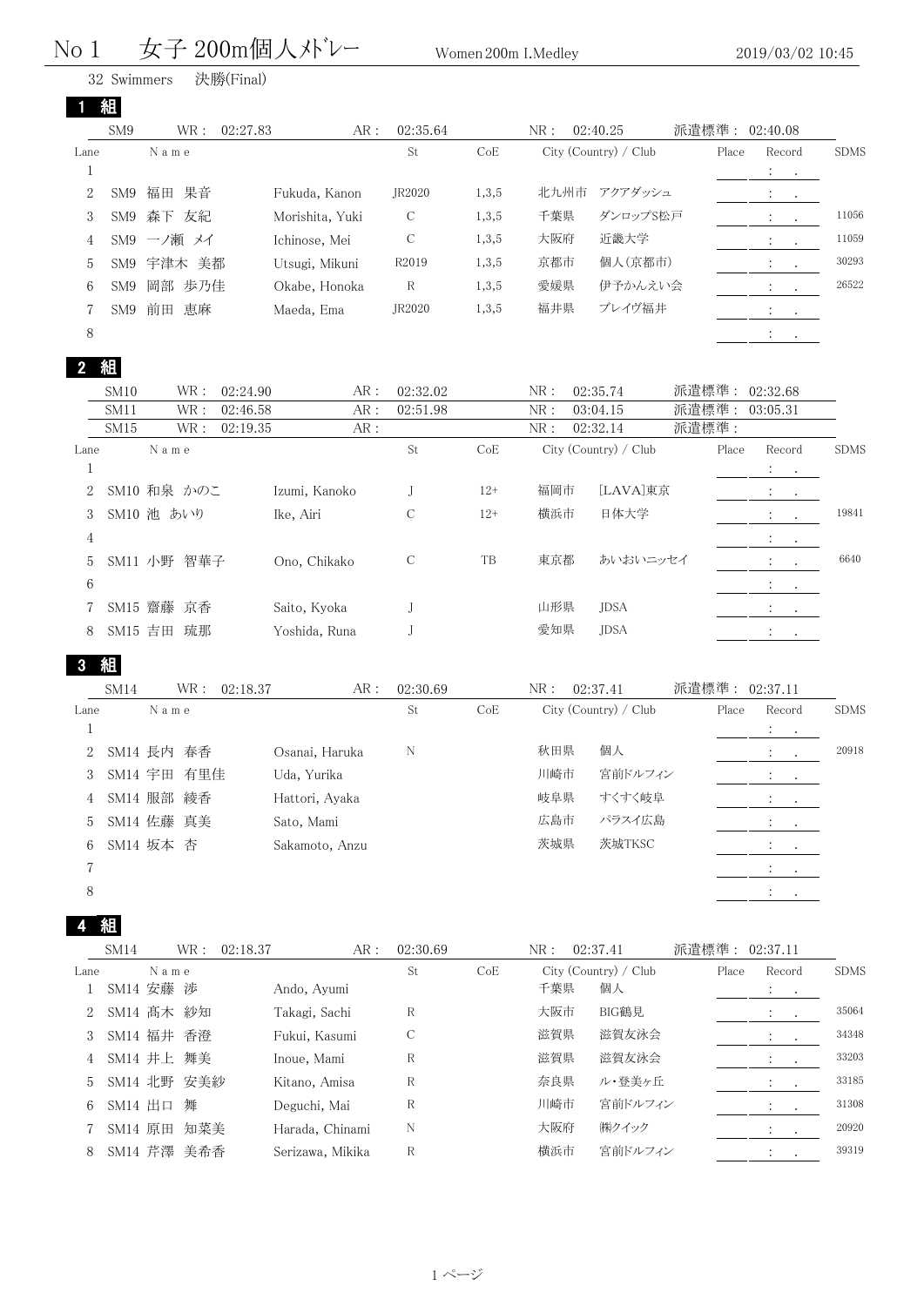# No 1　女子 200m個人ﾒﾄﾞﾚｰ　Women 200m I.Medley

2019/03/02 10:45

32 Swimmers　決勝(Final)

## 1 組

SM9　WR： 02:27.83　AR： 02:35.64　NR： 02:40.25　派遣標準： 02:40.08

| Lane | | Name | | St | CoE | City (Country) / Club | | Place | Record | SDMS |
|---|---|---|---|---|---|---|---|---|---|---|
| 1 | | | | | | | | | : . | |
| 2 | SM9 | 福田 果音 | Fukuda, Kanon | JR2020 | 1,3,5 | 北九州市 | アクアダッシュ | | : . | |
| 3 | SM9 | 森下 友紀 | Morishita, Yuki | C | 1,3,5 | 千葉県 | ダンロップS松戸 | | : . | 11056 |
| 4 | SM9 | 一ノ瀬 メイ | Ichinose, Mei | C | 1,3,5 | 大阪府 | 近畿大学 | | : . | 11059 |
| 5 | SM9 | 宇津木 美都 | Utsugi, Mikuni | R2019 | 1,3,5 | 京都市 | 個人(京都市) | | : . | 30293 |
| 6 | SM9 | 岡部 歩乃佳 | Okabe, Honoka | R | 1,3,5 | 愛媛県 | 伊予かんえい会 | | : . | 26522 |
| 7 | SM9 | 前田 恵麻 | Maeda, Ema | JR2020 | 1,3,5 | 福井県 | ブレイヴ福井 | | : . | |
| 8 | | | | | | | | | : . | |

## 2 組

SM10　WR： 02:24.90　AR： 02:32.02　NR： 02:35.74　派遣標準： 02:32.68

SM11　WR： 02:46.58　AR： 02:51.98　NR： 03:04.15　派遣標準： 03:05.31

SM15　WR： 02:19.35　AR：　NR： 02:32.14　派遣標準：

| Lane | | Name | | St | CoE | City (Country) / Club | | Place | Record | SDMS |
|---|---|---|---|---|---|---|---|---|---|---|
| 1 | | | | | | | | | : . | |
| 2 | SM10 | 和泉 かのこ | Izumi, Kanoko | J | 12+ | 福岡市 | [LAVA]東京 | | : . | |
| 3 | SM10 | 池 あいり | Ike, Airi | C | 12+ | 横浜市 | 日体大学 | | : . | 19841 |
| 4 | | | | | | | | | : . | |
| 5 | SM11 | 小野 智華子 | Ono, Chikako | C | TB | 東京都 | あいおいニッセイ | | : . | 6640 |
| 6 | | | | | | | | | : . | |
| 7 | SM15 | 齋藤 京香 | Saito, Kyoka | J | | 山形県 | JDSA | | : . | |
| 8 | SM15 | 吉田 琉那 | Yoshida, Runa | J | | 愛知県 | JDSA | | : . | |

## 3 組

SM14　WR： 02:18.37　AR： 02:30.69　NR： 02:37.41　派遣標準： 02:37.11

| Lane | | Name | | St | CoE | City (Country) / Club | | Place | Record | SDMS |
|---|---|---|---|---|---|---|---|---|---|---|
| 1 | | | | | | | | | : . | |
| 2 | SM14 | 長内 春香 | Osanai, Haruka | N | | 秋田県 | 個人 | | : . | 20918 |
| 3 | SM14 | 宇田 有里佳 | Uda, Yurika | | | 川崎市 | 宮前ドルフィン | | : . | |
| 4 | SM14 | 服部 綾香 | Hattori, Ayaka | | | 岐阜県 | すくすく岐阜 | | : . | |
| 5 | SM14 | 佐藤 真美 | Sato, Mami | | | 広島市 | パラスイ広島 | | : . | |
| 6 | SM14 | 坂本 杏 | Sakamoto, Anzu | | | 茨城県 | 茨城TKSC | | : . | |
| 7 | | | | | | | | | : . | |
| 8 | | | | | | | | | : . | |

## 4 組

SM14　WR： 02:18.37　AR： 02:30.69　NR： 02:37.41　派遣標準： 02:37.11

| Lane | | Name | | St | CoE | City (Country) / Club | | Place | Record | SDMS |
|---|---|---|---|---|---|---|---|---|---|---|
| 1 | SM14 | 安藤 渉 | Ando, Ayumi | | | 千葉県 | 個人 | | : . | |
| 2 | SM14 | 髙木 紗知 | Takagi, Sachi | R | | 大阪市 | BIG鶴見 | | : . | 35064 |
| 3 | SM14 | 福井 香澄 | Fukui, Kasumi | C | | 滋賀県 | 滋賀友泳会 | | : . | 34348 |
| 4 | SM14 | 井上 舞美 | Inoue, Mami | R | | 滋賀県 | 滋賀友泳会 | | : . | 33203 |
| 5 | SM14 | 北野 安美紗 | Kitano, Amisa | R | | 奈良県 | ル・登美ヶ丘 | | : . | 33185 |
| 6 | SM14 | 出口 舞 | Deguchi, Mai | R | | 川崎市 | 宮前ドルフィン | | : . | 31308 |
| 7 | SM14 | 原田 知菜美 | Harada, Chinami | N | | 大阪府 | ㈱クイック | | : . | 20920 |
| 8 | SM14 | 芹澤 美希香 | Serizawa, Mikika | R | | 横浜市 | 宮前ドルフィン | | : . | 39319 |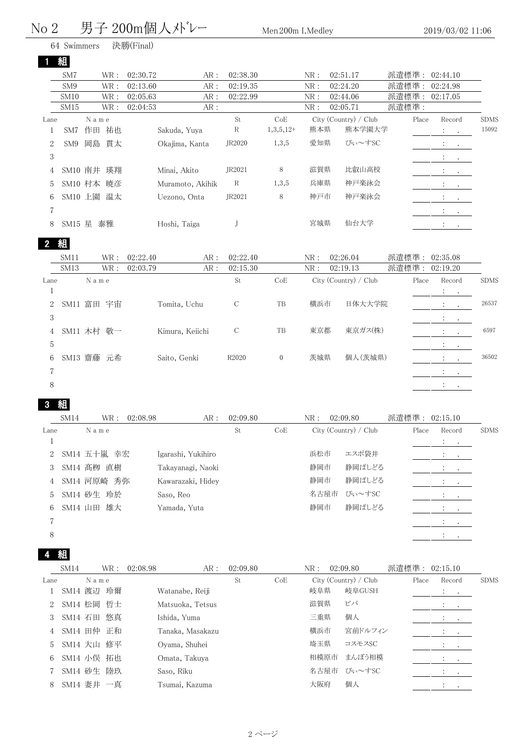# No 2　男子 200m個人ﾒﾄﾞﾚｰ

Men 200m I.Medley

2019/03/02 11:06

64 Swimmers　決勝(Final)

## 1 組

| | | | | |
|---|---|---|---|---|
| SM7 | WR： 02:30.72 | AR： 02:38.30 | NR： 02:51.17 | 派遣標準： 02:44.10 |
| SM9 | WR： 02:13.60 | AR： 02:19.35 | NR： 02:24.20 | 派遣標準： 02:24.98 |
| SM10 | WR： 02:05.63 | AR： 02:22.99 | NR： 02:44.06 | 派遣標準： 02:17.05 |
| SM15 | WR： 02:04.53 | AR： | NR： 02:05.71 | 派遣標準： |

| Lane | Class | Name | | St | CoE | City (Country) | Club | Place | Record | SDMS |
|---|---|---|---|---|---|---|---|---|---|---|
| 1 | SM7 | 作田 祐也 | Sakuda, Yuya | R | 1,3,5,12+ | 熊本県 | 熊本学園大学 | | : . | 15092 |
| 2 | SM9 | 岡島 貫太 | Okajima, Kanta | JR2020 | 1,3,5 | 愛知県 | ぴぃ～すSC | | : . | |
| 3 | | | | | | | | | : . | |
| 4 | SM10 | 南井 瑛翔 | Minai, Akito | JR2021 | 8 | 滋賀県 | 比叡山高校 | | : . | |
| 5 | SM10 | 村本 暁彦 | Muramoto, Akihik | R | 1,3,5 | 兵庫県 | 神戸楽泳会 | | : . | |
| 6 | SM10 | 上園 温太 | Uezono, Onta | JR2021 | 8 | 神戸市 | 神戸楽泳会 | | : . | |
| 7 | | | | | | | | | : . | |
| 8 | SM15 | 星 泰雅 | Hoshi, Taiga | J | | 宮城県 | 仙台大学 | | : . | |

## 2 組

| | | | | |
|---|---|---|---|---|
| SM11 | WR： 02:22.40 | AR： 02:22.40 | NR： 02:26.04 | 派遣標準： 02:35.08 |
| SM13 | WR： 02:03.79 | AR： 02:15.30 | NR： 02:19.13 | 派遣標準： 02:19.20 |

| Lane | Class | Name | | St | CoE | City (Country) | Club | Place | Record | SDMS |
|---|---|---|---|---|---|---|---|---|---|---|
| 1 | | | | | | | | | : . | |
| 2 | SM11 | 富田 宇宙 | Tomita, Uchu | C | TB | 横浜市 | 日体大大学院 | | : . | 26537 |
| 3 | | | | | | | | | : . | |
| 4 | SM11 | 木村 敬一 | Kimura, Keiichi | C | TB | 東京都 | 東京ガス(株) | | : . | 6597 |
| 5 | | | | | | | | | : . | |
| 6 | SM13 | 齋藤 元希 | Saito, Genki | R2020 | 0 | 茨城県 | 個人(茨城県) | | : . | 36502 |
| 7 | | | | | | | | | : . | |
| 8 | | | | | | | | | : . | |

## 3 組

| | | | | |
|---|---|---|---|---|
| SM14 | WR： 02:08.98 | AR： 02:09.80 | NR： 02:09.80 | 派遣標準： 02:15.10 |

| Lane | Class | Name | | St | CoE | City (Country) | Club | Place | Record | SDMS |
|---|---|---|---|---|---|---|---|---|---|---|
| 1 | | | | | | | | | : . | |
| 2 | SM14 | 五十嵐 幸宏 | Igarashi, Yukihiro | | | 浜松市 | エスポ袋井 | | : . | |
| 3 | SM14 | 髙柳 直樹 | Takayanagi, Naoki | | | 静岡市 | 静岡ぱしどる | | : . | |
| 4 | SM14 | 河原崎 秀弥 | Kawarazaki, Hidey | | | 静岡市 | 静岡ぱしどる | | : . | |
| 5 | SM14 | 砂生 玲於 | Saso, Reo | | | 名古屋市 | ぴぃ～すSC | | : . | |
| 6 | SM14 | 山田 雄大 | Yamada, Yuta | | | 静岡市 | 静岡ぱしどる | | : . | |
| 7 | | | | | | | | | : . | |
| 8 | | | | | | | | | : . | |

## 4 組

| | | | | |
|---|---|---|---|---|
| SM14 | WR： 02:08.98 | AR： 02:09.80 | NR： 02:09.80 | 派遣標準： 02:15.10 |

| Lane | Class | Name | | St | CoE | City (Country) | Club | Place | Record | SDMS |
|---|---|---|---|---|---|---|---|---|---|---|
| 1 | SM14 | 渡辺 玲爾 | Watanabe, Reiji | | | 岐阜県 | 岐阜GUSH | | : . | |
| 2 | SM14 | 松岡 哲士 | Matsuoka, Tetsus | | | 滋賀県 | ビバ | | : . | |
| 3 | SM14 | 石田 悠真 | Ishida, Yuma | | | 三重県 | 個人 | | : . | |
| 4 | SM14 | 田仲 正和 | Tanaka, Masakazu | | | 横浜市 | 宮前ドルフィン | | : . | |
| 5 | SM14 | 大山 修平 | Oyama, Shuhei | | | 埼玉県 | コスモスSC | | : . | |
| 6 | SM14 | 小俣 拓也 | Omata, Takuya | | | 相模原市 | まんぼう相模 | | : . | |
| 7 | SM14 | 砂生 陸玖 | Saso, Riku | | | 名古屋市 | ぴぃ～すSC | | : . | |
| 8 | SM14 | 妻井 一真 | Tsumai, Kazuma | | | 大阪府 | 個人 | | : . | |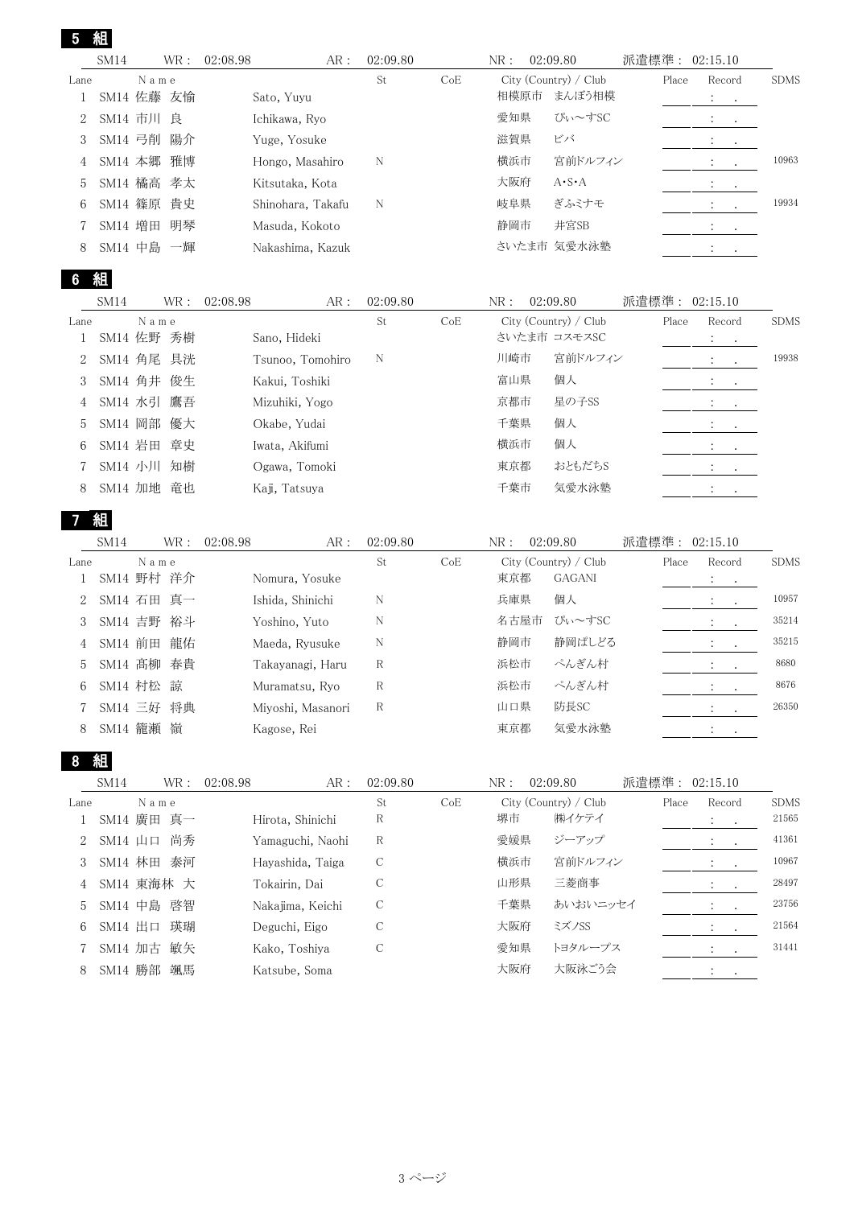## 5 組

| SM14 | WR： 02:08.98 | AR： 02:09.80 | | NR： 02:09.80 | 派遣標準： 02:15.10 | | |
|---|---|---|---|---|---|---|---|
| Lane | Name | | St | CoE | City (Country) / Club | Place | Record | SDMS |
| 1 | SM14 佐藤 友愉 | Sato, Yuyu | | | 相模原市 まんぼう相模 | | : . | |
| 2 | SM14 市川 良 | Ichikawa, Ryo | | | 愛知県 ぴぃ〜すSC | | : . | |
| 3 | SM14 弓削 陽介 | Yuge, Yosuke | | | 滋賀県 ビバ | | : . | |
| 4 | SM14 本郷 雅博 | Hongo, Masahiro | N | | 横浜市 宮前ドルフィン | | : . | 10963 |
| 5 | SM14 橘高 孝太 | Kitsutaka, Kota | | | 大阪府 A･S･A | | : . | |
| 6 | SM14 篠原 貴史 | Shinohara, Takafu | N | | 岐阜県 ぎふミナモ | | : . | 19934 |
| 7 | SM14 増田 明琴 | Masuda, Kokoto | | | 静岡市 井宮SB | | : . | |
| 8 | SM14 中島 一輝 | Nakashima, Kazuk | | | さいたま市 気愛水泳塾 | | : . | |

## 6 組

| SM14 | WR： 02:08.98 | AR： 02:09.80 | | NR： 02:09.80 | 派遣標準： 02:15.10 | | |
|---|---|---|---|---|---|---|---|
| Lane | Name | | St | CoE | City (Country) / Club | Place | Record | SDMS |
| 1 | SM14 佐野 秀樹 | Sano, Hideki | | | さいたま市 コスモスSC | | : . | |
| 2 | SM14 角尾 具洸 | Tsunoo, Tomohiro | N | | 川崎市 宮前ドルフィン | | : . | 19938 |
| 3 | SM14 角井 俊生 | Kakui, Toshiki | | | 富山県 個人 | | : . | |
| 4 | SM14 水引 鷹吾 | Mizuhiki, Yogo | | | 京都市 星の子SS | | : . | |
| 5 | SM14 岡部 優大 | Okabe, Yudai | | | 千葉県 個人 | | : . | |
| 6 | SM14 岩田 章史 | Iwata, Akifumi | | | 横浜市 個人 | | : . | |
| 7 | SM14 小川 知樹 | Ogawa, Tomoki | | | 東京都 おともだちS | | : . | |
| 8 | SM14 加地 竜也 | Kaji, Tatsuya | | | 千葉市 気愛水泳塾 | | : . | |

## 7 組

| SM14 | WR： 02:08.98 | AR： 02:09.80 | | NR： 02:09.80 | 派遣標準： 02:15.10 | | |
|---|---|---|---|---|---|---|---|
| Lane | Name | | St | CoE | City (Country) / Club | Place | Record | SDMS |
| 1 | SM14 野村 洋介 | Nomura, Yosuke | | | 東京都 GAGANI | | : . | |
| 2 | SM14 石田 真一 | Ishida, Shinichi | N | | 兵庫県 個人 | | : . | 10957 |
| 3 | SM14 吉野 裕斗 | Yoshino, Yuto | N | | 名古屋市 ぴぃ〜すSC | | : . | 35214 |
| 4 | SM14 前田 龍佑 | Maeda, Ryusuke | N | | 静岡市 静岡ぱしどる | | : . | 35215 |
| 5 | SM14 髙柳 春貴 | Takayanagi, Haru | R | | 浜松市 ぺんぎん村 | | : . | 8680 |
| 6 | SM14 村松 諒 | Muramatsu, Ryo | R | | 浜松市 ぺんぎん村 | | : . | 8676 |
| 7 | SM14 三好 将典 | Miyoshi, Masanori | R | | 山口県 防長SC | | : . | 26350 |
| 8 | SM14 籠瀬 嶺 | Kagose, Rei | | | 東京都 気愛水泳塾 | | : . | |

## 8 組

| SM14 | WR： 02:08.98 | AR： 02:09.80 | | NR： 02:09.80 | 派遣標準： 02:15.10 | | |
|---|---|---|---|---|---|---|---|
| Lane | Name | | St | CoE | City (Country) / Club | Place | Record | SDMS |
| 1 | SM14 廣田 真一 | Hirota, Shinichi | R | | 堺市 ㈱イケテイ | | : . | 21565 |
| 2 | SM14 山口 尚秀 | Yamaguchi, Naohi | R | | 愛媛県 ジーアップ | | : . | 41361 |
| 3 | SM14 林田 泰河 | Hayashida, Taiga | C | | 横浜市 宮前ドルフィン | | : . | 10967 |
| 4 | SM14 東海林 大 | Tokairin, Dai | C | | 山形県 三菱商事 | | : . | 28497 |
| 5 | SM14 中島 啓智 | Nakajima, Keichi | C | | 千葉県 あいおいニッセイ | | : . | 23756 |
| 6 | SM14 出口 瑛瑚 | Deguchi, Eigo | C | | 大阪府 ミズノSS | | : . | 21564 |
| 7 | SM14 加古 敏矢 | Kako, Toshiya | C | | 愛知県 トヨタループス | | : . | 31441 |
| 8 | SM14 勝部 颯馬 | Katsube, Soma | | | 大阪府 大阪泳ごう会 | | : . | |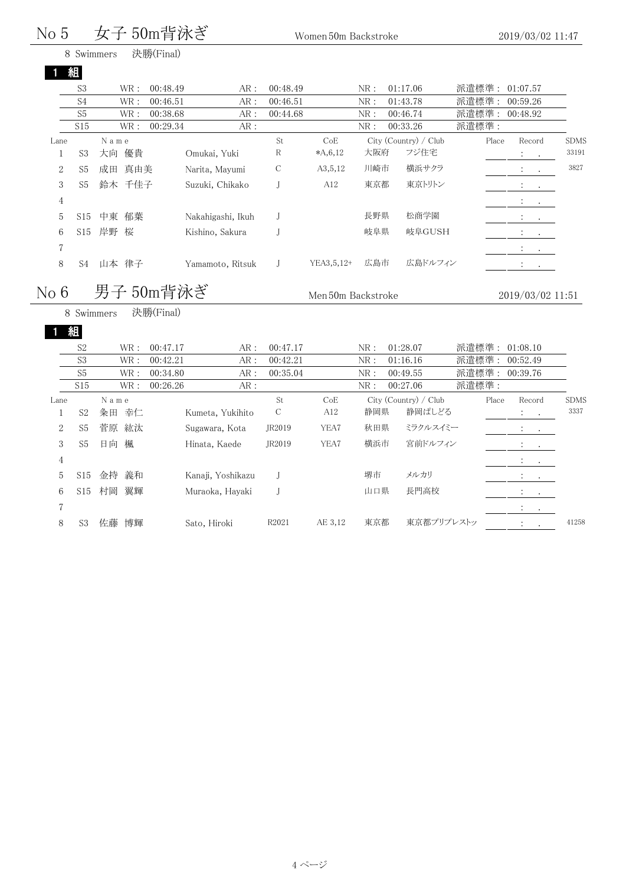## No 5　女子 50m背泳ぎ　Women 50m Backstroke　2019/03/02 11:47

8 Swimmers　決勝(Final)

### 1 組

| | | | | | | | |
|---|---|---|---|---|---|---|---|
| S3 | WR : 00:48.49 | AR : | 00:48.49 | NR : | 01:17.06 | 派遣標準 : | 01:07.57 |
| S4 | WR : 00:46.51 | AR : | 00:46.51 | NR : | 01:43.78 | 派遣標準 : | 00:59.26 |
| S5 | WR : 00:38.68 | AR : | 00:44.68 | NR : | 00:46.74 | 派遣標準 : | 00:48.92 |
| S15 | WR : 00:29.34 | AR : | | NR : | 00:33.26 | 派遣標準 : | |

| Lane | | Name | | St | CoE | City (Country) / Club | | Place | Record | SDMS |
|---|---|---|---|---|---|---|---|---|---|---|
| 1 | S3 | 大向 優貴 | Omukai, Yuki | R | *A,6,12 | 大阪府 | フジ住宅 | | : . | 33191 |
| 2 | S5 | 成田 真由美 | Narita, Mayumi | C | A3,5,12 | 川崎市 | 横浜サクラ | | : . | 3827 |
| 3 | S5 | 鈴木 千佳子 | Suzuki, Chikako | J | A12 | 東京都 | 東京トリトン | | : . | |
| 4 | | | | | | | | | : . | |
| 5 | S15 | 中東 郁葉 | Nakahigashi, Ikuh | J | | 長野県 | 松商学園 | | : . | |
| 6 | S15 | 岸野 桜 | Kishino, Sakura | J | | 岐阜県 | 岐阜GUSH | | : . | |
| 7 | | | | | | | | | : . | |
| 8 | S4 | 山本 律子 | Yamamoto, Ritsuk | J | YEA3,5,12+ | 広島市 | 広島ドルフィン | | : . | |

## No 6　男子 50m背泳ぎ　Men 50m Backstroke　2019/03/02 11:51

8 Swimmers　決勝(Final)

### 1 組

| | | | | | | | |
|---|---|---|---|---|---|---|---|
| S2 | WR : 00:47.17 | AR : | 00:47.17 | NR : | 01:28.07 | 派遣標準 : | 01:08.10 |
| S3 | WR : 00:42.21 | AR : | 00:42.21 | NR : | 01:16.16 | 派遣標準 : | 00:52.49 |
| S5 | WR : 00:34.80 | AR : | 00:35.04 | NR : | 00:49.55 | 派遣標準 : | 00:39.76 |
| S15 | WR : 00:26.26 | AR : | | NR : | 00:27.06 | 派遣標準 : | |

| Lane | | Name | | St | CoE | City (Country) / Club | | Place | Record | SDMS |
|---|---|---|---|---|---|---|---|---|---|---|
| 1 | S2 | 粂田 幸仁 | Kumeta, Yukihito | C | A12 | 静岡県 | 静岡ぱしどる | | : . | 3337 |
| 2 | S5 | 菅原 紘汰 | Sugawara, Kota | JR2019 | YEA7 | 秋田県 | ミラクルスイミー | | : . | |
| 3 | S5 | 日向 楓 | Hinata, Kaede | JR2019 | YEA7 | 横浜市 | 宮前ドルフィン | | : . | |
| 4 | | | | | | | | | : . | |
| 5 | S15 | 金持 義和 | Kanaji, Yoshikazu | J | | 堺市 | メルカリ | | : . | |
| 6 | S15 | 村岡 翼輝 | Muraoka, Hayaki | J | | 山口県 | 長門高校 | | : . | |
| 7 | | | | | | | | | : . | |
| 8 | S3 | 佐藤 博輝 | Sato, Hiroki | R2021 | AE 3,12 | 東京都 | 東京都プリプレストッ | | : . | 41258 |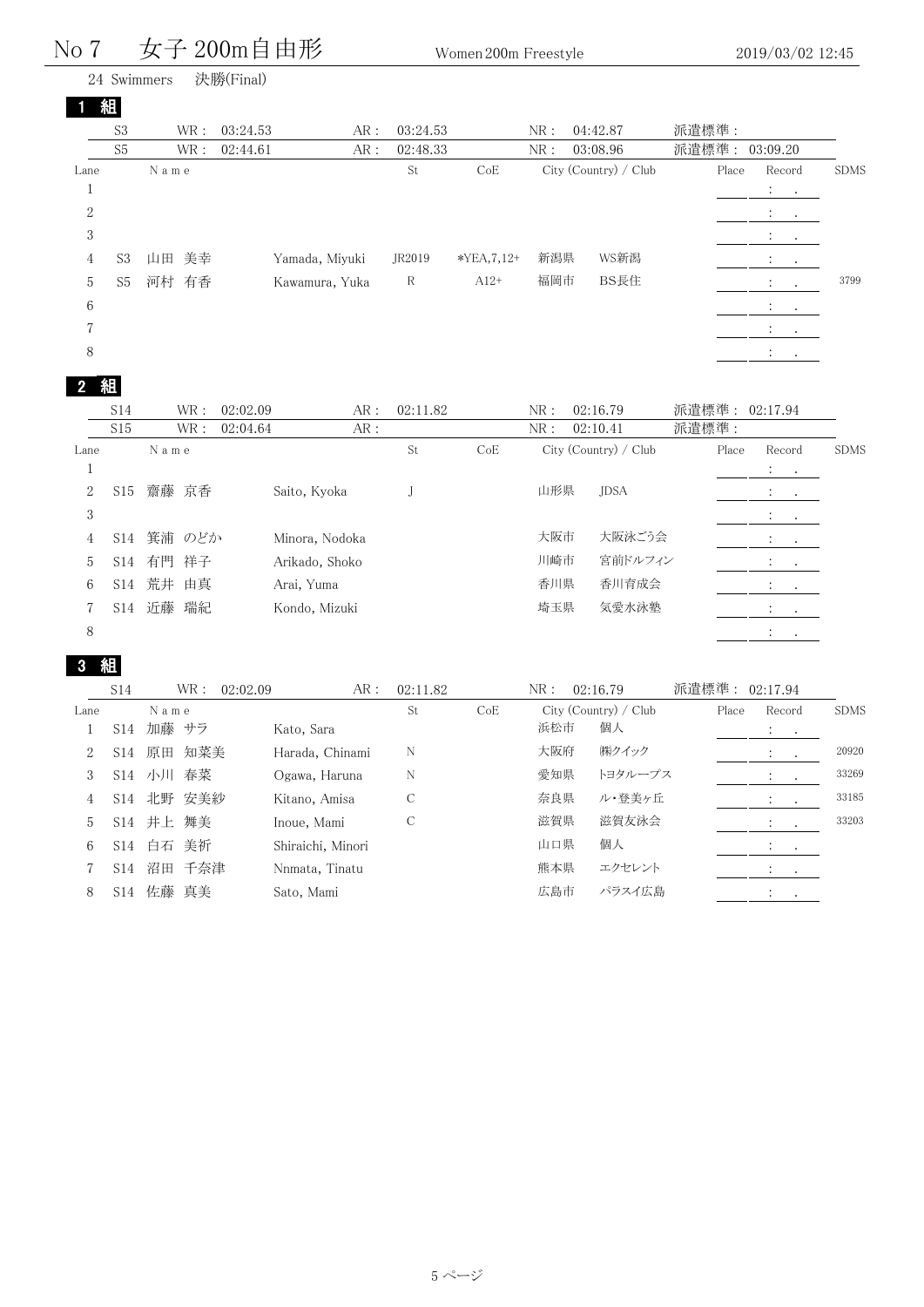# No 7　女子 200m自由形

Women 200m Freestyle　2019/03/02 12:45

24 Swimmers　決勝(Final)

## 1 組

| | | | | | | | | |
|---|---|---|---|---|---|---|---|---|
| S3 | WR : 03:24.53 | AR : 03:24.53 | NR : 04:42.87 | 派遣標準 : |
| S5 | WR : 02:44.61 | AR : 02:48.33 | NR : 03:08.96 | 派遣標準 : 03:09.20 |

| Lane | | Name | | St | CoE | City (Country) / Club | | Place | Record | SDMS |
|---|---|---|---|---|---|---|---|---|---|---|
| 1 | | | | | | | | | : . | |
| 2 | | | | | | | | | : . | |
| 3 | | | | | | | | | : . | |
| 4 | S3 | 山田 美幸 | Yamada, Miyuki | JR2019 | *YEA,7,12+ | 新潟県 | WS新潟 | | : . | |
| 5 | S5 | 河村 有香 | Kawamura, Yuka | R | A12+ | 福岡市 | BS長住 | | : . | 3799 |
| 6 | | | | | | | | | : . | |
| 7 | | | | | | | | | : . | |
| 8 | | | | | | | | | : . | |

## 2 組

| | | | | |
|---|---|---|---|---|
| S14 | WR : 02:02.09 | AR : 02:11.82 | NR : 02:16.79 | 派遣標準 : 02:17.94 |
| S15 | WR : 02:04.64 | AR : | NR : 02:10.41 | 派遣標準 : |

| Lane | | Name | | St | CoE | City (Country) / Club | | Place | Record | SDMS |
|---|---|---|---|---|---|---|---|---|---|---|
| 1 | | | | | | | | | : . | |
| 2 | S15 | 齋藤 京香 | Saito, Kyoka | J | | 山形県 | JDSA | | : . | |
| 3 | | | | | | | | | : . | |
| 4 | S14 | 箕浦 のどか | Minora, Nodoka | | | 大阪市 | 大阪泳ごう会 | | : . | |
| 5 | S14 | 有門 祥子 | Arikado, Shoko | | | 川崎市 | 宮前ドルフィン | | : . | |
| 6 | S14 | 荒井 由真 | Arai, Yuma | | | 香川県 | 香川育成会 | | : . | |
| 7 | S14 | 近藤 瑞紀 | Kondo, Mizuki | | | 埼玉県 | 気愛水泳塾 | | : . | |
| 8 | | | | | | | | | : . | |

## 3 組

| | | | | |
|---|---|---|---|---|
| S14 | WR : 02:02.09 | AR : 02:11.82 | NR : 02:16.79 | 派遣標準 : 02:17.94 |

| Lane | | Name | | St | CoE | City (Country) / Club | | Place | Record | SDMS |
|---|---|---|---|---|---|---|---|---|---|---|
| 1 | S14 | 加藤 サラ | Kato, Sara | | | 浜松市 | 個人 | | : . | |
| 2 | S14 | 原田 知菜美 | Harada, Chinami | N | | 大阪府 | ㈱クイック | | : . | 20920 |
| 3 | S14 | 小川 春菜 | Ogawa, Haruna | N | | 愛知県 | トヨタループス | | : . | 33269 |
| 4 | S14 | 北野 安美紗 | Kitano, Amisa | C | | 奈良県 | ル・登美ヶ丘 | | : . | 33185 |
| 5 | S14 | 井上 舞美 | Inoue, Mami | C | | 滋賀県 | 滋賀友泳会 | | : . | 33203 |
| 6 | S14 | 白石 美祈 | Shiraichi, Minori | | | 山口県 | 個人 | | : . | |
| 7 | S14 | 沼田 千奈津 | Nnmata, Tinatu | | | 熊本県 | エクセレント | | : . | |
| 8 | S14 | 佐藤 真美 | Sato, Mami | | | 広島市 | パラスイ広島 | | : . | |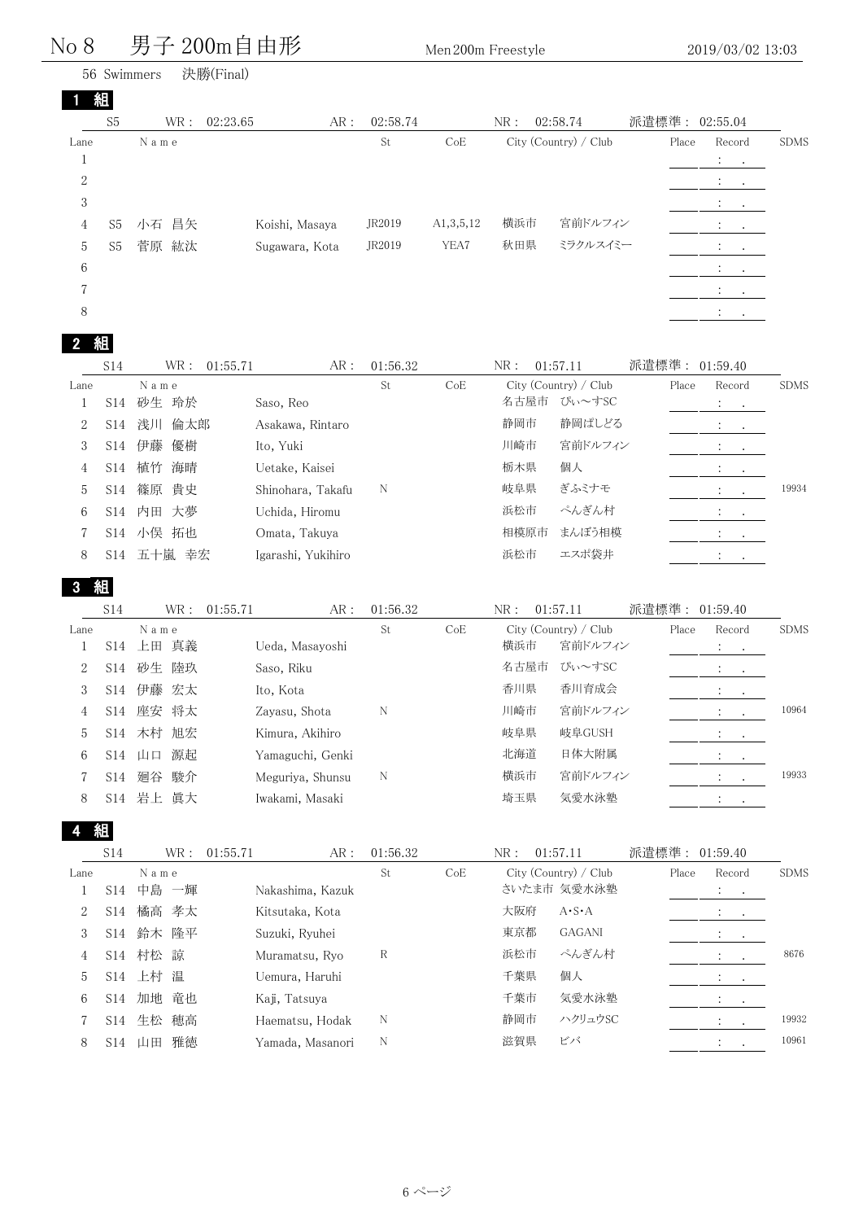# No 8　男子 200m自由形　Men 200m Freestyle　2019/03/02 13:03

56 Swimmers　決勝(Final)

## 1 組

S5　WR： 02:23.65　AR： 02:58.74　NR： 02:58.74　派遣標準： 02:55.04

| Lane | | Name | | St | CoE | City (Country) / Club | | Place | Record | SDMS |
|---|---|---|---|---|---|---|---|---|---|---|
| 1 | | | | | | | | | ： . | |
| 2 | | | | | | | | | ： . | |
| 3 | | | | | | | | | ： . | |
| 4 | S5 | 小石 昌矢 | Koishi, Masaya | JR2019 | A1,3,5,12 | 横浜市 | 宮前ドルフィン | | ： . | |
| 5 | S5 | 菅原 紘汰 | Sugawara, Kota | JR2019 | YEA7 | 秋田県 | ミラクルスイミー | | ： . | |
| 6 | | | | | | | | | ： . | |
| 7 | | | | | | | | | ： . | |
| 8 | | | | | | | | | ： . | |

## 2 組

S14　WR： 01:55.71　AR： 01:56.32　NR： 01:57.11　派遣標準： 01:59.40

| Lane | | Name | | St | CoE | City (Country) / Club | | Place | Record | SDMS |
|---|---|---|---|---|---|---|---|---|---|---|
| 1 | S14 | 砂生 玲於 | Saso, Reo | | | 名古屋市 | ぴぃ〜すSC | | ： . | |
| 2 | S14 | 浅川 倫太郎 | Asakawa, Rintaro | | | 静岡市 | 静岡ぱしどる | | ： . | |
| 3 | S14 | 伊藤 優樹 | Ito, Yuki | | | 川崎市 | 宮前ドルフィン | | ： . | |
| 4 | S14 | 植竹 海晴 | Uetake, Kaisei | | | 栃木県 | 個人 | | ： . | |
| 5 | S14 | 篠原 貴史 | Shinohara, Takafu | N | | 岐阜県 | ぎふミナモ | | ： . | 19934 |
| 6 | S14 | 内田 大夢 | Uchida, Hiromu | | | 浜松市 | ぺんぎん村 | | ： . | |
| 7 | S14 | 小俣 拓也 | Omata, Takuya | | | 相模原市 | まんぼう相模 | | ： . | |
| 8 | S14 | 五十嵐 幸宏 | Igarashi, Yukihiro | | | 浜松市 | エスポ袋井 | | ： . | |

## 3 組

S14　WR： 01:55.71　AR： 01:56.32　NR： 01:57.11　派遣標準： 01:59.40

| Lane | | Name | | St | CoE | City (Country) / Club | | Place | Record | SDMS |
|---|---|---|---|---|---|---|---|---|---|---|
| 1 | S14 | 上田 真義 | Ueda, Masayoshi | | | 横浜市 | 宮前ドルフィン | | ： . | |
| 2 | S14 | 砂生 陸玖 | Saso, Riku | | | 名古屋市 | ぴぃ〜すSC | | ： . | |
| 3 | S14 | 伊藤 宏太 | Ito, Kota | | | 香川県 | 香川育成会 | | ： . | |
| 4 | S14 | 座安 将太 | Zayasu, Shota | N | | 川崎市 | 宮前ドルフィン | | ： . | 10964 |
| 5 | S14 | 木村 旭宏 | Kimura, Akihiro | | | 岐阜県 | 岐阜GUSH | | ： . | |
| 6 | S14 | 山口 源起 | Yamaguchi, Genki | | | 北海道 | 日体大附属 | | ： . | |
| 7 | S14 | 廻谷 駿介 | Meguriya, Shunsu | N | | 横浜市 | 宮前ドルフィン | | ： . | 19933 |
| 8 | S14 | 岩上 眞大 | Iwakami, Masaki | | | 埼玉県 | 気愛水泳塾 | | ： . | |

## 4 組

S14　WR： 01:55.71　AR： 01:56.32　NR： 01:57.11　派遣標準： 01:59.40

| Lane | | Name | | St | CoE | City (Country) / Club | | Place | Record | SDMS |
|---|---|---|---|---|---|---|---|---|---|---|
| 1 | S14 | 中島 一輝 | Nakashima, Kazuk | | | さいたま市 | 気愛水泳塾 | | ： . | |
| 2 | S14 | 橘髙 孝太 | Kitsutaka, Kota | | | 大阪府 | A･S･A | | ： . | |
| 3 | S14 | 鈴木 隆平 | Suzuki, Ryuhei | | | 東京都 | GAGANI | | ： . | |
| 4 | S14 | 村松 諒 | Muramatsu, Ryo | R | | 浜松市 | ぺんぎん村 | | ： . | 8676 |
| 5 | S14 | 上村 温 | Uemura, Haruhi | | | 千葉県 | 個人 | | ： . | |
| 6 | S14 | 加地 竜也 | Kaji, Tatsuya | | | 千葉市 | 気愛水泳塾 | | ： . | |
| 7 | S14 | 生松 穂高 | Haematsu, Hodak | N | | 静岡市 | ハクリュウSC | | ： . | 19932 |
| 8 | S14 | 山田 雅徳 | Yamada, Masanori | N | | 滋賀県 | ビバ | | ： . | 10961 |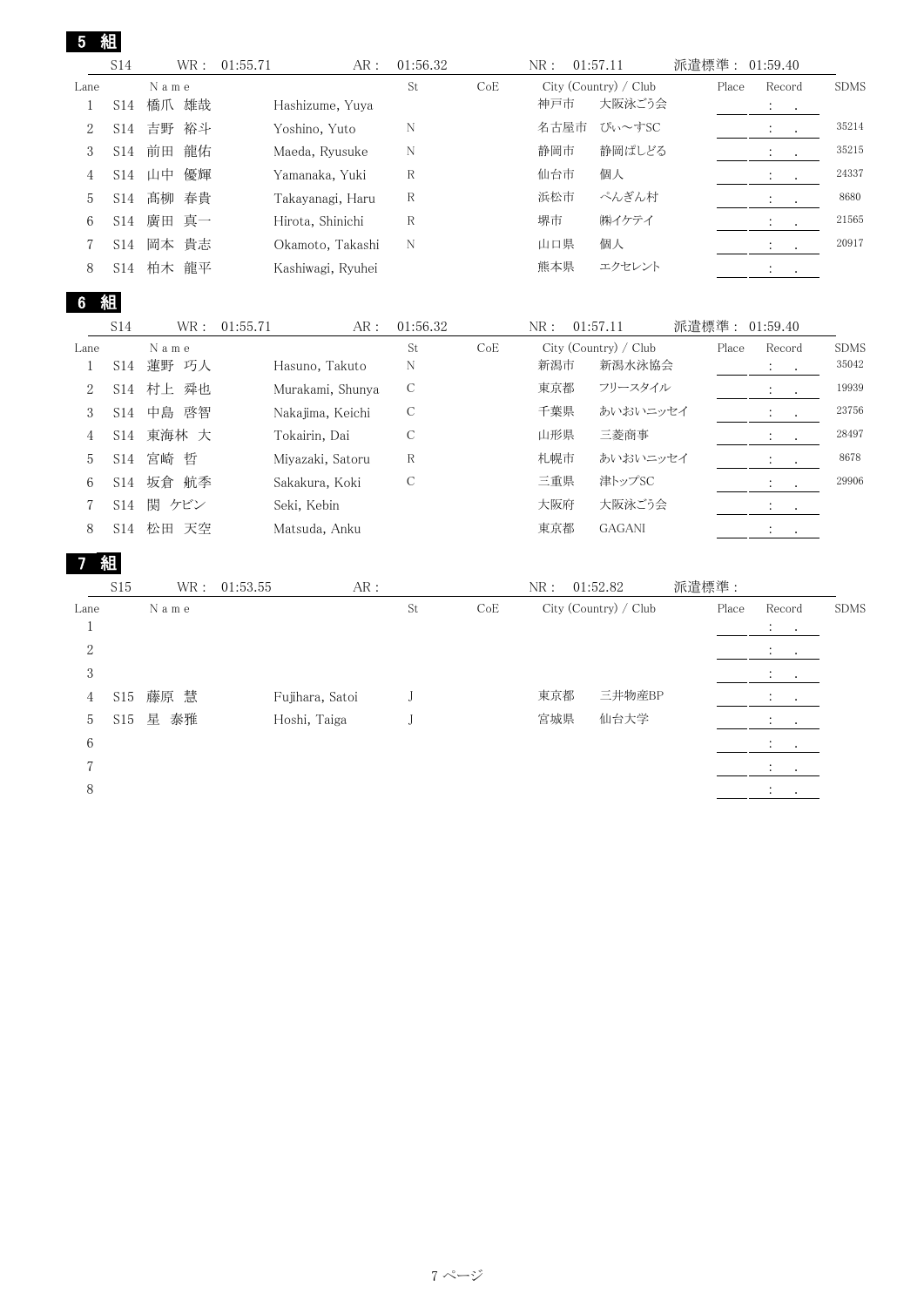## 5 組

| | S14 | WR : 01:55.71 | AR : | 01:56.32 | | NR : 01:57.11 | | 派遣標準 : 01:59.40 | | |
|---|---|---|---|---|---|---|---|---|---|---|
| Lane | | Name | | St | CoE | City (Country) / Club | | Place | Record | SDMS |
| 1 | S14 | 橋爪 雄哉 | Hashizume, Yuya | | | 神戸市 | 大阪泳ごう会 | | : . | |
| 2 | S14 | 吉野 裕斗 | Yoshino, Yuto | N | | 名古屋市 | ぴぃ～すSC | | : . | 35214 |
| 3 | S14 | 前田 龍佑 | Maeda, Ryusuke | N | | 静岡市 | 静岡ぱしどる | | : . | 35215 |
| 4 | S14 | 山中 優輝 | Yamanaka, Yuki | R | | 仙台市 | 個人 | | : . | 24337 |
| 5 | S14 | 髙柳 春貴 | Takayanagi, Haru | R | | 浜松市 | ぺんぎん村 | | : . | 8680 |
| 6 | S14 | 廣田 真一 | Hirota, Shinichi | R | | 堺市 | ㈱イケテイ | | : . | 21565 |
| 7 | S14 | 岡本 貴志 | Okamoto, Takashi | N | | 山口県 | 個人 | | : . | 20917 |
| 8 | S14 | 柏木 龍平 | Kashiwagi, Ryuhei | | | 熊本県 | エクセレント | | : . | |

## 6 組

| | S14 | WR : 01:55.71 | AR : | 01:56.32 | | NR : 01:57.11 | | 派遣標準 : 01:59.40 | | |
|---|---|---|---|---|---|---|---|---|---|---|
| Lane | | Name | | St | CoE | City (Country) / Club | | Place | Record | SDMS |
| 1 | S14 | 蓮野 巧人 | Hasuno, Takuto | N | | 新潟市 | 新潟水泳協会 | | : . | 35042 |
| 2 | S14 | 村上 舜也 | Murakami, Shunya | C | | 東京都 | フリースタイル | | : . | 19939 |
| 3 | S14 | 中島 啓智 | Nakajima, Keichi | C | | 千葉県 | あいおいニッセイ | | : . | 23756 |
| 4 | S14 | 東海林 大 | Tokairin, Dai | C | | 山形県 | 三菱商事 | | : . | 28497 |
| 5 | S14 | 宮崎 哲 | Miyazaki, Satoru | R | | 札幌市 | あいおいニッセイ | | : . | 8678 |
| 6 | S14 | 坂倉 航季 | Sakakura, Koki | C | | 三重県 | 津トップSC | | : . | 29906 |
| 7 | S14 | 関 ケビン | Seki, Kebin | | | 大阪府 | 大阪泳ごう会 | | : . | |
| 8 | S14 | 松田 天空 | Matsuda, Anku | | | 東京都 | GAGANI | | : . | |

## 7 組

| | S15 | WR : 01:53.55 | AR : | | | NR : 01:52.82 | | 派遣標準 : | | |
|---|---|---|---|---|---|---|---|---|---|---|
| Lane | | Name | | St | CoE | City (Country) / Club | | Place | Record | SDMS |
| 1 | | | | | | | | | : . | |
| 2 | | | | | | | | | : . | |
| 3 | | | | | | | | | : . | |
| 4 | S15 | 藤原 慧 | Fujihara, Satoi | J | | 東京都 | 三井物産BP | | : . | |
| 5 | S15 | 星 泰雅 | Hoshi, Taiga | J | | 宮城県 | 仙台大学 | | : . | |
| 6 | | | | | | | | | : . | |
| 7 | | | | | | | | | : . | |
| 8 | | | | | | | | | : . | |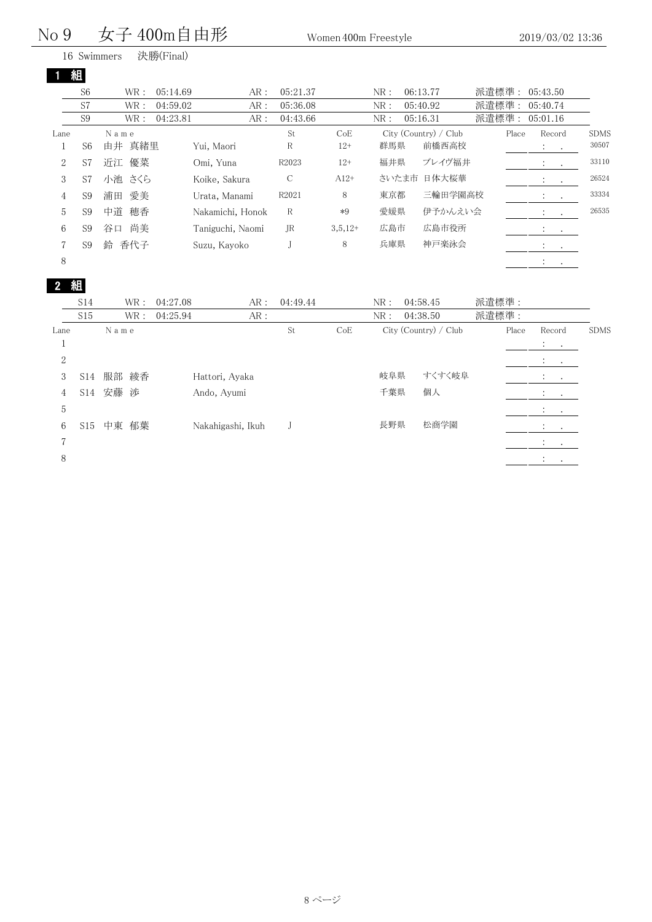# No 9　女子 400m自由形

Women 400m Freestyle

2019/03/02 13:36

16 Swimmers　決勝(Final)

## 1 組

| Class | WR | AR | NR | 派遣標準 |
| --- | --- | --- | --- | --- |
| S6 | WR : 05:14.69 | AR : 05:21.37 | NR : 06:13.77 | 派遣標準 : 05:43.50 |
| S7 | WR : 04:59.02 | AR : 05:36.08 | NR : 05:40.92 | 派遣標準 : 05:40.74 |
| S9 | WR : 04:23.81 | AR : 04:43.66 | NR : 05:16.31 | 派遣標準 : 05:01.16 |

| Lane | Class | Name | | St | CoE | City (Country) / Club | | Place | Record | SDMS |
| --- | --- | --- | --- | --- | --- | --- | --- | --- | --- | --- |
| 1 | S6 | 由井 真緒里 | Yui, Maori | R | 12+ | 群馬県 | 前橋西高校 | | : . | 30507 |
| 2 | S7 | 近江 優菜 | Omi, Yuna | R2023 | 12+ | 福井県 | ブレイヴ福井 | | : . | 33110 |
| 3 | S7 | 小池 さくら | Koike, Sakura | C | A12+ | さいたま市 | 日体大桜華 | | : . | 26524 |
| 4 | S9 | 浦田 愛美 | Urata, Manami | R2021 | 8 | 東京都 | 三輪田学園高校 | | : . | 33334 |
| 5 | S9 | 中道 穂香 | Nakamichi, Honok | R | *9 | 愛媛県 | 伊予かんえい会 | | : . | 26535 |
| 6 | S9 | 谷口 尚美 | Taniguchi, Naomi | JR | 3,5,12+ | 広島市 | 広島市役所 | | : . | |
| 7 | S9 | 鈴 香代子 | Suzu, Kayoko | J | 8 | 兵庫県 | 神戸楽泳会 | | : . | |
| 8 | | | | | | | | | : . | |

## 2 組

| Class | WR | AR | NR | 派遣標準 |
| --- | --- | --- | --- | --- |
| S14 | WR : 04:27.08 | AR : 04:49.44 | NR : 04:58.45 | 派遣標準 : |
| S15 | WR : 04:25.94 | AR : | NR : 04:38.50 | 派遣標準 : |

| Lane | Class | Name | | St | CoE | City (Country) / Club | | Place | Record | SDMS |
| --- | --- | --- | --- | --- | --- | --- | --- | --- | --- | --- |
| 1 | | | | | | | | | : . | |
| 2 | | | | | | | | | : . | |
| 3 | S14 | 服部 綾香 | Hattori, Ayaka | | | 岐阜県 | すくすく岐阜 | | : . | |
| 4 | S14 | 安藤 渉 | Ando, Ayumi | | | 千葉県 | 個人 | | : . | |
| 5 | | | | | | | | | : . | |
| 6 | S15 | 中東 郁葉 | Nakahigashi, Ikuh | J | | 長野県 | 松商学園 | | : . | |
| 7 | | | | | | | | | : . | |
| 8 | | | | | | | | | : . | |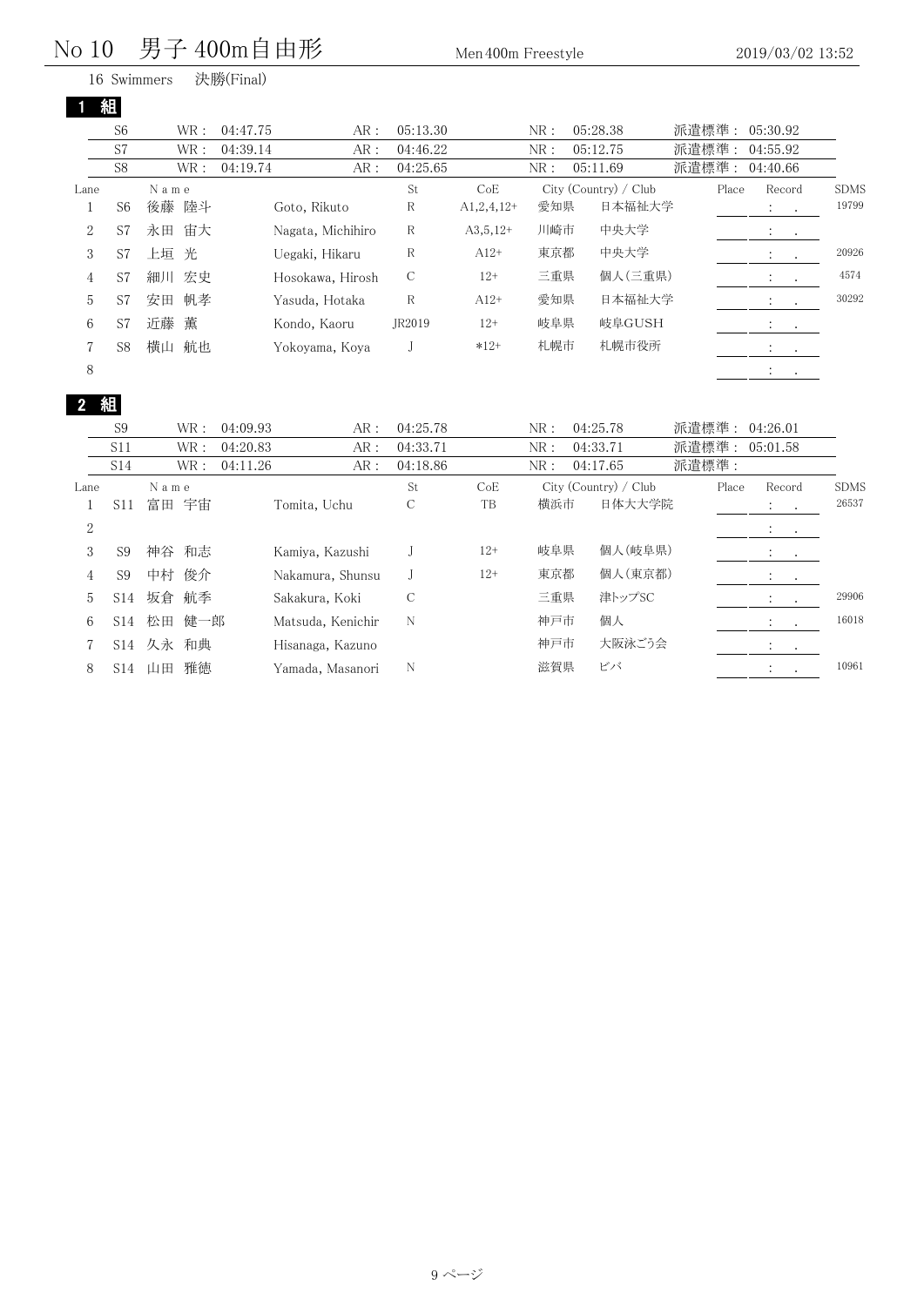# No 10　男子 400m自由形

Men 400m Freestyle　　2019/03/02 13:52

16 Swimmers　決勝(Final)

## 1 組

| | | | | | | | |
|---|---|---|---|---|---|---|---|
| S6 | WR : | 04:47.75 | AR : | 05:13.30 | NR : | 05:28.38 | 派遣標準 : 05:30.92 |
| S7 | WR : | 04:39.14 | AR : | 04:46.22 | NR : | 05:12.75 | 派遣標準 : 04:55.92 |
| S8 | WR : | 04:19.74 | AR : | 04:25.65 | NR : | 05:11.69 | 派遣標準 : 04:40.66 |

| Lane | | Name | | St | CoE | City (Country) / Club | | Place | Record | SDMS |
|---|---|---|---|---|---|---|---|---|---|---|
| 1 | S6 | 後藤 陸斗 | Goto, Rikuto | R | A1,2,4,12+ | 愛知県 | 日本福祉大学 | | : . | 19799 |
| 2 | S7 | 永田 宙大 | Nagata, Michihiro | R | A3,5,12+ | 川崎市 | 中央大学 | | : . | |
| 3 | S7 | 上垣 光 | Uegaki, Hikaru | R | A12+ | 東京都 | 中央大学 | | : . | 20926 |
| 4 | S7 | 細川 宏史 | Hosokawa, Hirosh | C | 12+ | 三重県 | 個人(三重県) | | : . | 4574 |
| 5 | S7 | 安田 帆孝 | Yasuda, Hotaka | R | A12+ | 愛知県 | 日本福祉大学 | | : . | 30292 |
| 6 | S7 | 近藤 薫 | Kondo, Kaoru | JR2019 | 12+ | 岐阜県 | 岐阜GUSH | | : . | |
| 7 | S8 | 横山 航也 | Yokoyama, Koya | J | *12+ | 札幌市 | 札幌市役所 | | : . | |
| 8 | | | | | | | | | : . | |

## 2 組

| | | | | | | | |
|---|---|---|---|---|---|---|---|
| S9 | WR : | 04:09.93 | AR : | 04:25.78 | NR : | 04:25.78 | 派遣標準 : 04:26.01 |
| S11 | WR : | 04:20.83 | AR : | 04:33.71 | NR : | 04:33.71 | 派遣標準 : 05:01.58 |
| S14 | WR : | 04:11.26 | AR : | 04:18.86 | NR : | 04:17.65 | 派遣標準 : |

| Lane | | Name | | St | CoE | City (Country) / Club | | Place | Record | SDMS |
|---|---|---|---|---|---|---|---|---|---|---|
| 1 | S11 | 富田 宇宙 | Tomita, Uchu | C | TB | 横浜市 | 日体大大学院 | | : . | 26537 |
| 2 | | | | | | | | | : . | |
| 3 | S9 | 神谷 和志 | Kamiya, Kazushi | J | 12+ | 岐阜県 | 個人(岐阜県) | | : . | |
| 4 | S9 | 中村 俊介 | Nakamura, Shunsu | J | 12+ | 東京都 | 個人(東京都) | | : . | |
| 5 | S14 | 坂倉 航季 | Sakakura, Koki | C | | 三重県 | 津トップSC | | : . | 29906 |
| 6 | S14 | 松田 健一郎 | Matsuda, Kenichir | N | | 神戸市 | 個人 | | : . | 16018 |
| 7 | S14 | 久永 和典 | Hisanaga, Kazuno | | | 神戸市 | 大阪泳ごう会 | | : . | |
| 8 | S14 | 山田 雅徳 | Yamada, Masanori | N | | 滋賀県 | ビバ | | : . | 10961 |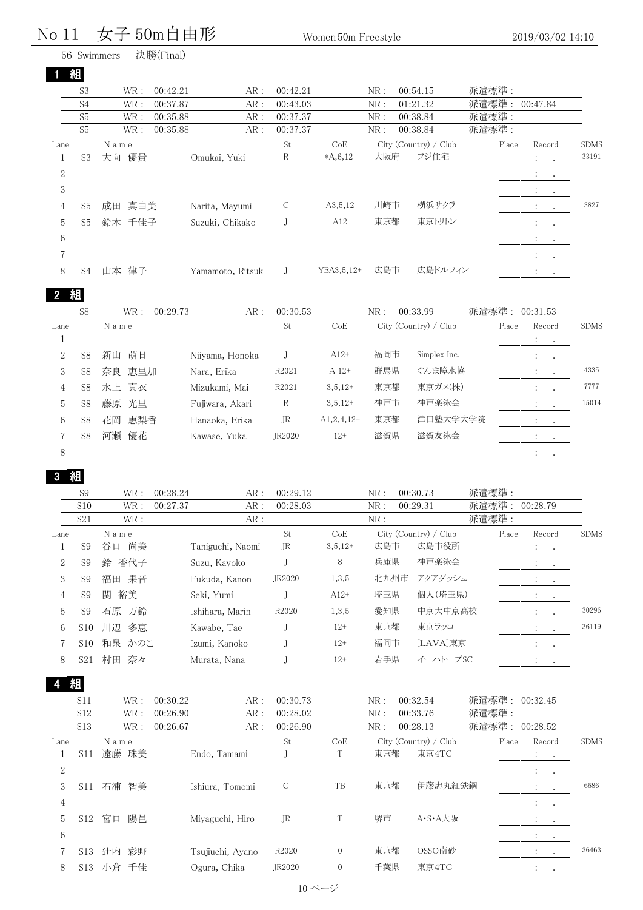# No 11 女子 50m自由形 Women 50m Freestyle

2019/03/02 14:10

56 Swimmers 決勝(Final)

## 1 組

| | WR | AR | NR | 派遣標準 |
|---|---|---|---|---|
| S3 | 00:42.21 | 00:42.21 | 00:54.15 | |
| S4 | 00:37.87 | 00:43.03 | 01:21.32 | 00:47.84 |
| S5 | 00:35.88 | 00:37.37 | 00:38.84 | |
| S5 | 00:35.88 | 00:37.37 | 00:38.84 | |

| Lane | | Name | | St | CoE | City (Country) / Club | | Place | Record | SDMS |
|---|---|---|---|---|---|---|---|---|---|---|
| 1 | S3 | 大向 優貴 | Omukai, Yuki | R | *A,6,12 | 大阪府 | フジ住宅 | | : . | 33191 |
| 2 | | | | | | | | | : . | |
| 3 | | | | | | | | | : . | |
| 4 | S5 | 成田 真由美 | Narita, Mayumi | C | A3,5,12 | 川崎市 | 横浜サクラ | | : . | 3827 |
| 5 | S5 | 鈴木 千佳子 | Suzuki, Chikako | J | A12 | 東京都 | 東京トリトン | | : . | |
| 6 | | | | | | | | | : . | |
| 7 | | | | | | | | | : . | |
| 8 | S4 | 山本 律子 | Yamamoto, Ritsuk | J | YEA3,5,12+ | 広島市 | 広島ドルフィン | | : . | |

## 2 組

| | WR | AR | NR | 派遣標準 |
|---|---|---|---|---|
| S8 | 00:29.73 | 00:30.53 | 00:33.99 | 00:31.53 |

| Lane | | Name | | St | CoE | City (Country) / Club | | Place | Record | SDMS |
|---|---|---|---|---|---|---|---|---|---|---|
| 1 | | | | | | | | | : . | |
| 2 | S8 | 新山 萌日 | Niiyama, Honoka | J | A12+ | 福岡市 | Simplex Inc. | | : . | |
| 3 | S8 | 奈良 恵里加 | Nara, Erika | R2021 | A 12+ | 群馬県 | ぐんま障水協 | | : . | 4335 |
| 4 | S8 | 水上 真衣 | Mizukami, Mai | R2021 | 3,5,12+ | 東京都 | 東京ガス(株) | | : . | 7777 |
| 5 | S8 | 藤原 光里 | Fujiwara, Akari | R | 3,5,12+ | 神戸市 | 神戸楽泳会 | | : . | 15014 |
| 6 | S8 | 花岡 恵梨香 | Hanaoka, Erika | JR | A1,2,4,12+ | 東京都 | 津田塾大学大学院 | | : . | |
| 7 | S8 | 河瀬 優花 | Kawase, Yuka | JR2020 | 12+ | 滋賀県 | 滋賀友泳会 | | : . | |
| 8 | | | | | | | | | : . | |

## 3 組

| | WR | AR | NR | 派遣標準 |
|---|---|---|---|---|
| S9 | 00:28.24 | 00:29.12 | 00:30.73 | |
| S10 | 00:27.37 | 00:28.03 | 00:29.31 | 00:28.79 |
| S21 | | | | |

| Lane | | Name | | St | CoE | City (Country) / Club | | Place | Record | SDMS |
|---|---|---|---|---|---|---|---|---|---|---|
| 1 | S9 | 谷口 尚美 | Taniguchi, Naomi | JR | 3,5,12+ | 広島市 | 広島市役所 | | : . | |
| 2 | S9 | 鈴 香代子 | Suzu, Kayoko | J | 8 | 兵庫県 | 神戸楽泳会 | | : . | |
| 3 | S9 | 福田 果音 | Fukuda, Kanon | JR2020 | 1,3,5 | 北九州市 | アクアダッシュ | | : . | |
| 4 | S9 | 関 裕美 | Seki, Yumi | J | A12+ | 埼玉県 | 個人(埼玉県) | | : . | |
| 5 | S9 | 石原 万鈴 | Ishihara, Marin | R2020 | 1,3,5 | 愛知県 | 中京大中京高校 | | : . | 30296 |
| 6 | S10 | 川辺 多恵 | Kawabe, Tae | J | 12+ | 東京都 | 東京ラッコ | | : . | 36119 |
| 7 | S10 | 和泉 かのこ | Izumi, Kanoko | J | 12+ | 福岡市 | [LAVA]東京 | | : . | |
| 8 | S21 | 村田 奈々 | Murata, Nana | J | 12+ | 岩手県 | イーハトーブSC | | : . | |

## 4 組

| | WR | AR | NR | 派遣標準 |
|---|---|---|---|---|
| S11 | 00:30.22 | 00:30.73 | 00:32.54 | 00:32.45 |
| S12 | 00:26.90 | 00:28.02 | 00:33.76 | |
| S13 | 00:26.67 | 00:26.90 | 00:28.13 | 00:28.52 |

| Lane | | Name | | St | CoE | City (Country) / Club | | Place | Record | SDMS |
|---|---|---|---|---|---|---|---|---|---|---|
| 1 | S11 | 遠藤 珠美 | Endo, Tamami | J | T | 東京都 | 東京4TC | | : . | |
| 2 | | | | | | | | | : . | |
| 3 | S11 | 石浦 智美 | Ishiura, Tomomi | C | TB | 東京都 | 伊藤忠丸紅鉄鋼 | | : . | 6586 |
| 4 | | | | | | | | | : . | |
| 5 | S12 | 宮口 陽邑 | Miyaguchi, Hiro | JR | T | 堺市 | A・S・A大阪 | | : . | |
| 6 | | | | | | | | | : . | |
| 7 | S13 | 辻内 彩野 | Tsujiuchi, Ayano | R2020 | 0 | 東京都 | OSSO南砂 | | : . | 36463 |
| 8 | S13 | 小倉 千佳 | Ogura, Chika | JR2020 | 0 | 千葉県 | 東京4TC | | : . | |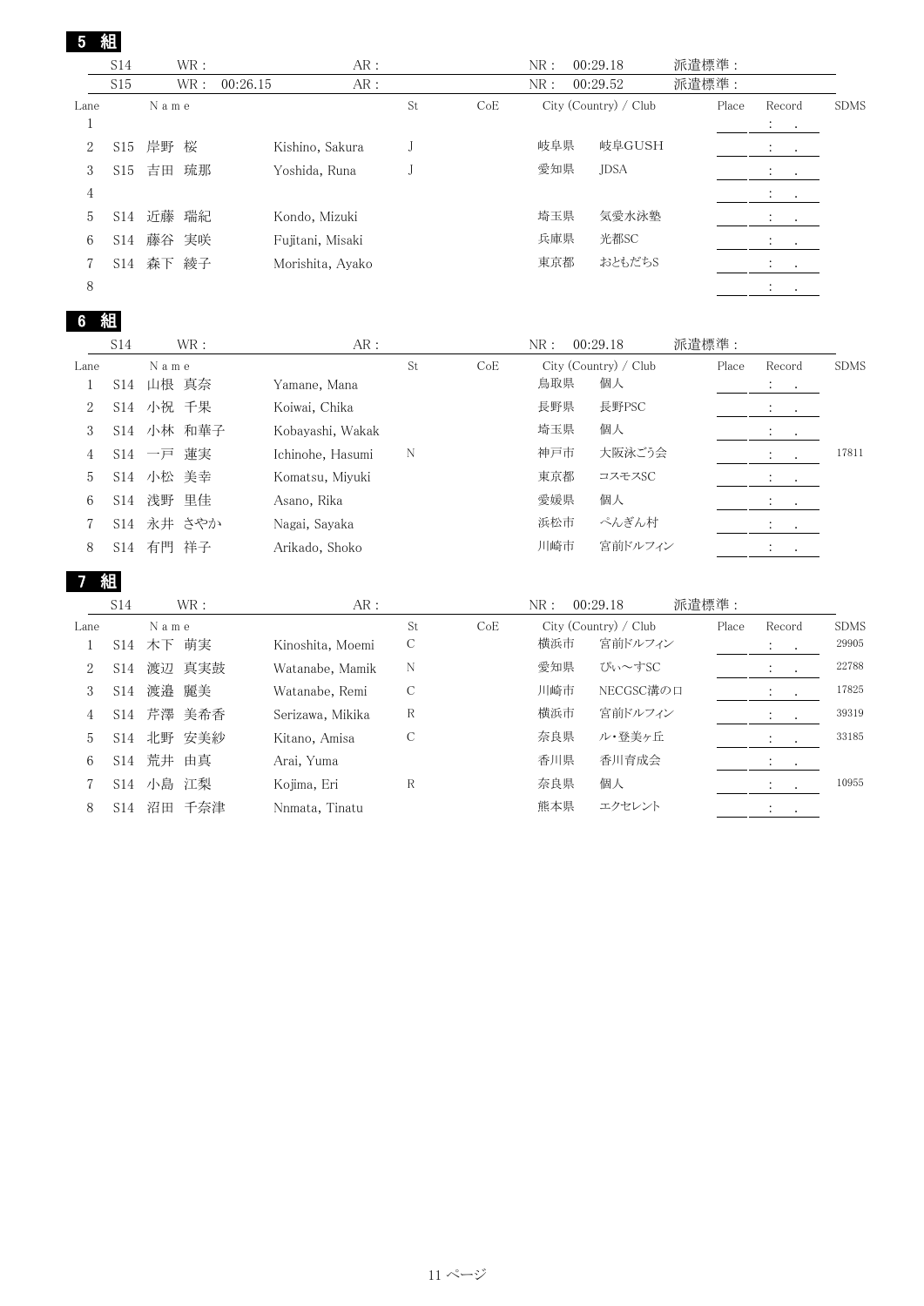## 5 組

| | | WR： | | AR： | | | NR： | | 派遣標準： | | |
|---|---|---|---|---|---|---|---|---|---|---|---|
| | S14 | WR： | | AR： | | | NR： | 00:29.18 | 派遣標準： | | |
| | S15 | WR： | 00:26.15 | AR： | | | NR： | 00:29.52 | 派遣標準： | | |

| Lane | | Name | | St | CoE | City (Country) / Club | | Place | Record | SDMS |
|---|---|---|---|---|---|---|---|---|---|---|
| 1 | | | | | | | | | ： . | |
| 2 | S15 | 岸野 桜 | Kishino, Sakura | J | | 岐阜県 | 岐阜GUSH | | ： . | |
| 3 | S15 | 吉田 琉那 | Yoshida, Runa | J | | 愛知県 | JDSA | | ： . | |
| 4 | | | | | | | | | ： . | |
| 5 | S14 | 近藤 瑞紀 | Kondo, Mizuki | | | 埼玉県 | 気愛水泳塾 | | ： . | |
| 6 | S14 | 藤谷 実咲 | Fujitani, Misaki | | | 兵庫県 | 光都SC | | ： . | |
| 7 | S14 | 森下 綾子 | Morishita, Ayako | | | 東京都 | おともだちS | | ： . | |
| 8 | | | | | | | | | ： . | |

## 6 組

| | WR： | AR： | NR： | 派遣標準： |
|---|---|---|---|---|
| S14 | WR： | AR： | NR： 00:29.18 | 派遣標準： |

| Lane | | Name | | St | CoE | City (Country) / Club | | Place | Record | SDMS |
|---|---|---|---|---|---|---|---|---|---|---|
| 1 | S14 | 山根 真奈 | Yamane, Mana | | | 鳥取県 | 個人 | | ： . | |
| 2 | S14 | 小祝 千果 | Koiwai, Chika | | | 長野県 | 長野PSC | | ： . | |
| 3 | S14 | 小林 和華子 | Kobayashi, Wakak | | | 埼玉県 | 個人 | | ： . | |
| 4 | S14 | 一戸 蓮実 | Ichinohe, Hasumi | N | | 神戸市 | 大阪泳ごう会 | | ： . | 17811 |
| 5 | S14 | 小松 美幸 | Komatsu, Miyuki | | | 東京都 | コスモスSC | | ： . | |
| 6 | S14 | 浅野 里佳 | Asano, Rika | | | 愛媛県 | 個人 | | ： . | |
| 7 | S14 | 永井 さやか | Nagai, Sayaka | | | 浜松市 | ぺんぎん村 | | ： . | |
| 8 | S14 | 有門 祥子 | Arikado, Shoko | | | 川崎市 | 宮前ドルフィン | | ： . | |

## 7 組

| | WR： | AR： | NR： | 派遣標準： |
|---|---|---|---|---|
| S14 | WR： | AR： | NR： 00:29.18 | 派遣標準： |

| Lane | | Name | | St | CoE | City (Country) / Club | | Place | Record | SDMS |
|---|---|---|---|---|---|---|---|---|---|---|
| 1 | S14 | 木下 萌実 | Kinoshita, Moemi | C | | 横浜市 | 宮前ドルフィン | | ： . | 29905 |
| 2 | S14 | 渡辺 真実鼓 | Watanabe, Mamik | N | | 愛知県 | ぴぃ～すSC | | ： . | 22788 |
| 3 | S14 | 渡邉 麗美 | Watanabe, Remi | C | | 川崎市 | NECGSC溝の口 | | ： . | 17825 |
| 4 | S14 | 芹澤 美希香 | Serizawa, Mikika | R | | 横浜市 | 宮前ドルフィン | | ： . | 39319 |
| 5 | S14 | 北野 安美紗 | Kitano, Amisa | C | | 奈良県 | ル・登美ヶ丘 | | ： . | 33185 |
| 6 | S14 | 荒井 由真 | Arai, Yuma | | | 香川県 | 香川育成会 | | ： . | |
| 7 | S14 | 小島 江梨 | Kojima, Eri | R | | 奈良県 | 個人 | | ： . | 10955 |
| 8 | S14 | 沼田 千奈津 | Nnmata, Tinatu | | | 熊本県 | エクセレント | | ： . | |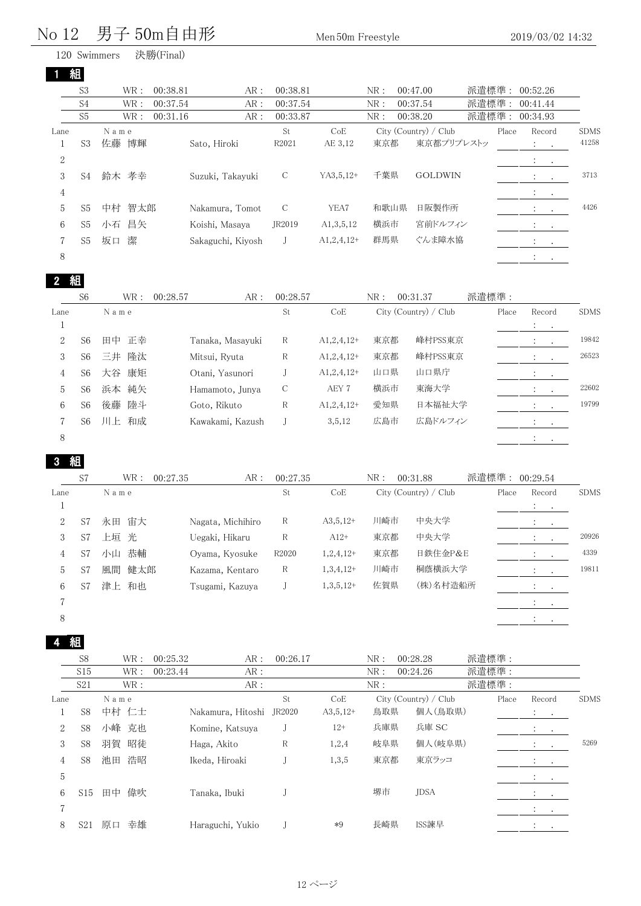# No 12　男子 50m自由形

Men 50m Freestyle　　2019/03/02 14:32

120 Swimmers　決勝(Final)

## 1 組

| | | | | |
|---|---|---|---|---|
| S3 | WR : 00:38.81 | AR : 00:38.81 | NR : 00:47.00 | 派遣標準 : 00:52.26 |
| S4 | WR : 00:37.54 | AR : 00:37.54 | NR : 00:37.54 | 派遣標準 : 00:41.44 |
| S5 | WR : 00:31.16 | AR : 00:33.87 | NR : 00:38.20 | 派遣標準 : 00:34.93 |

| Lane | | Name | | St | CoE | City (Country) / Club | | Place | Record | SDMS |
|---|---|---|---|---|---|---|---|---|---|---|
| 1 | S3 | 佐藤 博輝 | Sato, Hiroki | R2021 | AE 3,12 | 東京都 | 東京都プリプレストッ | | : . | 41258 |
| 2 | | | | | | | | | : . | |
| 3 | S4 | 鈴木 孝幸 | Suzuki, Takayuki | C | YA3,5,12+ | 千葉県 | GOLDWIN | | : . | 3713 |
| 4 | | | | | | | | | : . | |
| 5 | S5 | 中村 智太郎 | Nakamura, Tomot | C | YEA7 | 和歌山県 | 日阪製作所 | | : . | 4426 |
| 6 | S5 | 小石 昌矢 | Koishi, Masaya | JR2019 | A1,3,5,12 | 横浜市 | 宮前ドルフィン | | : . | |
| 7 | S5 | 坂口 潔 | Sakaguchi, Kiyosh | J | A1,2,4,12+ | 群馬県 | ぐんま障水協 | | : . | |
| 8 | | | | | | | | | : . | |

## 2 組

| | | | | |
|---|---|---|---|---|
| S6 | WR : 00:28.57 | AR : 00:28.57 | NR : 00:31.37 | 派遣標準 : |

| Lane | | Name | | St | CoE | City (Country) / Club | | Place | Record | SDMS |
|---|---|---|---|---|---|---|---|---|---|---|
| 1 | | | | | | | | | : . | |
| 2 | S6 | 田中 正幸 | Tanaka, Masayuki | R | A1,2,4,12+ | 東京都 | 峰村PSS東京 | | : . | 19842 |
| 3 | S6 | 三井 隆汰 | Mitsui, Ryuta | R | A1,2,4,12+ | 東京都 | 峰村PSS東京 | | : . | 26523 |
| 4 | S6 | 大谷 康矩 | Otani, Yasunori | J | A1,2,4,12+ | 山口県 | 山口県庁 | | : . | |
| 5 | S6 | 浜本 純矢 | Hamamoto, Junya | C | AEY 7 | 横浜市 | 東海大学 | | : . | 22602 |
| 6 | S6 | 後藤 陸斗 | Goto, Rikuto | R | A1,2,4,12+ | 愛知県 | 日本福祉大学 | | : . | 19799 |
| 7 | S6 | 川上 和成 | Kawakami, Kazush | J | 3,5,12 | 広島市 | 広島ドルフィン | | : . | |
| 8 | | | | | | | | | : . | |

## 3 組

| | | | | |
|---|---|---|---|---|
| S7 | WR : 00:27.35 | AR : 00:27.35 | NR : 00:31.88 | 派遣標準 : 00:29.54 |

| Lane | | Name | | St | CoE | City (Country) / Club | | Place | Record | SDMS |
|---|---|---|---|---|---|---|---|---|---|---|
| 1 | | | | | | | | | : . | |
| 2 | S7 | 永田 宙大 | Nagata, Michihiro | R | A3,5,12+ | 川崎市 | 中央大学 | | : . | |
| 3 | S7 | 上垣 光 | Uegaki, Hikaru | R | A12+ | 東京都 | 中央大学 | | : . | 20926 |
| 4 | S7 | 小山 恭輔 | Oyama, Kyosuke | R2020 | 1,2,4,12+ | 東京都 | 日鉄住金P&E | | : . | 4339 |
| 5 | S7 | 風間 健太郎 | Kazama, Kentaro | R | 1,3,4,12+ | 川崎市 | 桐蔭横浜大学 | | : . | 19811 |
| 6 | S7 | 津上 和也 | Tsugami, Kazuya | J | 1,3,5,12+ | 佐賀県 | (株)名村造船所 | | : . | |
| 7 | | | | | | | | | : . | |
| 8 | | | | | | | | | : . | |

## 4 組

| | | | | |
|---|---|---|---|---|
| S8 | WR : 00:25.32 | AR : 00:26.17 | NR : 00:28.28 | 派遣標準 : |
| S15 | WR : 00:23.44 | AR : | NR : 00:24.26 | 派遣標準 : |
| S21 | WR : | AR : | NR : | 派遣標準 : |

| Lane | | Name | | St | CoE | City (Country) / Club | | Place | Record | SDMS |
|---|---|---|---|---|---|---|---|---|---|---|
| 1 | S8 | 中村 仁士 | Nakamura, Hitoshi | JR2020 | A3,5,12+ | 鳥取県 | 個人(鳥取県) | | : . | |
| 2 | S8 | 小峰 克也 | Komine, Katsuya | J | 12+ | 兵庫県 | 兵庫 SC | | : . | |
| 3 | S8 | 羽賀 昭徒 | Haga, Akito | R | 1,2,4 | 岐阜県 | 個人(岐阜県) | | : . | 5269 |
| 4 | S8 | 池田 浩昭 | Ikeda, Hiroaki | J | 1,3,5 | 東京都 | 東京ラッコ | | : . | |
| 5 | | | | | | | | | : . | |
| 6 | S15 | 田中 偉吹 | Tanaka, Ibuki | J | | 堺市 | JDSA | | : . | |
| 7 | | | | | | | | | : . | |
| 8 | S21 | 原口 幸雄 | Haraguchi, Yukio | J | *9 | 長崎県 | ISS諫早 | | : . | |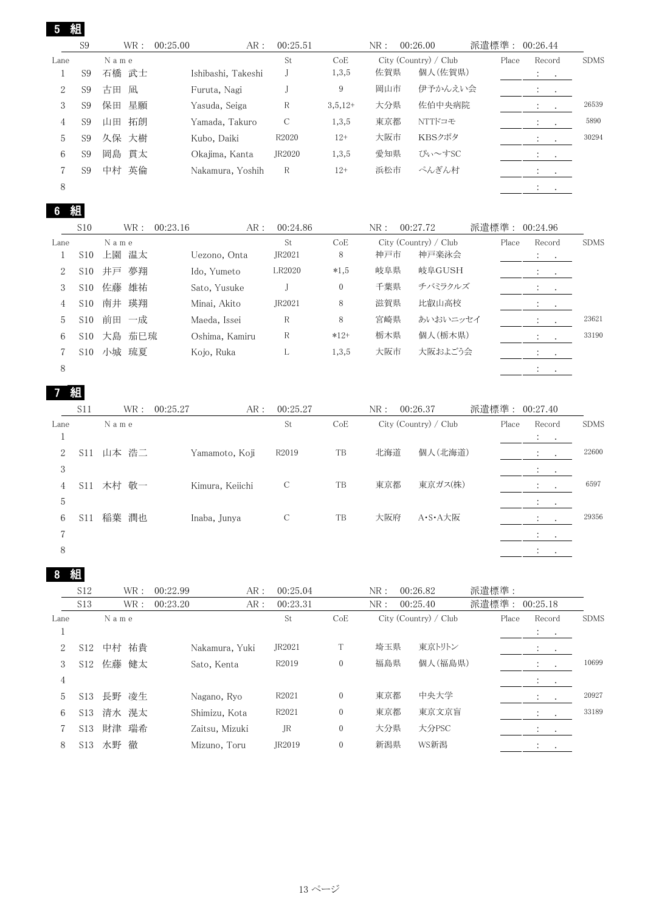## 5 組

| S9 | WR： 00:25.00 | AR： 00:25.51 | NR： 00:26.00 | 派遣標準： 00:26.44 |
|---|---|---|---|---|

| Lane | | Name | | St | CoE | City (Country) / Club | | Place | Record | SDMS |
|---|---|---|---|---|---|---|---|---|---|---|
| 1 | S9 | 石橋 武士 | Ishibashi, Takeshi | J | 1,3,5 | 佐賀県 | 個人(佐賀県) | | : . | |
| 2 | S9 | 古田 凪 | Furuta, Nagi | J | 9 | 岡山市 | 伊予かんえい会 | | : . | |
| 3 | S9 | 保田 星願 | Yasuda, Seiga | R | 3,5,12+ | 大分県 | 佐伯中央病院 | | : . | 26539 |
| 4 | S9 | 山田 拓朗 | Yamada, Takuro | C | 1,3,5 | 東京都 | NTTドコモ | | : . | 5890 |
| 5 | S9 | 久保 大樹 | Kubo, Daiki | R2020 | 12+ | 大阪市 | KBSクボタ | | : . | 30294 |
| 6 | S9 | 岡島 貫太 | Okajima, Kanta | JR2020 | 1,3,5 | 愛知県 | ぴぃ～すSC | | : . | |
| 7 | S9 | 中村 英倫 | Nakamura, Yoshih | R | 12+ | 浜松市 | ぺんぎん村 | | : . | |
| 8 | | | | | | | | | : . | |

## 6 組

| S10 | WR： 00:23.16 | AR： 00:24.86 | NR： 00:27.72 | 派遣標準： 00:24.96 |
|---|---|---|---|---|

| Lane | | Name | | St | CoE | City (Country) / Club | | Place | Record | SDMS |
|---|---|---|---|---|---|---|---|---|---|---|
| 1 | S10 | 上園 温太 | Uezono, Onta | JR2021 | 8 | 神戸市 | 神戸楽泳会 | | : . | |
| 2 | S10 | 井戸 夢翔 | Ido, Yumeto | LR2020 | *1,5 | 岐阜県 | 岐阜GUSH | | : . | |
| 3 | S10 | 佐藤 雄祐 | Sato, Yusuke | J | 0 | 千葉県 | チバミラクルズ | | : . | |
| 4 | S10 | 南井 瑛翔 | Minai, Akito | JR2021 | 8 | 滋賀県 | 比叡山高校 | | : . | |
| 5 | S10 | 前田 一成 | Maeda, Issei | R | 8 | 宮崎県 | あいおいニッセイ | | : . | 23621 |
| 6 | S10 | 大島 茄巳琉 | Oshima, Kamiru | R | *12+ | 栃木県 | 個人(栃木県) | | : . | 33190 |
| 7 | S10 | 小城 琉夏 | Kojo, Ruka | L | 1,3,5 | 大阪市 | 大阪およごう会 | | : . | |
| 8 | | | | | | | | | : . | |

## 7 組

| S11 | WR： 00:25.27 | AR： 00:25.27 | NR： 00:26.37 | 派遣標準： 00:27.40 |
|---|---|---|---|---|

| Lane | | Name | | St | CoE | City (Country) / Club | | Place | Record | SDMS |
|---|---|---|---|---|---|---|---|---|---|---|
| 1 | | | | | | | | | : . | |
| 2 | S11 | 山本 浩二 | Yamamoto, Koji | R2019 | TB | 北海道 | 個人(北海道) | | : . | 22600 |
| 3 | | | | | | | | | : . | |
| 4 | S11 | 木村 敬一 | Kimura, Keiichi | C | TB | 東京都 | 東京ガス(株) | | : . | 6597 |
| 5 | | | | | | | | | : . | |
| 6 | S11 | 稲葉 潤也 | Inaba, Junya | C | TB | 大阪府 | A･S･A大阪 | | : . | 29356 |
| 7 | | | | | | | | | : . | |
| 8 | | | | | | | | | : . | |

## 8 組

| | | | | |
|---|---|---|---|---|
| S12 | WR： 00:22.99 | AR： 00:25.04 | NR： 00:26.82 | 派遣標準： |
| S13 | WR： 00:23.20 | AR： 00:23.31 | NR： 00:25.40 | 派遣標準： 00:25.18 |

| Lane | | Name | | St | CoE | City (Country) / Club | | Place | Record | SDMS |
|---|---|---|---|---|---|---|---|---|---|---|
| 1 | | | | | | | | | : . | |
| 2 | S12 | 中村 祐貴 | Nakamura, Yuki | JR2021 | T | 埼玉県 | 東京トリトン | | : . | |
| 3 | S12 | 佐藤 健太 | Sato, Kenta | R2019 | 0 | 福島県 | 個人(福島県) | | : . | 10699 |
| 4 | | | | | | | | | : . | |
| 5 | S13 | 長野 凌生 | Nagano, Ryo | R2021 | 0 | 東京都 | 中央大学 | | : . | 20927 |
| 6 | S13 | 清水 滉太 | Shimizu, Kota | R2021 | 0 | 東京都 | 東京文京盲 | | : . | 33189 |
| 7 | S13 | 財津 瑞希 | Zaitsu, Mizuki | JR | 0 | 大分県 | 大分PSC | | : . | |
| 8 | S13 | 水野 徹 | Mizuno, Toru | JR2019 | 0 | 新潟県 | WS新潟 | | : . | |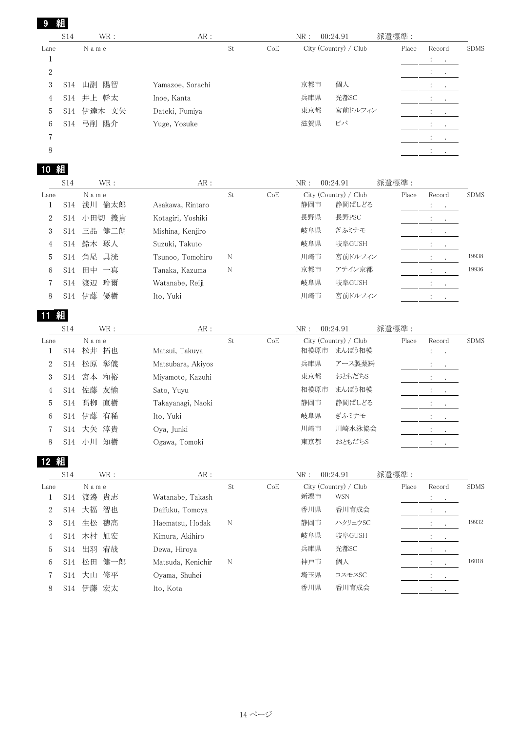## 9 組

S14 WR : AR : NR : 00:24.91 派遣標準 :

| Lane | | Name | | St | CoE | City (Country) / Club | | Place | Record | SDMS |
|---|---|---|---|---|---|---|---|---|---|---|
| 1 | | | | | | | | | : . | |
| 2 | | | | | | | | | : . | |
| 3 | S14 | 山副 陽智 | Yamazoe, Sorachi | | | 京都市 | 個人 | | : . | |
| 4 | S14 | 井上 幹太 | Inoe, Kanta | | | 兵庫県 | 光都SC | | : . | |
| 5 | S14 | 伊達木 文矢 | Dateki, Fumiya | | | 東京都 | 宮前ドルフィン | | : . | |
| 6 | S14 | 弓削 陽介 | Yuge, Yosuke | | | 滋賀県 | ビバ | | : . | |
| 7 | | | | | | | | | : . | |
| 8 | | | | | | | | | : . | |

## 10 組

S14 WR : AR : NR : 00:24.91 派遣標準 :

| Lane | | Name | | St | CoE | City (Country) / Club | | Place | Record | SDMS |
|---|---|---|---|---|---|---|---|---|---|---|
| 1 | S14 | 浅川 倫太郎 | Asakawa, Rintaro | | | 静岡市 | 静岡ぱしどる | | : . | |
| 2 | S14 | 小田切 義貴 | Kotagiri, Yoshiki | | | 長野県 | 長野PSC | | : . | |
| 3 | S14 | 三品 健二朗 | Mishina, Kenjiro | | | 岐阜県 | ぎふミナモ | | : . | |
| 4 | S14 | 鈴木 琢人 | Suzuki, Takuto | | | 岐阜県 | 岐阜GUSH | | : . | |
| 5 | S14 | 角尾 具洸 | Tsunoo, Tomohiro | N | | 川崎市 | 宮前ドルフィン | | : . | 19938 |
| 6 | S14 | 田中 一真 | Tanaka, Kazuma | N | | 京都市 | アテイン京都 | | : . | 19936 |
| 7 | S14 | 渡辺 玲爾 | Watanabe, Reiji | | | 岐阜県 | 岐阜GUSH | | : . | |
| 8 | S14 | 伊藤 優樹 | Ito, Yuki | | | 川崎市 | 宮前ドルフィン | | : . | |

## 11 組

S14 WR : AR : NR : 00:24.91 派遣標準 :

| Lane | | Name | | St | CoE | City (Country) / Club | | Place | Record | SDMS |
|---|---|---|---|---|---|---|---|---|---|---|
| 1 | S14 | 松井 拓也 | Matsui, Takuya | | | 相模原市 | まんぼう相模 | | : . | |
| 2 | S14 | 松原 彰儀 | Matsubara, Akiyos | | | 兵庫県 | アース製薬㈱ | | : . | |
| 3 | S14 | 宮本 和裕 | Miyamoto, Kazuhi | | | 東京都 | おともだちS | | : . | |
| 4 | S14 | 佐藤 友愉 | Sato, Yuyu | | | 相模原市 | まんぼう相模 | | : . | |
| 5 | S14 | 髙柳 直樹 | Takayanagi, Naoki | | | 静岡市 | 静岡ぱしどる | | : . | |
| 6 | S14 | 伊藤 有稀 | Ito, Yuki | | | 岐阜県 | ぎふミナモ | | : . | |
| 7 | S14 | 大矢 淳貴 | Oya, Junki | | | 川崎市 | 川崎水泳協会 | | : . | |
| 8 | S14 | 小川 知樹 | Ogawa, Tomoki | | | 東京都 | おともだちS | | : . | |

## 12 組

S14 WR : AR : NR : 00:24.91 派遣標準 :

| Lane | | Name | | St | CoE | City (Country) / Club | | Place | Record | SDMS |
|---|---|---|---|---|---|---|---|---|---|---|
| 1 | S14 | 渡邊 貴志 | Watanabe, Takash | | | 新潟市 | WSN | | : . | |
| 2 | S14 | 大福 智也 | Daifuku, Tomoya | | | 香川県 | 香川育成会 | | : . | |
| 3 | S14 | 生松 穂高 | Haematsu, Hodak | N | | 静岡市 | ハクリュウSC | | : . | 19932 |
| 4 | S14 | 木村 旭宏 | Kimura, Akihiro | | | 岐阜県 | 岐阜GUSH | | : . | |
| 5 | S14 | 出羽 有哉 | Dewa, Hiroya | | | 兵庫県 | 光都SC | | : . | |
| 6 | S14 | 松田 健一郎 | Matsuda, Kenichir | N | | 神戸市 | 個人 | | : . | 16018 |
| 7 | S14 | 大山 修平 | Oyama, Shuhei | | | 埼玉県 | コスモスSC | | : . | |
| 8 | S14 | 伊藤 宏太 | Ito, Kota | | | 香川県 | 香川育成会 | | : . | |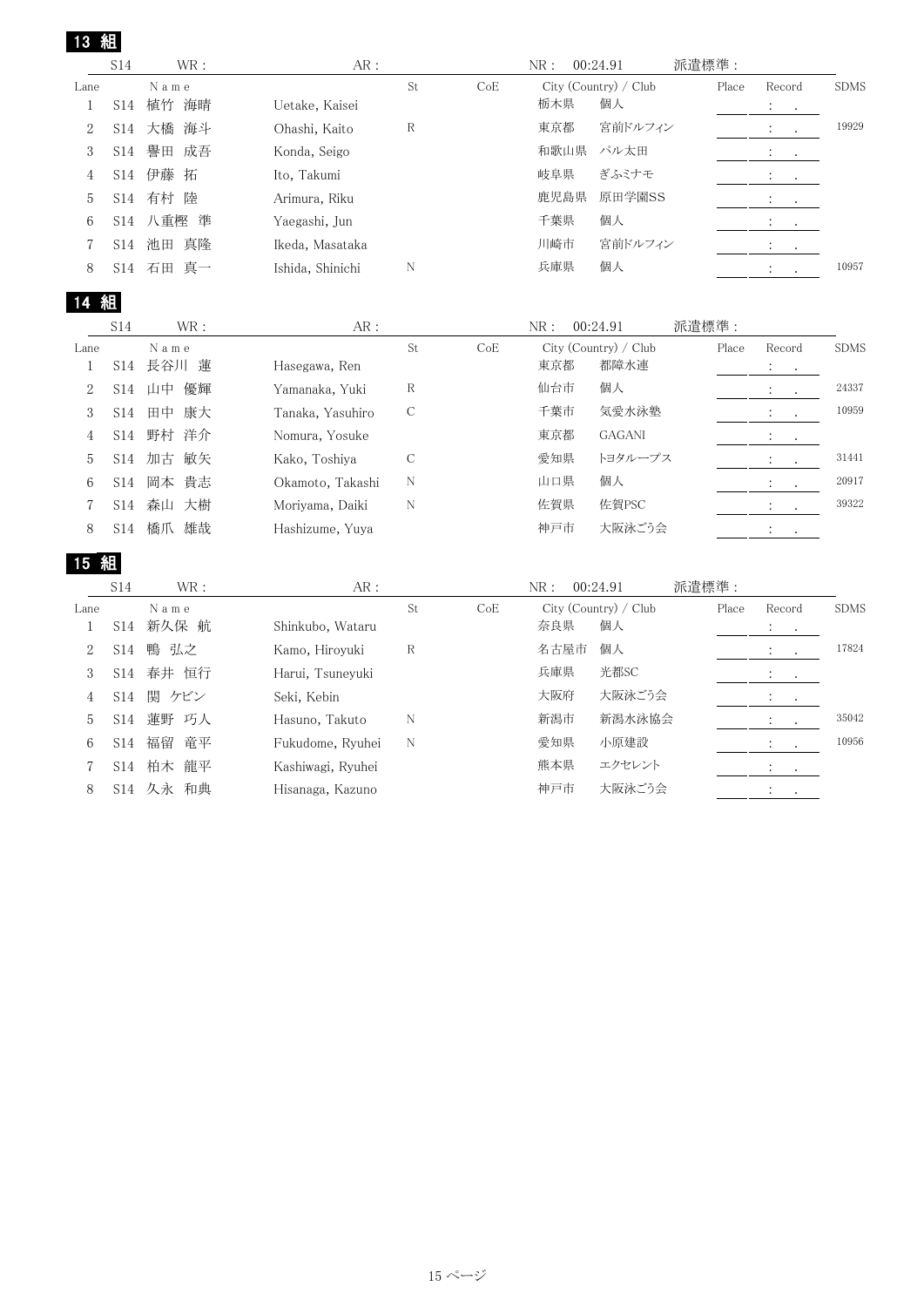## 13 組

| S14 | WR : | AR : | | | NR : 00:24.91 | 派遣標準 : | | | |
|---|---|---|---|---|---|---|---|---|---|
| Lane | | Name | | St | CoE | City (Country) / Club | | Place | Record | SDMS |
| 1 | S14 | 植竹 海晴 | Uetake, Kaisei | | | 栃木県 | 個人 | | : . | |
| 2 | S14 | 大橋 海斗 | Ohashi, Kaito | R | | 東京都 | 宮前ドルフィン | | : . | 19929 |
| 3 | S14 | 譽田 成吾 | Konda, Seigo | | | 和歌山県 | パル太田 | | : . | |
| 4 | S14 | 伊藤 拓 | Ito, Takumi | | | 岐阜県 | ぎふミナモ | | : . | |
| 5 | S14 | 有村 陸 | Arimura, Riku | | | 鹿児島県 | 原田学園SS | | : . | |
| 6 | S14 | 八重樫 準 | Yaegashi, Jun | | | 千葉県 | 個人 | | : . | |
| 7 | S14 | 池田 真隆 | Ikeda, Masataka | | | 川崎市 | 宮前ドルフィン | | : . | |
| 8 | S14 | 石田 真一 | Ishida, Shinichi | N | | 兵庫県 | 個人 | | : . | 10957 |

## 14 組

| S14 | WR : | AR : | | | NR : 00:24.91 | 派遣標準 : | | | |
|---|---|---|---|---|---|---|---|---|---|
| Lane | | Name | | St | CoE | City (Country) / Club | | Place | Record | SDMS |
| 1 | S14 | 長谷川 蓮 | Hasegawa, Ren | | | 東京都 | 都障水連 | | : . | |
| 2 | S14 | 山中 優輝 | Yamanaka, Yuki | R | | 仙台市 | 個人 | | : . | 24337 |
| 3 | S14 | 田中 康大 | Tanaka, Yasuhiro | C | | 千葉市 | 気愛水泳塾 | | : . | 10959 |
| 4 | S14 | 野村 洋介 | Nomura, Yosuke | | | 東京都 | GAGANI | | : . | |
| 5 | S14 | 加古 敏矢 | Kako, Toshiya | C | | 愛知県 | トヨタループス | | : . | 31441 |
| 6 | S14 | 岡本 貴志 | Okamoto, Takashi | N | | 山口県 | 個人 | | : . | 20917 |
| 7 | S14 | 森山 大樹 | Moriyama, Daiki | N | | 佐賀県 | 佐賀PSC | | : . | 39322 |
| 8 | S14 | 橋爪 雄哉 | Hashizume, Yuya | | | 神戸市 | 大阪泳ごう会 | | : . | |

## 15 組

| S14 | WR : | AR : | | | NR : 00:24.91 | 派遣標準 : | | | |
|---|---|---|---|---|---|---|---|---|---|
| Lane | | Name | | St | CoE | City (Country) / Club | | Place | Record | SDMS |
| 1 | S14 | 新久保 航 | Shinkubo, Wataru | | | 奈良県 | 個人 | | : . | |
| 2 | S14 | 鴨 弘之 | Kamo, Hiroyuki | R | | 名古屋市 | 個人 | | : . | 17824 |
| 3 | S14 | 春井 恒行 | Harui, Tsuneyuki | | | 兵庫県 | 光都SC | | : . | |
| 4 | S14 | 関 ケビン | Seki, Kebin | | | 大阪府 | 大阪泳ごう会 | | : . | |
| 5 | S14 | 蓮野 巧人 | Hasuno, Takuto | N | | 新潟市 | 新潟水泳協会 | | : . | 35042 |
| 6 | S14 | 福留 竜平 | Fukudome, Ryuhei | N | | 愛知県 | 小原建設 | | : . | 10956 |
| 7 | S14 | 柏木 龍平 | Kashiwagi, Ryuhei | | | 熊本県 | エクセレント | | : . | |
| 8 | S14 | 久永 和典 | Hisanaga, Kazuno | | | 神戸市 | 大阪泳ごう会 | | : . | |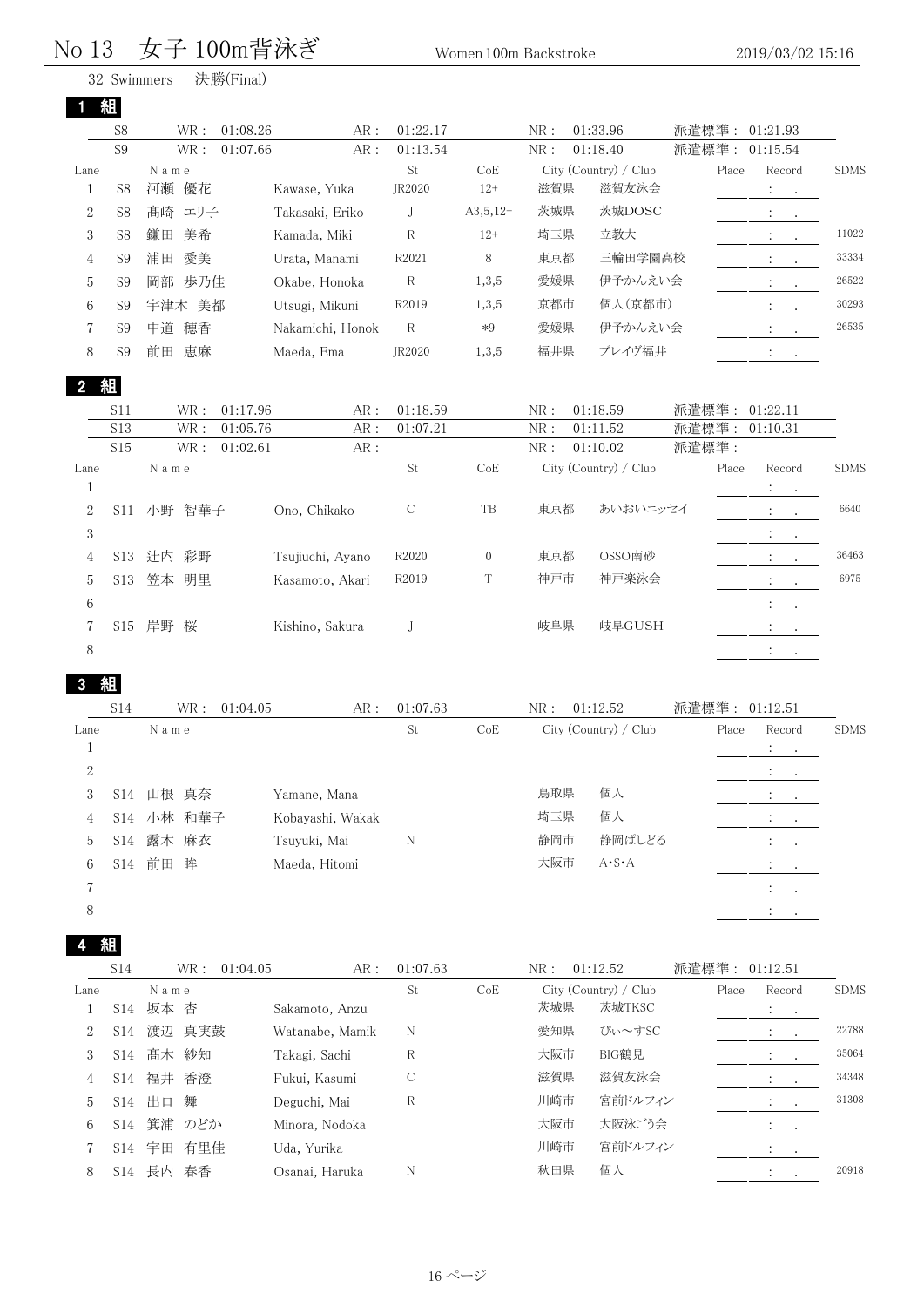# No 13　女子 100m背泳ぎ

Women 100m Backstroke

2019/03/02 15:16

32 Swimmers　決勝(Final)

## 1 組

| | WR | AR | NR | 派遣標準 |
|---|---|---|---|---|
| S8 | 01:08.26 | 01:22.17 | 01:33.96 | 01:21.93 |
| S9 | 01:07.66 | 01:13.54 | 01:18.40 | 01:15.54 |

| Lane | | Name | | St | CoE | City (Country) / Club | | Place | Record | SDMS |
|---|---|---|---|---|---|---|---|---|---|---|
| 1 | S8 | 河瀬 優花 | Kawase, Yuka | JR2020 | 12+ | 滋賀県 | 滋賀友泳会 | | : . | |
| 2 | S8 | 髙崎 エリ子 | Takasaki, Eriko | J | A3,5,12+ | 茨城県 | 茨城DOSC | | : . | |
| 3 | S8 | 鎌田 美希 | Kamada, Miki | R | 12+ | 埼玉県 | 立教大 | | : . | 11022 |
| 4 | S9 | 浦田 愛美 | Urata, Manami | R2021 | 8 | 東京都 | 三輪田学園高校 | | : . | 33334 |
| 5 | S9 | 岡部 歩乃佳 | Okabe, Honoka | R | 1,3,5 | 愛媛県 | 伊予かんえい会 | | : . | 26522 |
| 6 | S9 | 宇津木 美都 | Utsugi, Mikuni | R2019 | 1,3,5 | 京都市 | 個人(京都市) | | : . | 30293 |
| 7 | S9 | 中道 穂香 | Nakamichi, Honok | R | *9 | 愛媛県 | 伊予かんえい会 | | : . | 26535 |
| 8 | S9 | 前田 恵麻 | Maeda, Ema | JR2020 | 1,3,5 | 福井県 | ブレイヴ福井 | | : . | |

## 2 組

| | WR | AR | NR | 派遣標準 |
|---|---|---|---|---|
| S11 | 01:17.96 | 01:18.59 | 01:18.59 | 01:22.11 |
| S13 | 01:05.76 | 01:07.21 | 01:11.52 | 01:10.31 |
| S15 | 01:02.61 | | 01:10.02 | |

| Lane | | Name | | St | CoE | City (Country) / Club | | Place | Record | SDMS |
|---|---|---|---|---|---|---|---|---|---|---|
| 1 | | | | | | | | | : . | |
| 2 | S11 | 小野 智華子 | Ono, Chikako | C | TB | 東京都 | あいおいニッセイ | | : . | 6640 |
| 3 | | | | | | | | | : . | |
| 4 | S13 | 辻内 彩野 | Tsujiuchi, Ayano | R2020 | 0 | 東京都 | OSSO南砂 | | : . | 36463 |
| 5 | S13 | 笠本 明里 | Kasamoto, Akari | R2019 | T | 神戸市 | 神戸楽泳会 | | : . | 6975 |
| 6 | | | | | | | | | : . | |
| 7 | S15 | 岸野 桜 | Kishino, Sakura | J | | 岐阜県 | 岐阜GUSH | | : . | |
| 8 | | | | | | | | | : . | |

## 3 組

| | WR | AR | NR | 派遣標準 |
|---|---|---|---|---|
| S14 | 01:04.05 | 01:07.63 | 01:12.52 | 01:12.51 |

| Lane | | Name | | St | CoE | City (Country) / Club | | Place | Record | SDMS |
|---|---|---|---|---|---|---|---|---|---|---|
| 1 | | | | | | | | | : . | |
| 2 | | | | | | | | | : . | |
| 3 | S14 | 山根 真奈 | Yamane, Mana | | | 鳥取県 | 個人 | | : . | |
| 4 | S14 | 小林 和華子 | Kobayashi, Wakak | | | 埼玉県 | 個人 | | : . | |
| 5 | S14 | 露木 麻衣 | Tsuyuki, Mai | N | | 静岡市 | 静岡ぱしどる | | : . | |
| 6 | S14 | 前田 眸 | Maeda, Hitomi | | | 大阪市 | A・S・A | | : . | |
| 7 | | | | | | | | | : . | |
| 8 | | | | | | | | | : . | |

## 4 組

| | WR | AR | NR | 派遣標準 |
|---|---|---|---|---|
| S14 | 01:04.05 | 01:07.63 | 01:12.52 | 01:12.51 |

| Lane | | Name | | St | CoE | City (Country) / Club | | Place | Record | SDMS |
|---|---|---|---|---|---|---|---|---|---|---|
| 1 | S14 | 坂本 杏 | Sakamoto, Anzu | | | 茨城県 | 茨城TKSC | | : . | |
| 2 | S14 | 渡辺 真実鼓 | Watanabe, Mamik | N | | 愛知県 | ぴぃ～すSC | | : . | 22788 |
| 3 | S14 | 髙木 紗知 | Takagi, Sachi | R | | 大阪市 | BIG鶴見 | | : . | 35064 |
| 4 | S14 | 福井 香澄 | Fukui, Kasumi | C | | 滋賀県 | 滋賀友泳会 | | : . | 34348 |
| 5 | S14 | 出口 舞 | Deguchi, Mai | R | | 川崎市 | 宮前ドルフィン | | : . | 31308 |
| 6 | S14 | 箕浦 のどか | Minora, Nodoka | | | 大阪市 | 大阪泳ごう会 | | : . | |
| 7 | S14 | 宇田 有里佳 | Uda, Yurika | | | 川崎市 | 宮前ドルフィン | | : . | |
| 8 | S14 | 長内 春香 | Osanai, Haruka | N | | 秋田県 | 個人 | | : . | 20918 |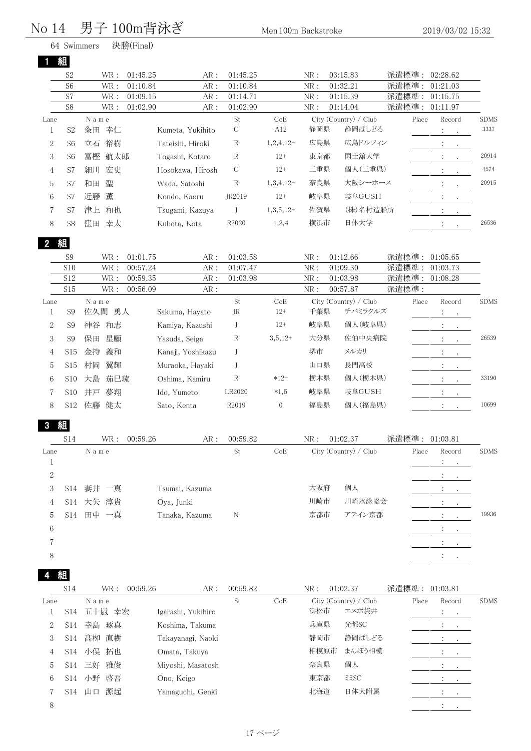# No 14　男子 100m背泳ぎ

Men 100m Backstroke　　2019/03/02 15:32

64 Swimmers　決勝(Final)

## 1 組

| | WR | AR | NR | 派遣標準 |
|---|---|---|---|---|
| S2 | 01:45.25 | 01:45.25 | 03:15.83 | 02:28.62 |
| S6 | 01:10.84 | 01:10.84 | 01:32.21 | 01:21.03 |
| S7 | 01:09.15 | 01:14.71 | 01:15.39 | 01:15.75 |
| S8 | 01:02.90 | 01:02.90 | 01:14.04 | 01:11.97 |

| Lane | | Name | | St | CoE | City (Country) / Club | | Place | Record | SDMS |
|---|---|---|---|---|---|---|---|---|---|---|
| 1 | S2 | 粂田 幸仁 | Kumeta, Yukihito | C | A12 | 静岡県 | 静岡ぱしどる | | : . | 3337 |
| 2 | S6 | 立石 裕樹 | Tateishi, Hiroki | R | 1,2,4,12+ | 広島県 | 広島ドルフィン | | : . | |
| 3 | S6 | 冨樫 航太郎 | Togashi, Kotaro | R | 12+ | 東京都 | 国士舘大学 | | : . | 20914 |
| 4 | S7 | 細川 宏史 | Hosokawa, Hirosh | C | 12+ | 三重県 | 個人(三重県) | | : . | 4574 |
| 5 | S7 | 和田 聖 | Wada, Satoshi | R | 1,3,4,12+ | 奈良県 | 大阪シーホース | | : . | 20915 |
| 6 | S7 | 近藤 薫 | Kondo, Kaoru | JR2019 | 12+ | 岐阜県 | 岐阜GUSH | | : . | |
| 7 | S7 | 津上 和也 | Tsugami, Kazuya | J | 1,3,5,12+ | 佐賀県 | (株)名村造船所 | | : . | |
| 8 | S8 | 窪田 幸太 | Kubota, Kota | R2020 | 1,2,4 | 横浜市 | 日体大学 | | : . | 26536 |

## 2 組

| | WR | AR | NR | 派遣標準 |
|---|---|---|---|---|
| S9 | 01:01.75 | 01:03.58 | 01:12.66 | 01:05.65 |
| S10 | 00:57.24 | 01:07.47 | 01:09.30 | 01:03.73 |
| S12 | 00:59.35 | 01:03.98 | 01:03.98 | 01:08.28 |
| S15 | 00:56.09 | | 00:57.87 | |

| Lane | | Name | | St | CoE | City (Country) / Club | | Place | Record | SDMS |
|---|---|---|---|---|---|---|---|---|---|---|
| 1 | S9 | 佐久間 勇人 | Sakuma, Hayato | JR | 12+ | 千葉県 | チバミラクルズ | | : . | |
| 2 | S9 | 神谷 和志 | Kamiya, Kazushi | J | 12+ | 岐阜県 | 個人(岐阜県) | | : . | |
| 3 | S9 | 保田 星願 | Yasuda, Seiga | R | 3,5,12+ | 大分県 | 佐伯中央病院 | | : . | 26539 |
| 4 | S15 | 金持 義和 | Kanaji, Yoshikazu | J | | 堺市 | メルカリ | | : . | |
| 5 | S15 | 村岡 翼輝 | Muraoka, Hayaki | J | | 山口県 | 長門高校 | | : . | |
| 6 | S10 | 大島 茄巳琉 | Oshima, Kamiru | R | *12+ | 栃木県 | 個人(栃木県) | | : . | 33190 |
| 7 | S10 | 井戸 夢翔 | Ido, Yumeto | LR2020 | *1,5 | 岐阜県 | 岐阜GUSH | | : . | |
| 8 | S12 | 佐藤 健太 | Sato, Kenta | R2019 | 0 | 福島県 | 個人(福島県) | | : . | 10699 |

## 3 組

| | WR | AR | NR | 派遣標準 |
|---|---|---|---|---|
| S14 | 00:59.26 | 00:59.82 | 01:02.37 | 01:03.81 |

| Lane | | Name | | St | CoE | City (Country) / Club | | Place | Record | SDMS |
|---|---|---|---|---|---|---|---|---|---|---|
| 1 | | | | | | | | | : . | |
| 2 | | | | | | | | | : . | |
| 3 | S14 | 妻井 一真 | Tsumai, Kazuma | | | 大阪府 | 個人 | | : . | |
| 4 | S14 | 大矢 淳貴 | Oya, Junki | | | 川崎市 | 川崎水泳協会 | | : . | |
| 5 | S14 | 田中 一真 | Tanaka, Kazuma | N | | 京都市 | アテイン京都 | | : . | 19936 |
| 6 | | | | | | | | | : . | |
| 7 | | | | | | | | | : . | |
| 8 | | | | | | | | | : . | |

## 4 組

| | WR | AR | NR | 派遣標準 |
|---|---|---|---|---|
| S14 | 00:59.26 | 00:59.82 | 01:02.37 | 01:03.81 |

| Lane | | Name | | St | CoE | City (Country) / Club | | Place | Record | SDMS |
|---|---|---|---|---|---|---|---|---|---|---|
| 1 | S14 | 五十嵐 幸宏 | Igarashi, Yukihiro | | | 浜松市 | エスポ袋井 | | : . | |
| 2 | S14 | 幸島 琢真 | Koshima, Takuma | | | 兵庫県 | 光都SC | | : . | |
| 3 | S14 | 髙柳 直樹 | Takayanagi, Naoki | | | 静岡市 | 静岡ぱしどる | | : . | |
| 4 | S14 | 小俣 拓也 | Omata, Takuya | | | 相模原市 | まんぼう相模 | | : . | |
| 5 | S14 | 三好 雅俊 | Miyoshi, Masatosh | | | 奈良県 | 個人 | | : . | |
| 6 | S14 | 小野 啓吾 | Ono, Keigo | | | 東京都 | ミミSC | | : . | |
| 7 | S14 | 山口 源起 | Yamaguchi, Genki | | | 北海道 | 日体大附属 | | : . | |
| 8 | | | | | | | | | : . | |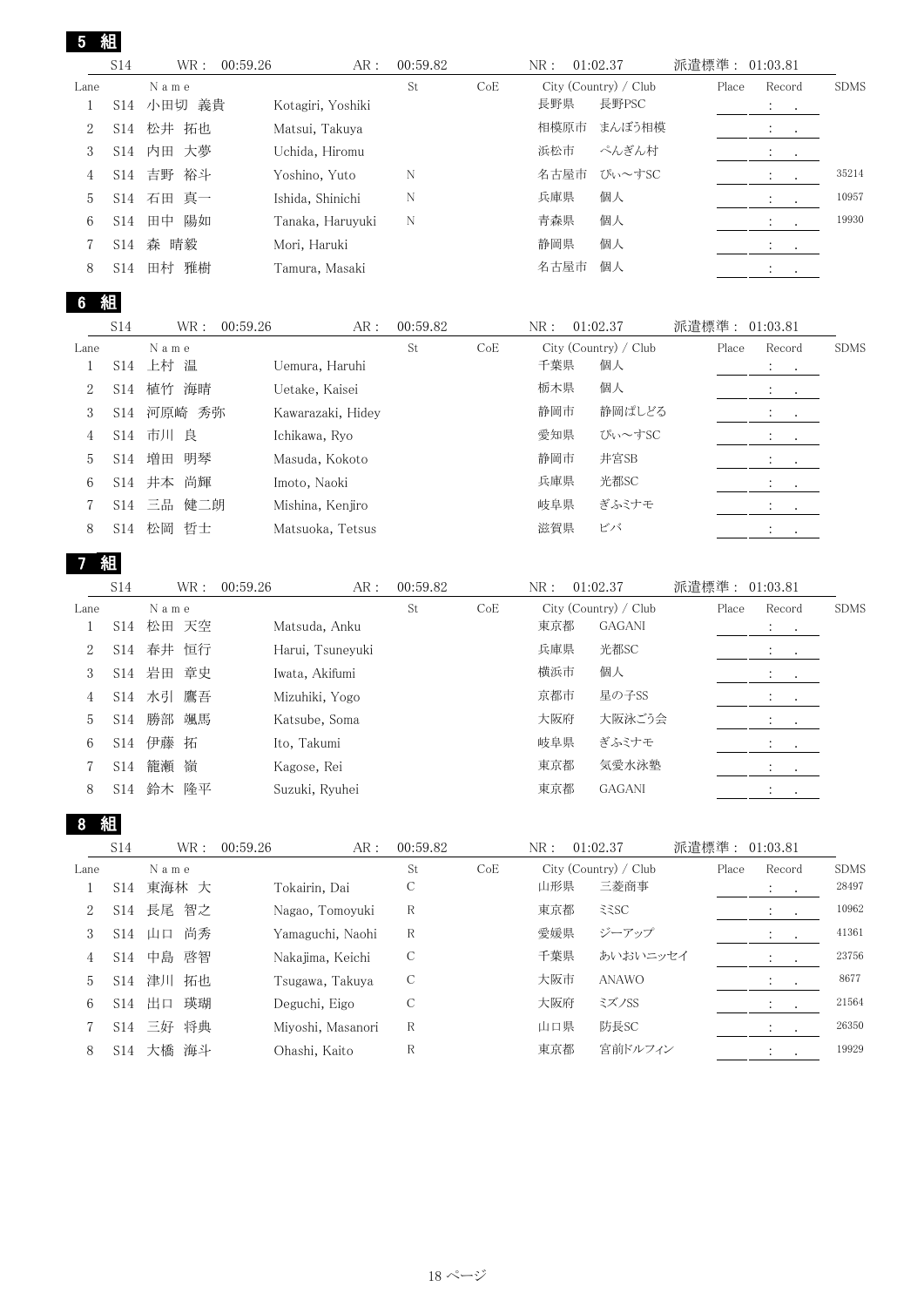## 5 組

| S14 | WR : 00:59.26 | AR : 00:59.82 | | | NR : 01:02.37 | | 派遣標準 : 01:03.81 | | |
|---|---|---|---|---|---|---|---|---|---|
| Lane | Name | | St | CoE | City (Country) / Club | | Place | Record | SDMS |
| 1 | S14 小田切 義貴 | Kotagiri, Yoshiki | | | 長野県 | 長野PSC | | : . | |
| 2 | S14 松井 拓也 | Matsui, Takuya | | | 相模原市 | まんぼう相模 | | : . | |
| 3 | S14 内田 大夢 | Uchida, Hiromu | | | 浜松市 | ぺんぎん村 | | : . | |
| 4 | S14 吉野 裕斗 | Yoshino, Yuto | N | | 名古屋市 | ぴぃ～すSC | | : . | 35214 |
| 5 | S14 石田 真一 | Ishida, Shinichi | N | | 兵庫県 | 個人 | | : . | 10957 |
| 6 | S14 田中 陽如 | Tanaka, Haruyuki | N | | 青森県 | 個人 | | : . | 19930 |
| 7 | S14 森 晴毅 | Mori, Haruki | | | 静岡県 | 個人 | | : . | |
| 8 | S14 田村 雅樹 | Tamura, Masaki | | | 名古屋市 | 個人 | | : . | |

## 6 組

| S14 | WR : 00:59.26 | AR : 00:59.82 | | | NR : 01:02.37 | | 派遣標準 : 01:03.81 | | |
|---|---|---|---|---|---|---|---|---|---|
| Lane | Name | | St | CoE | City (Country) / Club | | Place | Record | SDMS |
| 1 | S14 上村 温 | Uemura, Haruhi | | | 千葉県 | 個人 | | : . | |
| 2 | S14 植竹 海晴 | Uetake, Kaisei | | | 栃木県 | 個人 | | : . | |
| 3 | S14 河原崎 秀弥 | Kawarazaki, Hidey | | | 静岡市 | 静岡ぱしどる | | : . | |
| 4 | S14 市川 良 | Ichikawa, Ryo | | | 愛知県 | ぴぃ～すSC | | : . | |
| 5 | S14 増田 明琴 | Masuda, Kokoto | | | 静岡市 | 井宮SB | | : . | |
| 6 | S14 井本 尚輝 | Imoto, Naoki | | | 兵庫県 | 光都SC | | : . | |
| 7 | S14 三品 健二朗 | Mishina, Kenjiro | | | 岐阜県 | ぎふミナモ | | : . | |
| 8 | S14 松岡 哲士 | Matsuoka, Tetsus | | | 滋賀県 | ビバ | | : . | |

## 7 組

| S14 | WR : 00:59.26 | AR : 00:59.82 | | | NR : 01:02.37 | | 派遣標準 : 01:03.81 | | |
|---|---|---|---|---|---|---|---|---|---|
| Lane | Name | | St | CoE | City (Country) / Club | | Place | Record | SDMS |
| 1 | S14 松田 天空 | Matsuda, Anku | | | 東京都 | GAGANI | | : . | |
| 2 | S14 春井 恒行 | Harui, Tsuneyuki | | | 兵庫県 | 光都SC | | : . | |
| 3 | S14 岩田 章史 | Iwata, Akifumi | | | 横浜市 | 個人 | | : . | |
| 4 | S14 水引 鷹吾 | Mizuhiki, Yogo | | | 京都市 | 星の子SS | | : . | |
| 5 | S14 勝部 颯馬 | Katsube, Soma | | | 大阪府 | 大阪泳ごう会 | | : . | |
| 6 | S14 伊藤 拓 | Ito, Takumi | | | 岐阜県 | ぎふミナモ | | : . | |
| 7 | S14 籠瀬 嶺 | Kagose, Rei | | | 東京都 | 気愛水泳塾 | | : . | |
| 8 | S14 鈴木 隆平 | Suzuki, Ryuhei | | | 東京都 | GAGANI | | : . | |

## 8 組

| S14 | WR : 00:59.26 | AR : 00:59.82 | | | NR : 01:02.37 | | 派遣標準 : 01:03.81 | | |
|---|---|---|---|---|---|---|---|---|---|
| Lane | Name | | St | CoE | City (Country) / Club | | Place | Record | SDMS |
| 1 | S14 東海林 大 | Tokairin, Dai | C | | 山形県 | 三菱商事 | | : . | 28497 |
| 2 | S14 長尾 智之 | Nagao, Tomoyuki | R | | 東京都 | ミミSC | | : . | 10962 |
| 3 | S14 山口 尚秀 | Yamaguchi, Naohi | R | | 愛媛県 | ジーアップ | | : . | 41361 |
| 4 | S14 中島 啓智 | Nakajima, Keichi | C | | 千葉県 | あいおいニッセイ | | : . | 23756 |
| 5 | S14 津川 拓也 | Tsugawa, Takuya | C | | 大阪市 | ANAWO | | : . | 8677 |
| 6 | S14 出口 瑛瑚 | Deguchi, Eigo | C | | 大阪府 | ミズノSS | | : . | 21564 |
| 7 | S14 三好 将典 | Miyoshi, Masanori | R | | 山口県 | 防長SC | | : . | 26350 |
| 8 | S14 大橋 海斗 | Ohashi, Kaito | R | | 東京都 | 宮前ドルフィン | | : . | 19929 |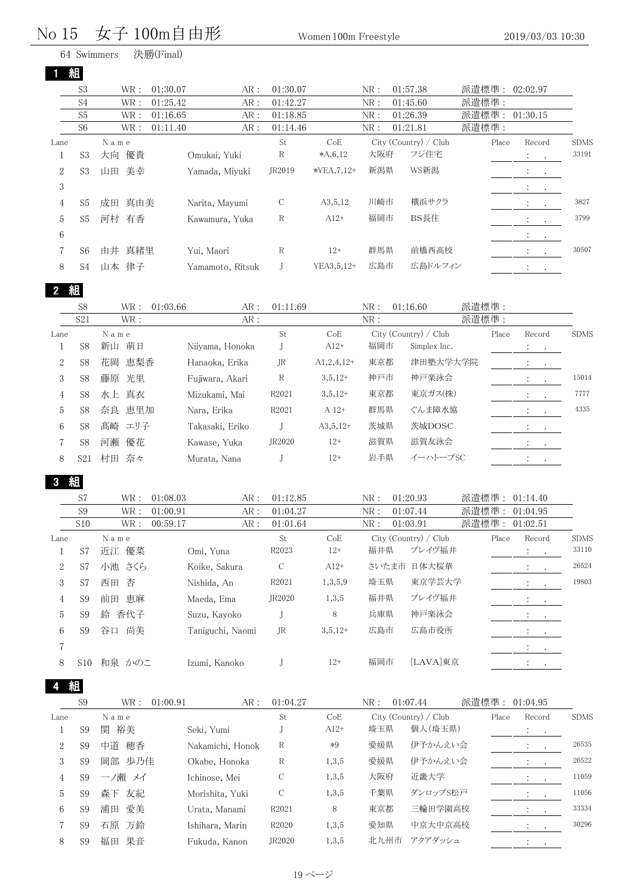# No 15　女子 100m自由形

Women 100m Freestyle　　2019/03/03 10:30

64 Swimmers　決勝(Final)

## 1 組

| | WR | AR | NR | 派遣標準 |
|---|---|---|---|---|
| S3 | 01:30.07 | 01:30.07 | 01:57.38 | 02:02.97 |
| S4 | 01:25.42 | 01:42.27 | 01:45.60 | |
| S5 | 01:16.65 | 01:18.85 | 01:26.39 | 01:30.15 |
| S6 | 01:11.40 | 01:14.46 | 01:21.81 | |

| Lane | | Name | | St | CoE | City (Country) / Club | | Place | Record | SDMS |
|---|---|---|---|---|---|---|---|---|---|---|
| 1 | S3 | 大向 優貴 | Omukai, Yuki | R | *A,6,12 | 大阪府 | フジ住宅 | | : . | 33191 |
| 2 | S3 | 山田 美幸 | Yamada, Miyuki | JR2019 | *YEA,7,12+ | 新潟県 | WS新潟 | | : . | |
| 3 | | | | | | | | | : . | |
| 4 | S5 | 成田 真由美 | Narita, Mayumi | C | A3,5,12 | 川崎市 | 横浜サクラ | | : . | 3827 |
| 5 | S5 | 河村 有香 | Kawamura, Yuka | R | A12+ | 福岡市 | BS長住 | | : . | 3799 |
| 6 | | | | | | | | | : . | |
| 7 | S6 | 由井 真緒里 | Yui, Maori | R | 12+ | 群馬県 | 前橋西高校 | | : . | 30507 |
| 8 | S4 | 山本 律子 | Yamamoto, Ritsuk | J | YEA3,5,12+ | 広島市 | 広島ドルフィン | | : . | |

## 2 組

| | WR | AR | NR | 派遣標準 |
|---|---|---|---|---|
| S8 | 01:03.66 | 01:11.69 | 01:16.60 | |
| S21 | | | | |

| Lane | | Name | | St | CoE | City (Country) / Club | | Place | Record | SDMS |
|---|---|---|---|---|---|---|---|---|---|---|
| 1 | S8 | 新山 萌日 | Niiyama, Honoka | J | A12+ | 福岡市 | Simplex Inc. | | : . | |
| 2 | S8 | 花岡 恵梨香 | Hanaoka, Erika | JR | A1,2,4,12+ | 東京都 | 津田塾大学大学院 | | : . | |
| 3 | S8 | 藤原 光里 | Fujiwara, Akari | R | 3,5,12+ | 神戸市 | 神戸楽泳会 | | : . | 15014 |
| 4 | S8 | 水上 真衣 | Mizukami, Mai | R2021 | 3,5,12+ | 東京都 | 東京ガス(株) | | : . | 7777 |
| 5 | S8 | 奈良 恵里加 | Nara, Erika | R2021 | A 12+ | 群馬県 | ぐんま障水協 | | : . | 4335 |
| 6 | S8 | 髙崎 エリ子 | Takasaki, Eriko | J | A3,5,12+ | 茨城県 | 茨城DOSC | | : . | |
| 7 | S8 | 河瀬 優花 | Kawase, Yuka | JR2020 | 12+ | 滋賀県 | 滋賀友泳会 | | : . | |
| 8 | S21 | 村田 奈々 | Murata, Nana | J | 12+ | 岩手県 | イーハトーブSC | | : . | |

## 3 組

| | WR | AR | NR | 派遣標準 |
|---|---|---|---|---|
| S7 | 01:08.03 | 01:12.85 | 01:20.93 | 01:14.40 |
| S9 | 01:00.91 | 01:04.27 | 01:07.44 | 01:04.95 |
| S10 | 00:59.17 | 01:01.64 | 01:03.91 | 01:02.51 |

| Lane | | Name | | St | CoE | City (Country) / Club | | Place | Record | SDMS |
|---|---|---|---|---|---|---|---|---|---|---|
| 1 | S7 | 近江 優菜 | Omi, Yuna | R2023 | 12+ | 福井県 | ブレイヴ福井 | | : . | 33110 |
| 2 | S7 | 小池 さくら | Koike, Sakura | C | A12+ | さいたま市 | 日体大桜華 | | : . | 26524 |
| 3 | S7 | 西田 杏 | Nishida, An | R2021 | 1,3,5,9 | 埼玉県 | 東京学芸大学 | | : . | 19803 |
| 4 | S9 | 前田 恵麻 | Maeda, Ema | JR2020 | 1,3,5 | 福井県 | ブレイヴ福井 | | : . | |
| 5 | S9 | 鈴 香代子 | Suzu, Kayoko | J | 8 | 兵庫県 | 神戸楽泳会 | | : . | |
| 6 | S9 | 谷口 尚美 | Taniguchi, Naomi | JR | 3,5,12+ | 広島市 | 広島市役所 | | : . | |
| 7 | | | | | | | | | : . | |
| 8 | S10 | 和泉 かのこ | Izumi, Kanoko | J | 12+ | 福岡市 | [LAVA]東京 | | : . | |

## 4 組

| | WR | AR | NR | 派遣標準 |
|---|---|---|---|---|
| S9 | 01:00.91 | 01:04.27 | 01:07.44 | 01:04.95 |

| Lane | | Name | | St | CoE | City (Country) / Club | | Place | Record | SDMS |
|---|---|---|---|---|---|---|---|---|---|---|
| 1 | S9 | 関 裕美 | Seki, Yumi | J | A12+ | 埼玉県 | 個人(埼玉県) | | : . | |
| 2 | S9 | 中道 穂香 | Nakamichi, Honok | R | *9 | 愛媛県 | 伊予かんえい会 | | : . | 26535 |
| 3 | S9 | 岡部 歩乃佳 | Okabe, Honoka | R | 1,3,5 | 愛媛県 | 伊予かんえい会 | | : . | 26522 |
| 4 | S9 | 一ノ瀬 メイ | Ichinose, Mei | C | 1,3,5 | 大阪府 | 近畿大学 | | : . | 11059 |
| 5 | S9 | 森下 友紀 | Morishita, Yuki | C | 1,3,5 | 千葉県 | ダンロップS松戸 | | : . | 11056 |
| 6 | S9 | 浦田 愛美 | Urata, Manami | R2021 | 8 | 東京都 | 三輪田学園高校 | | : . | 33334 |
| 7 | S9 | 石原 万鈴 | Ishihara, Marin | R2020 | 1,3,5 | 愛知県 | 中京大中京高校 | | : . | 30296 |
| 8 | S9 | 福田 果音 | Fukuda, Kanon | JR2020 | 1,3,5 | 北九州市 | アクアダッシュ | | : . | |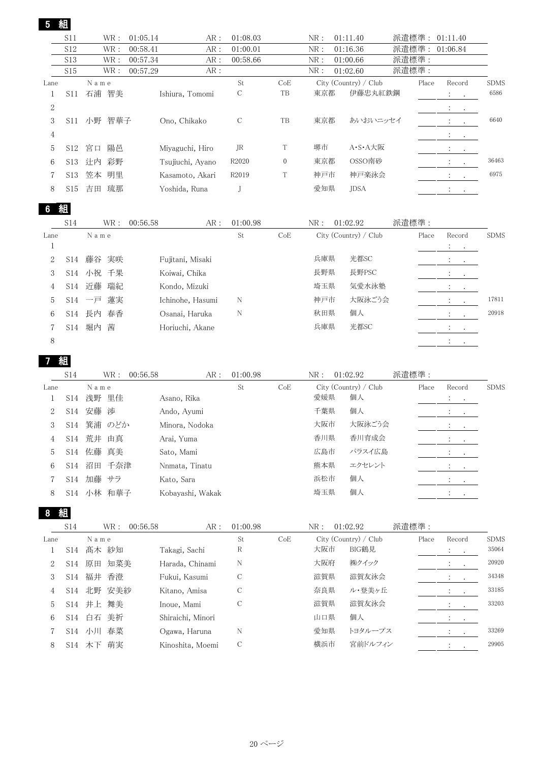## 5 組

| | | | | | |
|---|---|---|---|---|---|
| S11 | WR : 01:05.14 | AR : 01:08.03 | NR : 01:11.40 | 派遣標準 : 01:11.40 |
| S12 | WR : 00:58.41 | AR : 01:00.01 | NR : 01:16.36 | 派遣標準 : 01:06.84 |
| S13 | WR : 00:57.34 | AR : 00:58.66 | NR : 01:00.66 | 派遣標準 : |
| S15 | WR : 00:57.29 | AR : | NR : 01:02.60 | 派遣標準 : |

| Lane | | Name | | St | CoE | City (Country) / Club | | Place | Record | SDMS |
|---|---|---|---|---|---|---|---|---|---|---|
| 1 | S11 | 石浦 智美 | Ishiura, Tomomi | C | TB | 東京都 | 伊藤忠丸紅鉄鋼 | | : . | 6586 |
| 2 | | | | | | | | | : . | |
| 3 | S11 | 小野 智華子 | Ono, Chikako | C | TB | 東京都 | あいおいニッセイ | | : . | 6640 |
| 4 | | | | | | | | | : . | |
| 5 | S12 | 宮口 陽邑 | Miyaguchi, Hiro | JR | T | 堺市 | A・S・A大阪 | | : . | |
| 6 | S13 | 辻内 彩野 | Tsujiuchi, Ayano | R2020 | 0 | 東京都 | OSSO南砂 | | : . | 36463 |
| 7 | S13 | 笠本 明里 | Kasamoto, Akari | R2019 | T | 神戸市 | 神戸楽泳会 | | : . | 6975 |
| 8 | S15 | 吉田 琉那 | Yoshida, Runa | J | | 愛知県 | JDSA | | : . | |

## 6 組

S14 WR : 00:56.58 AR : 01:00.98 NR : 01:02.92 派遣標準 :

| Lane | | Name | | St | CoE | City (Country) / Club | | Place | Record | SDMS |
|---|---|---|---|---|---|---|---|---|---|---|
| 1 | | | | | | | | | : . | |
| 2 | S14 | 藤谷 実咲 | Fujitani, Misaki | | | 兵庫県 | 光都SC | | : . | |
| 3 | S14 | 小祝 千果 | Koiwai, Chika | | | 長野県 | 長野PSC | | : . | |
| 4 | S14 | 近藤 瑞紀 | Kondo, Mizuki | | | 埼玉県 | 気愛水泳塾 | | : . | |
| 5 | S14 | 一戸 蓮実 | Ichinohe, Hasumi | N | | 神戸市 | 大阪泳ごう会 | | : . | 17811 |
| 6 | S14 | 長内 春香 | Osanai, Haruka | N | | 秋田県 | 個人 | | : . | 20918 |
| 7 | S14 | 堀内 茜 | Horiuchi, Akane | | | 兵庫県 | 光都SC | | : . | |
| 8 | | | | | | | | | : . | |

## 7 組

S14 WR : 00:56.58 AR : 01:00.98 NR : 01:02.92 派遣標準 :

| Lane | | Name | | St | CoE | City (Country) / Club | | Place | Record | SDMS |
|---|---|---|---|---|---|---|---|---|---|---|
| 1 | S14 | 浅野 里佳 | Asano, Rika | | | 愛媛県 | 個人 | | : . | |
| 2 | S14 | 安藤 渉 | Ando, Ayumi | | | 千葉県 | 個人 | | : . | |
| 3 | S14 | 箕浦 のどか | Minora, Nodoka | | | 大阪市 | 大阪泳ごう会 | | : . | |
| 4 | S14 | 荒井 由真 | Arai, Yuma | | | 香川県 | 香川育成会 | | : . | |
| 5 | S14 | 佐藤 真美 | Sato, Mami | | | 広島市 | パラスイ広島 | | : . | |
| 6 | S14 | 沼田 千奈津 | Nnmata, Tinatu | | | 熊本県 | エクセレント | | : . | |
| 7 | S14 | 加藤 サラ | Kato, Sara | | | 浜松市 | 個人 | | : . | |
| 8 | S14 | 小林 和華子 | Kobayashi, Wakak | | | 埼玉県 | 個人 | | : . | |

## 8 組

S14 WR : 00:56.58 AR : 01:00.98 NR : 01:02.92 派遣標準 :

| Lane | | Name | | St | CoE | City (Country) / Club | | Place | Record | SDMS |
|---|---|---|---|---|---|---|---|---|---|---|
| 1 | S14 | 髙木 紗知 | Takagi, Sachi | R | | 大阪市 | BIG鶴見 | | : . | 35064 |
| 2 | S14 | 原田 知菜美 | Harada, Chinami | N | | 大阪府 | (株)クイック | | : . | 20920 |
| 3 | S14 | 福井 香澄 | Fukui, Kasumi | C | | 滋賀県 | 滋賀友泳会 | | : . | 34348 |
| 4 | S14 | 北野 安美紗 | Kitano, Amisa | C | | 奈良県 | ル・登美ヶ丘 | | : . | 33185 |
| 5 | S14 | 井上 舞美 | Inoue, Mami | C | | 滋賀県 | 滋賀友泳会 | | : . | 33203 |
| 6 | S14 | 白石 美祈 | Shiraichi, Minori | | | 山口県 | 個人 | | : . | |
| 7 | S14 | 小川 春菜 | Ogawa, Haruna | N | | 愛知県 | トヨタループス | | : . | 33269 |
| 8 | S14 | 木下 萌実 | Kinoshita, Moemi | C | | 横浜市 | 宮前ドルフィン | | : . | 29905 |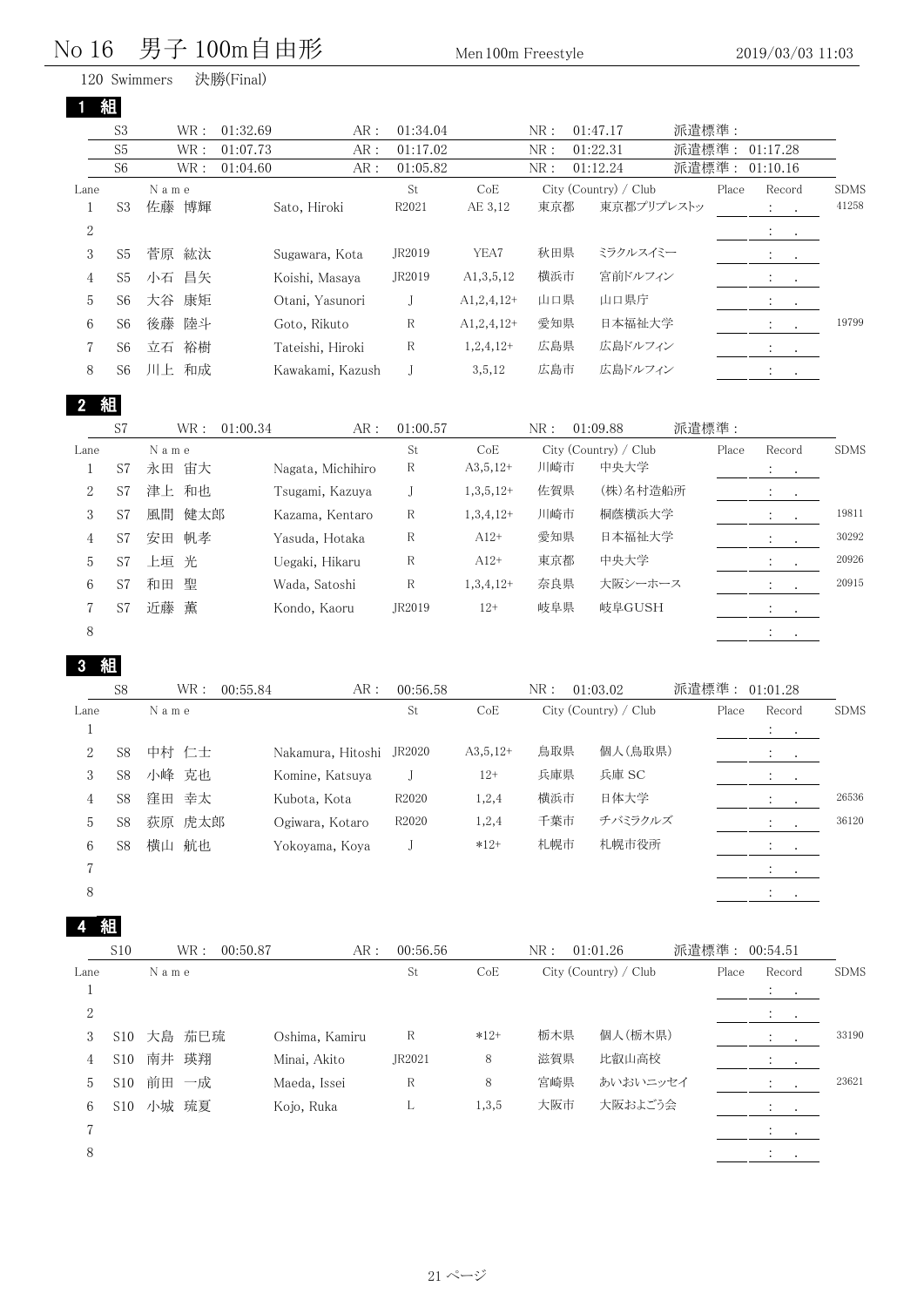# No 16　男子 100m自由形　Men 100m Freestyle　2019/03/03 11:03

120 Swimmers　決勝(Final)

## 1 組

| | | | | | | | |
|---|---|---|---|---|---|---|---|
| S3 | WR : 01:32.69 | AR : 01:34.04 | NR : 01:47.17 | 派遣標準 : |
| S5 | WR : 01:07.73 | AR : 01:17.02 | NR : 01:22.31 | 派遣標準 : 01:17.28 |
| S6 | WR : 01:04.60 | AR : 01:05.82 | NR : 01:12.24 | 派遣標準 : 01:10.16 |

| Lane | | Name | | St | CoE | City (Country) / Club | | Place | Record | SDMS |
|---|---|---|---|---|---|---|---|---|---|---|
| 1 | S3 | 佐藤 博輝 | Sato, Hiroki | R2021 | AE 3,12 | 東京都 | 東京都プリプレストッ | | : . | 41258 |
| 2 | | | | | | | | | : . | |
| 3 | S5 | 菅原 紘汰 | Sugawara, Kota | JR2019 | YEA7 | 秋田県 | ミラクルスイミー | | : . | |
| 4 | S5 | 小石 昌矢 | Koishi, Masaya | JR2019 | A1,3,5,12 | 横浜市 | 宮前ドルフィン | | : . | |
| 5 | S6 | 大谷 康矩 | Otani, Yasunori | J | A1,2,4,12+ | 山口県 | 山口県庁 | | : . | |
| 6 | S6 | 後藤 陸斗 | Goto, Rikuto | R | A1,2,4,12+ | 愛知県 | 日本福祉大学 | | : . | 19799 |
| 7 | S6 | 立石 裕樹 | Tateishi, Hiroki | R | 1,2,4,12+ | 広島県 | 広島ドルフィン | | : . | |
| 8 | S6 | 川上 和成 | Kawakami, Kazush | J | 3,5,12 | 広島市 | 広島ドルフィン | | : . | |

## 2 組

S7　WR : 01:00.34　AR : 01:00.57　NR : 01:09.88　派遣標準 :

| Lane | | Name | | St | CoE | City (Country) / Club | | Place | Record | SDMS |
|---|---|---|---|---|---|---|---|---|---|---|
| 1 | S7 | 永田 宙大 | Nagata, Michihiro | R | A3,5,12+ | 川崎市 | 中央大学 | | : . | |
| 2 | S7 | 津上 和也 | Tsugami, Kazuya | J | 1,3,5,12+ | 佐賀県 | (株)名村造船所 | | : . | |
| 3 | S7 | 風間 健太郎 | Kazama, Kentaro | R | 1,3,4,12+ | 川崎市 | 桐蔭横浜大学 | | : . | 19811 |
| 4 | S7 | 安田 帆孝 | Yasuda, Hotaka | R | A12+ | 愛知県 | 日本福祉大学 | | : . | 30292 |
| 5 | S7 | 上垣 光 | Uegaki, Hikaru | R | A12+ | 東京都 | 中央大学 | | : . | 20926 |
| 6 | S7 | 和田 聖 | Wada, Satoshi | R | 1,3,4,12+ | 奈良県 | 大阪シーホース | | : . | 20915 |
| 7 | S7 | 近藤 薫 | Kondo, Kaoru | JR2019 | 12+ | 岐阜県 | 岐阜GUSH | | : . | |
| 8 | | | | | | | | | : . | |

## 3 組

S8　WR : 00:55.84　AR : 00:56.58　NR : 01:03.02　派遣標準 : 01:01.28

| Lane | | Name | | St | CoE | City (Country) / Club | | Place | Record | SDMS |
|---|---|---|---|---|---|---|---|---|---|---|
| 1 | | | | | | | | | : . | |
| 2 | S8 | 中村 仁士 | Nakamura, Hitoshi | JR2020 | A3,5,12+ | 鳥取県 | 個人(鳥取県) | | : . | |
| 3 | S8 | 小峰 克也 | Komine, Katsuya | J | 12+ | 兵庫県 | 兵庫 SC | | : . | |
| 4 | S8 | 窪田 幸太 | Kubota, Kota | R2020 | 1,2,4 | 横浜市 | 日体大学 | | : . | 26536 |
| 5 | S8 | 荻原 虎太郎 | Ogiwara, Kotaro | R2020 | 1,2,4 | 千葉市 | チバミラクルズ | | : . | 36120 |
| 6 | S8 | 横山 航也 | Yokoyama, Koya | J | *12+ | 札幌市 | 札幌市役所 | | : . | |
| 7 | | | | | | | | | : . | |
| 8 | | | | | | | | | : . | |

## 4 組

S10　WR : 00:50.87　AR : 00:56.56　NR : 01:01.26　派遣標準 : 00:54.51

| Lane | | Name | | St | CoE | City (Country) / Club | | Place | Record | SDMS |
|---|---|---|---|---|---|---|---|---|---|---|
| 1 | | | | | | | | | : . | |
| 2 | | | | | | | | | : . | |
| 3 | S10 | 大島 茄巳琉 | Oshima, Kamiru | R | *12+ | 栃木県 | 個人(栃木県) | | : . | 33190 |
| 4 | S10 | 南井 瑛翔 | Minai, Akito | JR2021 | 8 | 滋賀県 | 比叡山高校 | | : . | |
| 5 | S10 | 前田 一成 | Maeda, Issei | R | 8 | 宮崎県 | あいおいニッセイ | | : . | 23621 |
| 6 | S10 | 小城 琉夏 | Kojo, Ruka | L | 1,3,5 | 大阪市 | 大阪およごう会 | | : . | |
| 7 | | | | | | | | | : . | |
| 8 | | | | | | | | | : . | |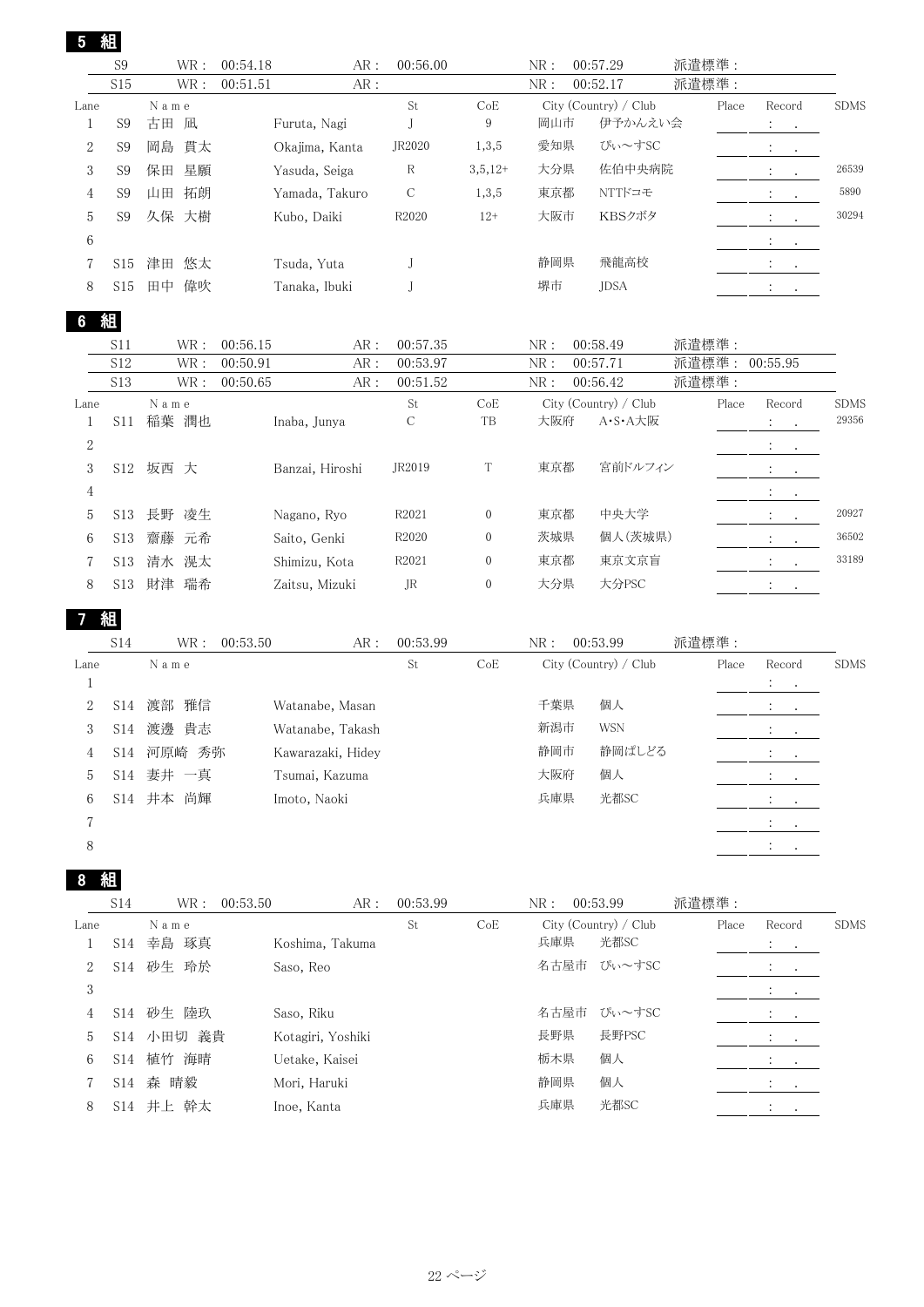## 5 組

| | | WR : | | AR : | | | NR : | | 派遣標準 : |
|---|---|---|---|---|---|---|---|---|---|
| S9 | | WR : 00:54.18 | | AR : 00:56.00 | | | NR : 00:57.29 | | 派遣標準 : |
| S15 | | WR : 00:51.51 | | AR : | | | NR : 00:52.17 | | 派遣標準 : |

| Lane | | Name | | St | CoE | City (Country) / Club | | Place | Record | SDMS |
|---|---|---|---|---|---|---|---|---|---|---|
| 1 | S9 | 古田 凪 | Furuta, Nagi | J | 9 | 岡山市 | 伊予かんえい会 | | : . | |
| 2 | S9 | 岡島 貫太 | Okajima, Kanta | JR2020 | 1,3,5 | 愛知県 | ぴぃ～すSC | | : . | |
| 3 | S9 | 保田 星願 | Yasuda, Seiga | R | 3,5,12+ | 大分県 | 佐伯中央病院 | | : . | 26539 |
| 4 | S9 | 山田 拓朗 | Yamada, Takuro | C | 1,3,5 | 東京都 | NTTドコモ | | : . | 5890 |
| 5 | S9 | 久保 大樹 | Kubo, Daiki | R2020 | 12+ | 大阪市 | KBSクボタ | | : . | 30294 |
| 6 | | | | | | | | | : . | |
| 7 | S15 | 津田 悠太 | Tsuda, Yuta | J | | 静岡県 | 飛龍高校 | | : . | |
| 8 | S15 | 田中 偉吹 | Tanaka, Ibuki | J | | 堺市 | JDSA | | : . | |

## 6 組

| | WR : | AR : | NR : | 派遣標準 : |
|---|---|---|---|---|
| S11 | 00:56.15 | 00:57.35 | 00:58.49 | |
| S12 | 00:50.91 | 00:53.97 | 00:57.71 | 00:55.95 |
| S13 | 00:50.65 | 00:51.52 | 00:56.42 | |

| Lane | | Name | | St | CoE | City (Country) / Club | | Place | Record | SDMS |
|---|---|---|---|---|---|---|---|---|---|---|
| 1 | S11 | 稲葉 潤也 | Inaba, Junya | C | TB | 大阪府 | A･S･A大阪 | | : . | 29356 |
| 2 | | | | | | | | | : . | |
| 3 | S12 | 坂西 大 | Banzai, Hiroshi | JR2019 | T | 東京都 | 宮前ドルフィン | | : . | |
| 4 | | | | | | | | | : . | |
| 5 | S13 | 長野 凌生 | Nagano, Ryo | R2021 | 0 | 東京都 | 中央大学 | | : . | 20927 |
| 6 | S13 | 齋藤 元希 | Saito, Genki | R2020 | 0 | 茨城県 | 個人(茨城県) | | : . | 36502 |
| 7 | S13 | 清水 滉太 | Shimizu, Kota | R2021 | 0 | 東京都 | 東京文京盲 | | : . | 33189 |
| 8 | S13 | 財津 瑞希 | Zaitsu, Mizuki | JR | 0 | 大分県 | 大分PSC | | : . | |

## 7 組

| | WR : | AR : | NR : | 派遣標準 : |
|---|---|---|---|---|
| S14 | 00:53.50 | 00:53.99 | 00:53.99 | |

| Lane | | Name | | St | CoE | City (Country) / Club | | Place | Record | SDMS |
|---|---|---|---|---|---|---|---|---|---|---|
| 1 | | | | | | | | | : . | |
| 2 | S14 | 渡部 雅信 | Watanabe, Masan | | | 千葉県 | 個人 | | : . | |
| 3 | S14 | 渡邊 貴志 | Watanabe, Takash | | | 新潟市 | WSN | | : . | |
| 4 | S14 | 河原崎 秀弥 | Kawarazaki, Hidey | | | 静岡市 | 静岡ぱしどる | | : . | |
| 5 | S14 | 妻井 一真 | Tsumai, Kazuma | | | 大阪府 | 個人 | | : . | |
| 6 | S14 | 井本 尚輝 | Imoto, Naoki | | | 兵庫県 | 光都SC | | : . | |
| 7 | | | | | | | | | : . | |
| 8 | | | | | | | | | : . | |

## 8 組

| | WR : | AR : | NR : | 派遣標準 : |
|---|---|---|---|---|
| S14 | 00:53.50 | 00:53.99 | 00:53.99 | |

| Lane | | Name | | St | CoE | City (Country) / Club | | Place | Record | SDMS |
|---|---|---|---|---|---|---|---|---|---|---|
| 1 | S14 | 幸島 琢真 | Koshima, Takuma | | | 兵庫県 | 光都SC | | : . | |
| 2 | S14 | 砂生 玲於 | Saso, Reo | | | 名古屋市 | ぴぃ～すSC | | : . | |
| 3 | | | | | | | | | : . | |
| 4 | S14 | 砂生 陸玖 | Saso, Riku | | | 名古屋市 | ぴぃ～すSC | | : . | |
| 5 | S14 | 小田切 義貴 | Kotagiri, Yoshiki | | | 長野県 | 長野PSC | | : . | |
| 6 | S14 | 植竹 海晴 | Uetake, Kaisei | | | 栃木県 | 個人 | | : . | |
| 7 | S14 | 森 晴毅 | Mori, Haruki | | | 静岡県 | 個人 | | : . | |
| 8 | S14 | 井上 幹太 | Inoe, Kanta | | | 兵庫県 | 光都SC | | : . | |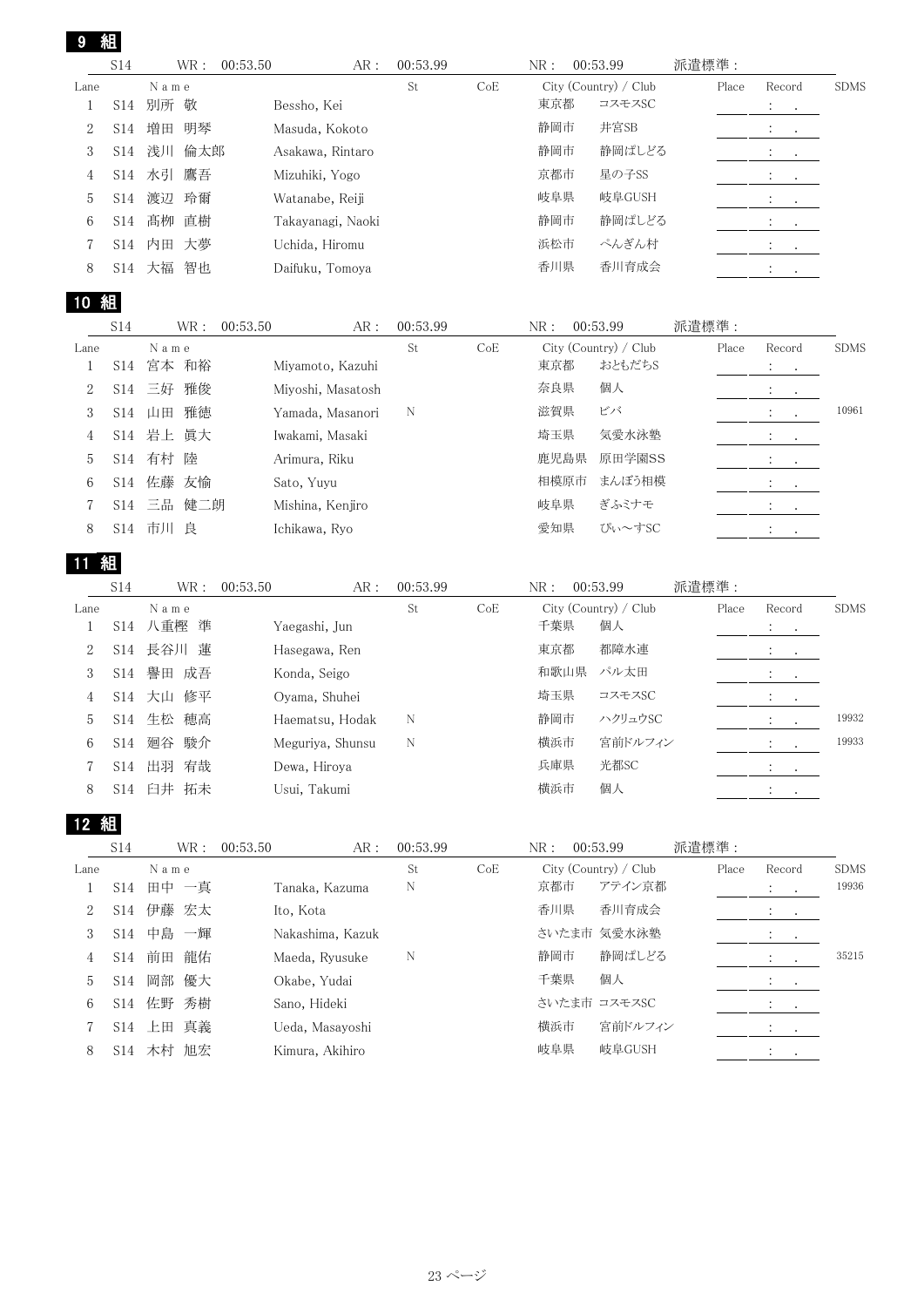## 9 組

| S14 | WR： 00:53.50 | AR： | 00:53.99 | | NR： 00:53.99 | | 派遣標準： | | |
|---|---|---|---|---|---|---|---|---|---|
| Lane | Name | | St | CoE | City (Country) / Club | | Place | Record | SDMS |
| 1 | S14 別所 敬 | Bessho, Kei | | | 東京都 | コスモスSC | | : . | |
| 2 | S14 増田 明琴 | Masuda, Kokoto | | | 静岡市 | 井宮SB | | : . | |
| 3 | S14 浅川 倫太郎 | Asakawa, Rintaro | | | 静岡市 | 静岡ぱしどる | | : . | |
| 4 | S14 水引 鷹吾 | Mizuhiki, Yogo | | | 京都市 | 星の子SS | | : . | |
| 5 | S14 渡辺 玲爾 | Watanabe, Reiji | | | 岐阜県 | 岐阜GUSH | | : . | |
| 6 | S14 髙柳 直樹 | Takayanagi, Naoki | | | 静岡市 | 静岡ぱしどる | | : . | |
| 7 | S14 内田 大夢 | Uchida, Hiromu | | | 浜松市 | ぺんぎん村 | | : . | |
| 8 | S14 大福 智也 | Daifuku, Tomoya | | | 香川県 | 香川育成会 | | : . | |

## 10 組

| S14 | WR： 00:53.50 | AR： | 00:53.99 | | NR： 00:53.99 | | 派遣標準： | | |
|---|---|---|---|---|---|---|---|---|---|
| Lane | Name | | St | CoE | City (Country) / Club | | Place | Record | SDMS |
| 1 | S14 宮本 和裕 | Miyamoto, Kazuhi | | | 東京都 | おともだちS | | : . | |
| 2 | S14 三好 雅俊 | Miyoshi, Masatosh | | | 奈良県 | 個人 | | : . | |
| 3 | S14 山田 雅徳 | Yamada, Masanori | N | | 滋賀県 | ビバ | | : . | 10961 |
| 4 | S14 岩上 眞大 | Iwakami, Masaki | | | 埼玉県 | 気愛水泳塾 | | : . | |
| 5 | S14 有村 陸 | Arimura, Riku | | | 鹿児島県 | 原田学園SS | | : . | |
| 6 | S14 佐藤 友愉 | Sato, Yuyu | | | 相模原市 | まんぼう相模 | | : . | |
| 7 | S14 三品 健二朗 | Mishina, Kenjiro | | | 岐阜県 | ぎふミナモ | | : . | |
| 8 | S14 市川 良 | Ichikawa, Ryo | | | 愛知県 | ぴぃ～すSC | | : . | |

## 11 組

| S14 | WR： 00:53.50 | AR： | 00:53.99 | | NR： 00:53.99 | | 派遣標準： | | |
|---|---|---|---|---|---|---|---|---|---|
| Lane | Name | | St | CoE | City (Country) / Club | | Place | Record | SDMS |
| 1 | S14 八重樫 準 | Yaegashi, Jun | | | 千葉県 | 個人 | | : . | |
| 2 | S14 長谷川 蓮 | Hasegawa, Ren | | | 東京都 | 都障水連 | | : . | |
| 3 | S14 譽田 成吾 | Konda, Seigo | | | 和歌山県 | パル太田 | | : . | |
| 4 | S14 大山 修平 | Oyama, Shuhei | | | 埼玉県 | コスモスSC | | : . | |
| 5 | S14 生松 穂高 | Haematsu, Hodak | N | | 静岡市 | ハクリュウSC | | : . | 19932 |
| 6 | S14 廻谷 駿介 | Meguriya, Shunsu | N | | 横浜市 | 宮前ドルフィン | | : . | 19933 |
| 7 | S14 出羽 宥哉 | Dewa, Hiroya | | | 兵庫県 | 光都SC | | : . | |
| 8 | S14 臼井 拓未 | Usui, Takumi | | | 横浜市 | 個人 | | : . | |

## 12 組

| S14 | WR： 00:53.50 | AR： | 00:53.99 | | NR： 00:53.99 | | 派遣標準： | | |
|---|---|---|---|---|---|---|---|---|---|
| Lane | Name | | St | CoE | City (Country) / Club | | Place | Record | SDMS |
| 1 | S14 田中 一真 | Tanaka, Kazuma | N | | 京都市 | アテイン京都 | | : . | 19936 |
| 2 | S14 伊藤 宏太 | Ito, Kota | | | 香川県 | 香川育成会 | | : . | |
| 3 | S14 中島 一輝 | Nakashima, Kazuk | | | さいたま市 | 気愛水泳塾 | | : . | |
| 4 | S14 前田 龍佑 | Maeda, Ryusuke | N | | 静岡市 | 静岡ぱしどる | | : . | 35215 |
| 5 | S14 岡部 優大 | Okabe, Yudai | | | 千葉県 | 個人 | | : . | |
| 6 | S14 佐野 秀樹 | Sano, Hideki | | | さいたま市 | コスモスSC | | : . | |
| 7 | S14 上田 真義 | Ueda, Masayoshi | | | 横浜市 | 宮前ドルフィン | | : . | |
| 8 | S14 木村 旭宏 | Kimura, Akihiro | | | 岐阜県 | 岐阜GUSH | | : . | |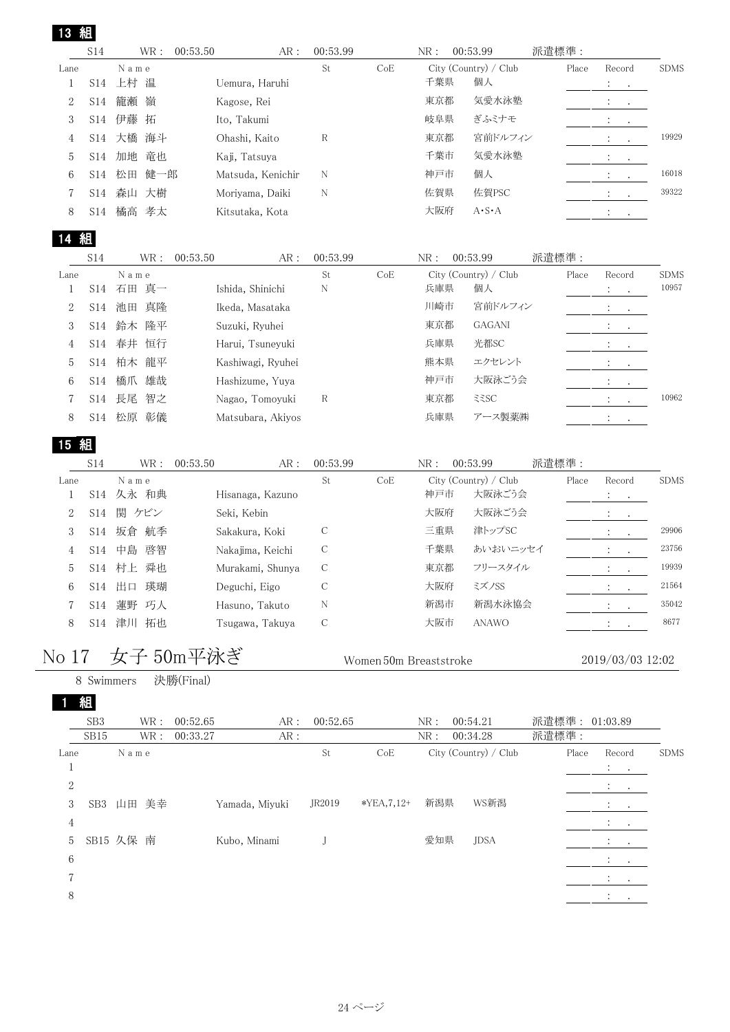## 13 組

| S14 | WR : 00:53.50 | AR : 00:53.99 | NR : 00:53.99 | 派遣標準 : |
|---|---|---|---|---|

| Lane | | Name | | St | CoE | City (Country) / Club | | Place | Record | SDMS |
|---|---|---|---|---|---|---|---|---|---|---|
| 1 | S14 | 上村 温 | Uemura, Haruhi | | | 千葉県 | 個人 | | : . | |
| 2 | S14 | 籠瀬 嶺 | Kagose, Rei | | | 東京都 | 気愛水泳塾 | | : . | |
| 3 | S14 | 伊藤 拓 | Ito, Takumi | | | 岐阜県 | ぎふミナモ | | : . | |
| 4 | S14 | 大橋 海斗 | Ohashi, Kaito | R | | 東京都 | 宮前ドルフィン | | : . | 19929 |
| 5 | S14 | 加地 竜也 | Kaji, Tatsuya | | | 千葉市 | 気愛水泳塾 | | : . | |
| 6 | S14 | 松田 健一郎 | Matsuda, Kenichir | N | | 神戸市 | 個人 | | : . | 16018 |
| 7 | S14 | 森山 大樹 | Moriyama, Daiki | N | | 佐賀県 | 佐賀PSC | | : . | 39322 |
| 8 | S14 | 橘高 孝太 | Kitsutaka, Kota | | | 大阪府 | A・S・A | | : . | |

## 14 組

| S14 | WR : 00:53.50 | AR : 00:53.99 | NR : 00:53.99 | 派遣標準 : |
|---|---|---|---|---|

| Lane | | Name | | St | CoE | City (Country) / Club | | Place | Record | SDMS |
|---|---|---|---|---|---|---|---|---|---|---|
| 1 | S14 | 石田 真一 | Ishida, Shinichi | N | | 兵庫県 | 個人 | | : . | 10957 |
| 2 | S14 | 池田 真隆 | Ikeda, Masataka | | | 川崎市 | 宮前ドルフィン | | : . | |
| 3 | S14 | 鈴木 隆平 | Suzuki, Ryuhei | | | 東京都 | GAGANI | | : . | |
| 4 | S14 | 春井 恒行 | Harui, Tsuneyuki | | | 兵庫県 | 光都SC | | : . | |
| 5 | S14 | 柏木 龍平 | Kashiwagi, Ryuhei | | | 熊本県 | エクセレント | | : . | |
| 6 | S14 | 橋爪 雄哉 | Hashizume, Yuya | | | 神戸市 | 大阪泳ごう会 | | : . | |
| 7 | S14 | 長尾 智之 | Nagao, Tomoyuki | R | | 東京都 | ミミSC | | : . | 10962 |
| 8 | S14 | 松原 彰儀 | Matsubara, Akiyos | | | 兵庫県 | アース製薬㈱ | | : . | |

## 15 組

| S14 | WR : 00:53.50 | AR : 00:53.99 | NR : 00:53.99 | 派遣標準 : |
|---|---|---|---|---|

| Lane | | Name | | St | CoE | City (Country) / Club | | Place | Record | SDMS |
|---|---|---|---|---|---|---|---|---|---|---|
| 1 | S14 | 久永 和典 | Hisanaga, Kazuno | | | 神戸市 | 大阪泳ごう会 | | : . | |
| 2 | S14 | 関 ケビン | Seki, Kebin | | | 大阪府 | 大阪泳ごう会 | | : . | |
| 3 | S14 | 坂倉 航季 | Sakakura, Koki | C | | 三重県 | 津トップSC | | : . | 29906 |
| 4 | S14 | 中島 啓智 | Nakajima, Keichi | C | | 千葉県 | あいおいニッセイ | | : . | 23756 |
| 5 | S14 | 村上 舜也 | Murakami, Shunya | C | | 東京都 | フリースタイル | | : . | 19939 |
| 6 | S14 | 出口 瑛瑚 | Deguchi, Eigo | C | | 大阪府 | ミズノSS | | : . | 21564 |
| 7 | S14 | 蓮野 巧人 | Hasuno, Takuto | N | | 新潟市 | 新潟水泳協会 | | : . | 35042 |
| 8 | S14 | 津川 拓也 | Tsugawa, Takuya | C | | 大阪市 | ANAWO | | : . | 8677 |

# No 17　女子 50m平泳ぎ

Women 50m Breaststroke　　2019/03/03 12:02

8 Swimmers　決勝(Final)

## 1 組

| | WR | AR | NR | 派遣標準 |
|---|---|---|---|---|
| SB3 | 00:52.65 | 00:52.65 | 00:54.21 | 01:03.89 |
| SB15 | 00:33.27 | | 00:34.28 | |

| Lane | | Name | | St | CoE | City (Country) / Club | | Place | Record | SDMS |
|---|---|---|---|---|---|---|---|---|---|---|
| 1 | | | | | | | | | : . | |
| 2 | | | | | | | | | : . | |
| 3 | SB3 | 山田 美幸 | Yamada, Miyuki | JR2019 | *YEA,7,12+ | 新潟県 | WS新潟 | | : . | |
| 4 | | | | | | | | | : . | |
| 5 | SB15 | 久保 南 | Kubo, Minami | J | | 愛知県 | JDSA | | : . | |
| 6 | | | | | | | | | : . | |
| 7 | | | | | | | | | : . | |
| 8 | | | | | | | | | : . | |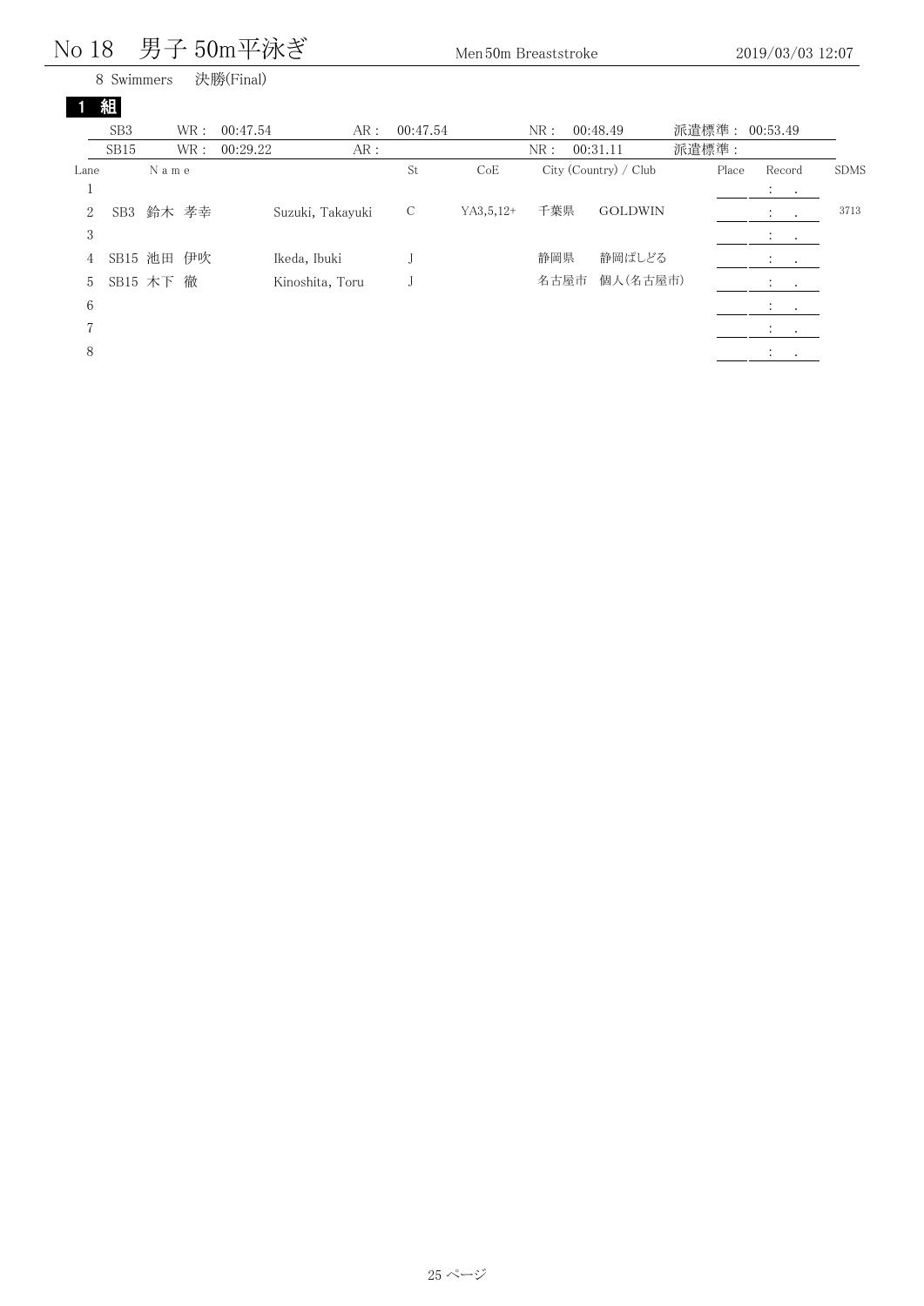# No 18　男子 50m平泳ぎ　Men 50m Breaststroke　2019/03/03 12:07

8 Swimmers　決勝(Final)

## 1 組

| | | | | | | | |
|---|---|---|---|---|---|---|---|
| SB3 | WR : 00:47.54 | AR : | 00:47.54 | NR : | 00:48.49 | 派遣標準 : | 00:53.49 |
| SB15 | WR : 00:29.22 | AR : | | NR : | 00:31.11 | 派遣標準 : | |

| Lane | Name | | St | CoE | City (Country) / Club | | Place | Record | SDMS |
|---|---|---|---|---|---|---|---|---|---|
| 1 | | | | | | | | : . | |
| 2 | SB3 鈴木 孝幸 | Suzuki, Takayuki | C | YA3,5,12+ | 千葉県 | GOLDWIN | | : . | 3713 |
| 3 | | | | | | | | : . | |
| 4 | SB15 池田 伊吹 | Ikeda, Ibuki | J | | 静岡県 | 静岡ぱしどる | | : . | |
| 5 | SB15 木下 徹 | Kinoshita, Toru | J | | 名古屋市 | 個人(名古屋市) | | : . | |
| 6 | | | | | | | | : . | |
| 7 | | | | | | | | : . | |
| 8 | | | | | | | | : . | |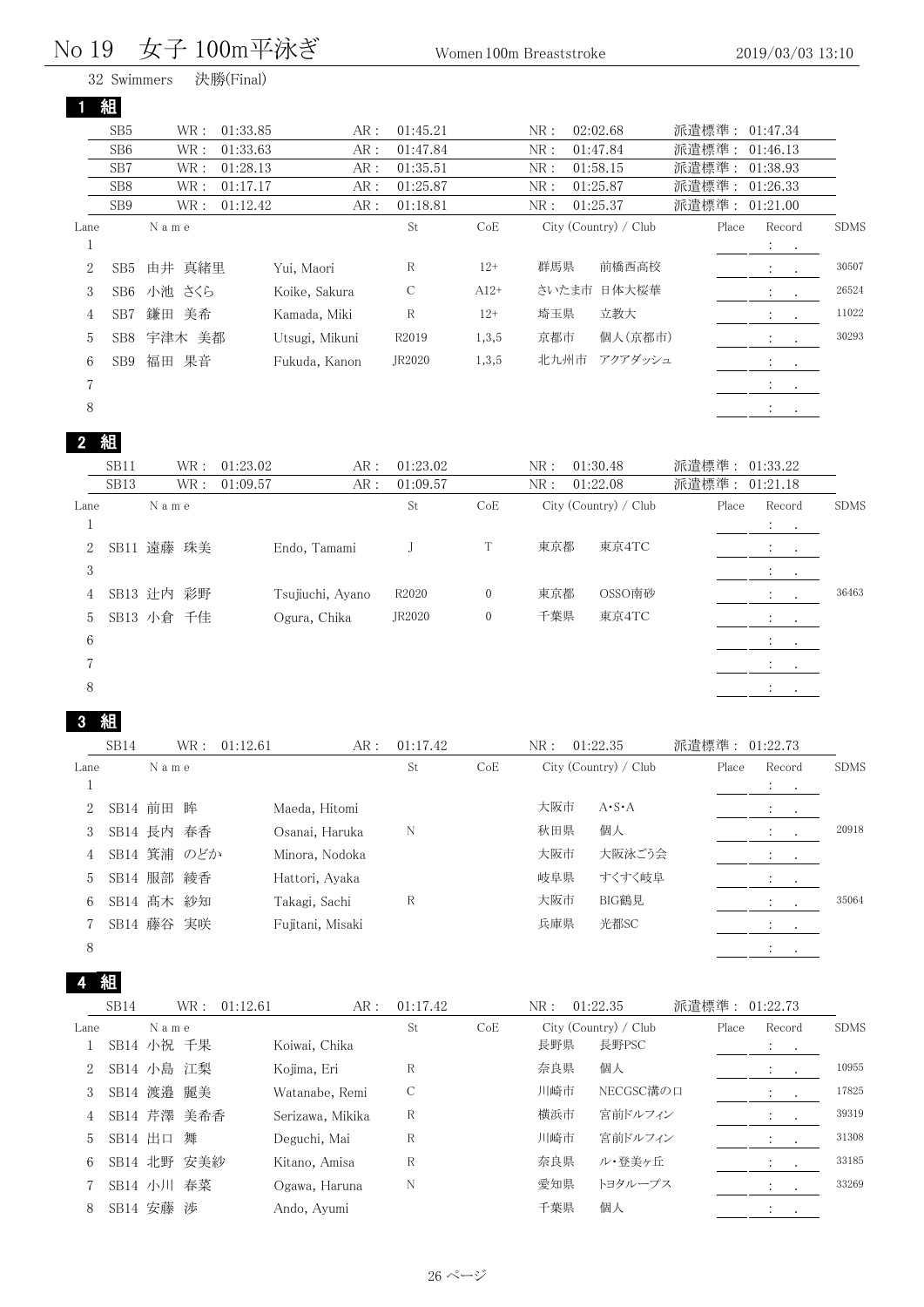# No 19　女子 100m平泳ぎ

Women 100m Breaststroke　　2019/03/03 13:10

32 Swimmers　決勝(Final)

## 1 組

| | | | | |
|---|---|---|---|---|
| SB5 | WR : 01:33.85 | AR : 01:45.21 | NR : 02:02.68 | 派遣標準 : 01:47.34 |
| SB6 | WR : 01:33.63 | AR : 01:47.84 | NR : 01:47.84 | 派遣標準 : 01:46.13 |
| SB7 | WR : 01:28.13 | AR : 01:35.51 | NR : 01:58.15 | 派遣標準 : 01:38.93 |
| SB8 | WR : 01:17.17 | AR : 01:25.87 | NR : 01:25.87 | 派遣標準 : 01:26.33 |
| SB9 | WR : 01:12.42 | AR : 01:18.81 | NR : 01:25.37 | 派遣標準 : 01:21.00 |

| Lane | Class | Name | | St | CoE | City (Country) / Club | | Place | Record | SDMS |
|---|---|---|---|---|---|---|---|---|---|---|
| 1 | | | | | | | | | : . | |
| 2 | SB5 | 由井 真緒里 | Yui, Maori | R | 12+ | 群馬県 | 前橋西高校 | | : . | 30507 |
| 3 | SB6 | 小池 さくら | Koike, Sakura | C | A12+ | さいたま市 | 日体大桜華 | | : . | 26524 |
| 4 | SB7 | 鎌田 美希 | Kamada, Miki | R | 12+ | 埼玉県 | 立教大 | | : . | 11022 |
| 5 | SB8 | 宇津木 美都 | Utsugi, Mikuni | R2019 | 1,3,5 | 京都市 | 個人(京都市) | | : . | 30293 |
| 6 | SB9 | 福田 果音 | Fukuda, Kanon | JR2020 | 1,3,5 | 北九州市 | アクアダッシュ | | : . | |
| 7 | | | | | | | | | : . | |
| 8 | | | | | | | | | : . | |

## 2 組

| | | | | |
|---|---|---|---|---|
| SB11 | WR : 01:23.02 | AR : 01:23.02 | NR : 01:30.48 | 派遣標準 : 01:33.22 |
| SB13 | WR : 01:09.57 | AR : 01:09.57 | NR : 01:22.08 | 派遣標準 : 01:21.18 |

| Lane | Class | Name | | St | CoE | City (Country) / Club | | Place | Record | SDMS |
|---|---|---|---|---|---|---|---|---|---|---|
| 1 | | | | | | | | | : . | |
| 2 | SB11 | 遠藤 珠美 | Endo, Tamami | J | T | 東京都 | 東京4TC | | : . | |
| 3 | | | | | | | | | : . | |
| 4 | SB13 | 辻内 彩野 | Tsujiuchi, Ayano | R2020 | 0 | 東京都 | OSSO南砂 | | : . | 36463 |
| 5 | SB13 | 小倉 千佳 | Ogura, Chika | JR2020 | 0 | 千葉県 | 東京4TC | | : . | |
| 6 | | | | | | | | | : . | |
| 7 | | | | | | | | | : . | |
| 8 | | | | | | | | | : . | |

## 3 組

| | | | | |
|---|---|---|---|---|
| SB14 | WR : 01:12.61 | AR : 01:17.42 | NR : 01:22.35 | 派遣標準 : 01:22.73 |

| Lane | Class | Name | | St | CoE | City (Country) / Club | | Place | Record | SDMS |
|---|---|---|---|---|---|---|---|---|---|---|
| 1 | | | | | | | | | : . | |
| 2 | SB14 | 前田 眸 | Maeda, Hitomi | | | 大阪市 | A･S･A | | : . | |
| 3 | SB14 | 長内 春香 | Osanai, Haruka | N | | 秋田県 | 個人 | | : . | 20918 |
| 4 | SB14 | 箕浦 のどか | Minora, Nodoka | | | 大阪市 | 大阪泳ごう会 | | : . | |
| 5 | SB14 | 服部 綾香 | Hattori, Ayaka | | | 岐阜県 | すくすく岐阜 | | : . | |
| 6 | SB14 | 髙木 紗知 | Takagi, Sachi | R | | 大阪市 | BIG鶴見 | | : . | 35064 |
| 7 | SB14 | 藤谷 実咲 | Fujitani, Misaki | | | 兵庫県 | 光都SC | | : . | |
| 8 | | | | | | | | | : . | |

## 4 組

| | | | | |
|---|---|---|---|---|
| SB14 | WR : 01:12.61 | AR : 01:17.42 | NR : 01:22.35 | 派遣標準 : 01:22.73 |

| Lane | Class | Name | | St | CoE | City (Country) / Club | | Place | Record | SDMS |
|---|---|---|---|---|---|---|---|---|---|---|
| 1 | SB14 | 小祝 千果 | Koiwai, Chika | | | 長野県 | 長野PSC | | : . | |
| 2 | SB14 | 小島 江梨 | Kojima, Eri | R | | 奈良県 | 個人 | | : . | 10955 |
| 3 | SB14 | 渡邉 麗美 | Watanabe, Remi | C | | 川崎市 | NECGSC溝の口 | | : . | 17825 |
| 4 | SB14 | 芹澤 美希香 | Serizawa, Mikika | R | | 横浜市 | 宮前ドルフィン | | : . | 39319 |
| 5 | SB14 | 出口 舞 | Deguchi, Mai | R | | 川崎市 | 宮前ドルフィン | | : . | 31308 |
| 6 | SB14 | 北野 安美紗 | Kitano, Amisa | R | | 奈良県 | ル・登美ヶ丘 | | : . | 33185 |
| 7 | SB14 | 小川 春菜 | Ogawa, Haruna | N | | 愛知県 | トヨタループス | | : . | 33269 |
| 8 | SB14 | 安藤 渉 | Ando, Ayumi | | | 千葉県 | 個人 | | : . | |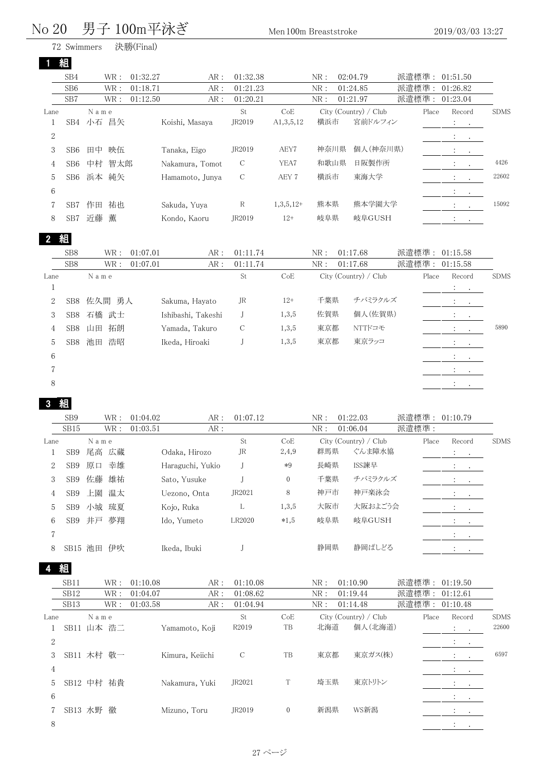# No 20　男子 100m平泳ぎ

Men 100m Breaststroke　　2019/03/03 13:27

72 Swimmers　決勝(Final)

## 1 組

| | WR | AR | NR | 派遣標準 |
|---|---|---|---|---|
| SB4 | 01:32.27 | 01:32.38 | 02:04.79 | 01:51.50 |
| SB6 | 01:18.71 | 01:21.23 | 01:24.85 | 01:26.82 |
| SB7 | 01:12.50 | 01:20.21 | 01:21.97 | 01:23.04 |

| Lane | | Name | | St | CoE | City (Country) / Club | | Place | Record | SDMS |
|---|---|---|---|---|---|---|---|---|---|---|
| 1 | SB4 | 小石 昌矢 | Koishi, Masaya | JR2019 | A1,3,5,12 | 横浜市 | 宮前ドルフィン | | : . | |
| 2 | | | | | | | | | : . | |
| 3 | SB6 | 田中 映伍 | Tanaka, Eigo | JR2019 | AEY7 | 神奈川県 | 個人(神奈川県) | | : . | |
| 4 | SB6 | 中村 智太郎 | Nakamura, Tomot | C | YEA7 | 和歌山県 | 日阪製作所 | | : . | 4426 |
| 5 | SB6 | 浜本 純矢 | Hamamoto, Junya | C | AEY 7 | 横浜市 | 東海大学 | | : . | 22602 |
| 6 | | | | | | | | | : . | |
| 7 | SB7 | 作田 祐也 | Sakuda, Yuya | R | 1,3,5,12+ | 熊本県 | 熊本学園大学 | | : . | 15092 |
| 8 | SB7 | 近藤 薫 | Kondo, Kaoru | JR2019 | 12+ | 岐阜県 | 岐阜GUSH | | : . | |

## 2 組

| | WR | AR | NR | 派遣標準 |
|---|---|---|---|---|
| SB8 | 01:07.01 | 01:11.74 | 01:17.68 | 01:15.58 |
| SB8 | 01:07.01 | 01:11.74 | 01:17.68 | 01:15.58 |

| Lane | | Name | | St | CoE | City (Country) / Club | | Place | Record | SDMS |
|---|---|---|---|---|---|---|---|---|---|---|
| 1 | | | | | | | | | : . | |
| 2 | SB8 | 佐久間 勇人 | Sakuma, Hayato | JR | 12+ | 千葉県 | チバミラクルズ | | : . | |
| 3 | SB8 | 石橋 武士 | Ishibashi, Takeshi | J | 1,3,5 | 佐賀県 | 個人(佐賀県) | | : . | |
| 4 | SB8 | 山田 拓朗 | Yamada, Takuro | C | 1,3,5 | 東京都 | NTTドコモ | | : . | 5890 |
| 5 | SB8 | 池田 浩昭 | Ikeda, Hiroaki | J | 1,3,5 | 東京都 | 東京ラッコ | | : . | |
| 6 | | | | | | | | | : . | |
| 7 | | | | | | | | | : . | |
| 8 | | | | | | | | | : . | |

## 3 組

| | WR | AR | NR | 派遣標準 |
|---|---|---|---|---|
| SB9 | 01:04.02 | 01:07.12 | 01:22.03 | 01:10.79 |
| SB15 | 01:03.51 | | 01:06.04 | |

| Lane | | Name | | St | CoE | City (Country) / Club | | Place | Record | SDMS |
|---|---|---|---|---|---|---|---|---|---|---|
| 1 | SB9 | 尾高 広蔵 | Odaka, Hirozo | JR | 2,4,9 | 群馬県 | ぐんま障水協 | | : . | |
| 2 | SB9 | 原口 幸雄 | Haraguchi, Yukio | J | *9 | 長崎県 | ISS諫早 | | : . | |
| 3 | SB9 | 佐藤 雄祐 | Sato, Yusuke | J | 0 | 千葉県 | チバミラクルズ | | : . | |
| 4 | SB9 | 上園 温太 | Uezono, Onta | JR2021 | 8 | 神戸市 | 神戸楽泳会 | | : . | |
| 5 | SB9 | 小城 琉夏 | Kojo, Ruka | L | 1,3,5 | 大阪市 | 大阪およごう会 | | : . | |
| 6 | SB9 | 井戸 夢翔 | Ido, Yumeto | LR2020 | *1,5 | 岐阜県 | 岐阜GUSH | | : . | |
| 7 | | | | | | | | | : . | |
| 8 | SB15 | 池田 伊吹 | Ikeda, Ibuki | J | | 静岡県 | 静岡ぱしどる | | : . | |

## 4 組

| | WR | AR | NR | 派遣標準 |
|---|---|---|---|---|
| SB11 | 01:10.08 | 01:10.08 | 01:10.90 | 01:19.50 |
| SB12 | 01:04.07 | 01:08.62 | 01:19.44 | 01:12.61 |
| SB13 | 01:03.58 | 01:04.94 | 01:14.48 | 01:10.48 |

| Lane | | Name | | St | CoE | City (Country) / Club | | Place | Record | SDMS |
|---|---|---|---|---|---|---|---|---|---|---|
| 1 | SB11 | 山本 浩二 | Yamamoto, Koji | R2019 | TB | 北海道 | 個人(北海道) | | : . | 22600 |
| 2 | | | | | | | | | : . | |
| 3 | SB11 | 木村 敬一 | Kimura, Keiichi | C | TB | 東京都 | 東京ガス(株) | | : . | 6597 |
| 4 | | | | | | | | | : . | |
| 5 | SB12 | 中村 祐貴 | Nakamura, Yuki | JR2021 | T | 埼玉県 | 東京トリトン | | : . | |
| 6 | | | | | | | | | : . | |
| 7 | SB13 | 水野 徹 | Mizuno, Toru | JR2019 | 0 | 新潟県 | WS新潟 | | : . | |
| 8 | | | | | | | | | : . | |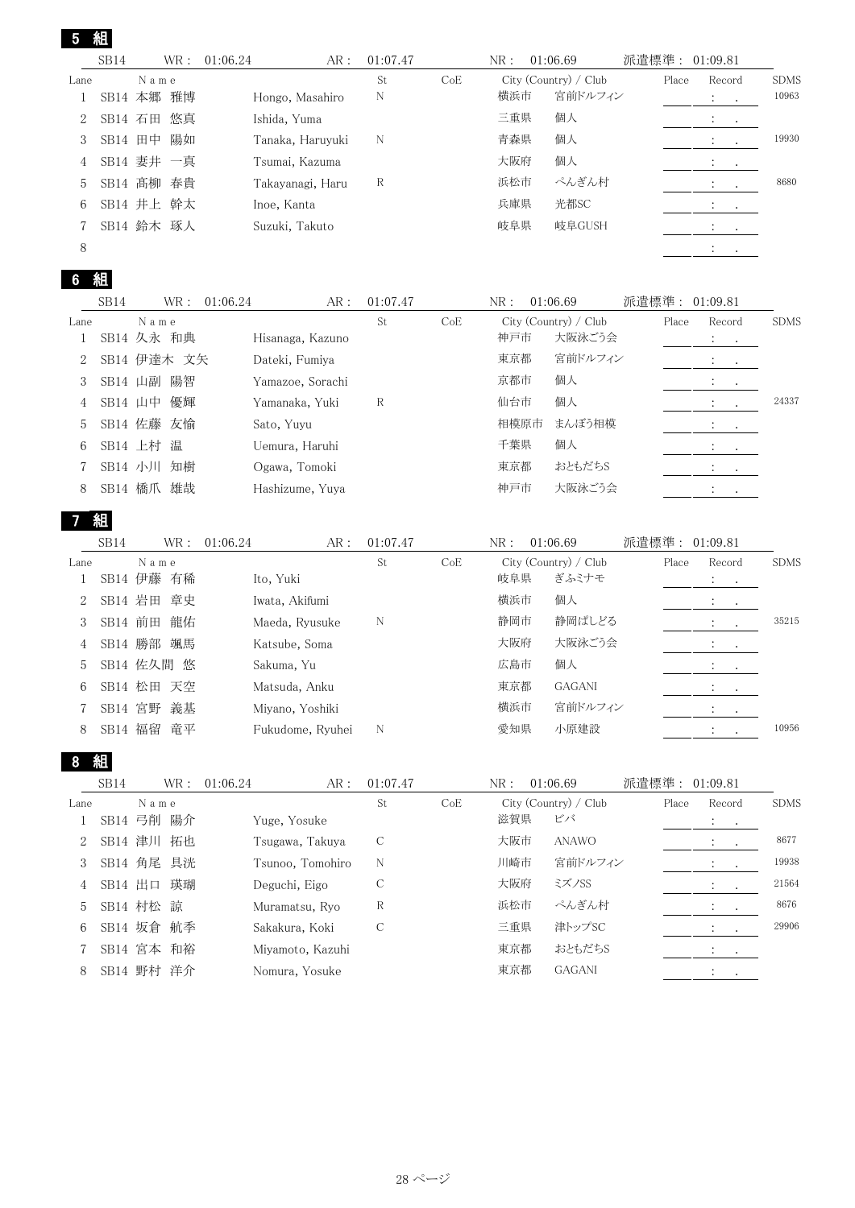## 5 組

SB14　WR： 01:06.24　AR： 01:07.47　NR： 01:06.69　派遣標準： 01:09.81

| Lane | Name | | St | CoE | City (Country) / Club | | Place | Record | SDMS |
|---|---|---|---|---|---|---|---|---|---|
| 1 | SB14 本郷 雅博 | Hongo, Masahiro | N | | 横浜市 | 宮前ドルフィン | | : . | 10963 |
| 2 | SB14 石田 悠真 | Ishida, Yuma | | | 三重県 | 個人 | | : . | |
| 3 | SB14 田中 陽如 | Tanaka, Haruyuki | N | | 青森県 | 個人 | | : . | 19930 |
| 4 | SB14 妻井 一真 | Tsumai, Kazuma | | | 大阪府 | 個人 | | : . | |
| 5 | SB14 髙柳 春貴 | Takayanagi, Haru | R | | 浜松市 | ぺんぎん村 | | : . | 8680 |
| 6 | SB14 井上 幹太 | Inoe, Kanta | | | 兵庫県 | 光都SC | | : . | |
| 7 | SB14 鈴木 琢人 | Suzuki, Takuto | | | 岐阜県 | 岐阜GUSH | | : . | |
| 8 | | | | | | | | : . | |

## 6 組

SB14　WR： 01:06.24　AR： 01:07.47　NR： 01:06.69　派遣標準： 01:09.81

| Lane | Name | | St | CoE | City (Country) / Club | | Place | Record | SDMS |
|---|---|---|---|---|---|---|---|---|---|
| 1 | SB14 久永 和典 | Hisanaga, Kazuno | | | 神戸市 | 大阪泳ごう会 | | : . | |
| 2 | SB14 伊達木 文矢 | Dateki, Fumiya | | | 東京都 | 宮前ドルフィン | | : . | |
| 3 | SB14 山副 陽智 | Yamazoe, Sorachi | | | 京都市 | 個人 | | : . | |
| 4 | SB14 山中 優輝 | Yamanaka, Yuki | R | | 仙台市 | 個人 | | : . | 24337 |
| 5 | SB14 佐藤 友愉 | Sato, Yuyu | | | 相模原市 | まんぼう相模 | | : . | |
| 6 | SB14 上村 温 | Uemura, Haruhi | | | 千葉県 | 個人 | | : . | |
| 7 | SB14 小川 知樹 | Ogawa, Tomoki | | | 東京都 | おともだちS | | : . | |
| 8 | SB14 橋爪 雄哉 | Hashizume, Yuya | | | 神戸市 | 大阪泳ごう会 | | : . | |

## 7 組

SB14　WR： 01:06.24　AR： 01:07.47　NR： 01:06.69　派遣標準： 01:09.81

| Lane | Name | | St | CoE | City (Country) / Club | | Place | Record | SDMS |
|---|---|---|---|---|---|---|---|---|---|
| 1 | SB14 伊藤 有稀 | Ito, Yuki | | | 岐阜県 | ぎふミナモ | | : . | |
| 2 | SB14 岩田 章史 | Iwata, Akifumi | | | 横浜市 | 個人 | | : . | |
| 3 | SB14 前田 龍佑 | Maeda, Ryusuke | N | | 静岡市 | 静岡ぱしどる | | : . | 35215 |
| 4 | SB14 勝部 颯馬 | Katsube, Soma | | | 大阪府 | 大阪泳ごう会 | | : . | |
| 5 | SB14 佐久間 悠 | Sakuma, Yu | | | 広島市 | 個人 | | : . | |
| 6 | SB14 松田 天空 | Matsuda, Anku | | | 東京都 | GAGANI | | : . | |
| 7 | SB14 宮野 義基 | Miyano, Yoshiki | | | 横浜市 | 宮前ドルフィン | | : . | |
| 8 | SB14 福留 竜平 | Fukudome, Ryuhei | N | | 愛知県 | 小原建設 | | : . | 10956 |

## 8 組

SB14　WR： 01:06.24　AR： 01:07.47　NR： 01:06.69　派遣標準： 01:09.81

| Lane | Name | | St | CoE | City (Country) / Club | | Place | Record | SDMS |
|---|---|---|---|---|---|---|---|---|---|
| 1 | SB14 弓削 陽介 | Yuge, Yosuke | | | 滋賀県 | ビバ | | : . | |
| 2 | SB14 津川 拓也 | Tsugawa, Takuya | C | | 大阪市 | ANAWO | | : . | 8677 |
| 3 | SB14 角尾 具洸 | Tsunoo, Tomohiro | N | | 川崎市 | 宮前ドルフィン | | : . | 19938 |
| 4 | SB14 出口 瑛瑚 | Deguchi, Eigo | C | | 大阪府 | ミズノSS | | : . | 21564 |
| 5 | SB14 村松 諒 | Muramatsu, Ryo | R | | 浜松市 | ぺんぎん村 | | : . | 8676 |
| 6 | SB14 坂倉 航季 | Sakakura, Koki | C | | 三重県 | 津トップSC | | : . | 29906 |
| 7 | SB14 宮本 和裕 | Miyamoto, Kazuhi | | | 東京都 | おともだちS | | : . | |
| 8 | SB14 野村 洋介 | Nomura, Yosuke | | | 東京都 | GAGANI | | : . | |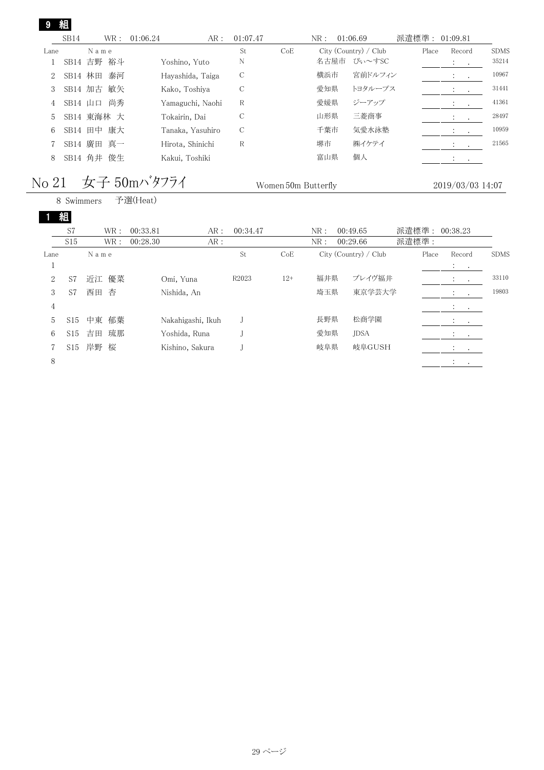**9 組**

| SB14 | WR : 01:06.24 | AR : 01:07.47 | | NR : 01:06.69 | 派遣標準 : 01:09.81 | | |
|---|---|---|---|---|---|---|---|

| Lane | Name | | St | CoE | City (Country) / Club | | Place | Record | SDMS |
|---|---|---|---|---|---|---|---|---|---|
| 1 | SB14 吉野 裕斗 | Yoshino, Yuto | N | | 名古屋市 | ぴぃ～すSC | | : . | 35214 |
| 2 | SB14 林田 泰河 | Hayashida, Taiga | C | | 横浜市 | 宮前ドルフィン | | : . | 10967 |
| 3 | SB14 加古 敏矢 | Kako, Toshiya | C | | 愛知県 | トヨタループス | | : . | 31441 |
| 4 | SB14 山口 尚秀 | Yamaguchi, Naohi | R | | 愛媛県 | ジーアップ | | : . | 41361 |
| 5 | SB14 東海林 大 | Tokairin, Dai | C | | 山形県 | 三菱商事 | | : . | 28497 |
| 6 | SB14 田中 康大 | Tanaka, Yasuhiro | C | | 千葉市 | 気愛水泳塾 | | : . | 10959 |
| 7 | SB14 廣田 真一 | Hirota, Shinichi | R | | 堺市 | ㈱イケテイ | | : . | 21565 |
| 8 | SB14 角井 俊生 | Kakui, Toshiki | | | 富山県 | 個人 | | : . | |

# No 21 女子 50mバタフライ

Women 50m Butterfly

2019/03/03 14:07

8 Swimmers 予選(Heat)

**1 組**

| Class | WR | AR | NR | 派遣標準 |
|---|---|---|---|---|
| S7 | 00:33.81 | 00:34.47 | 00:49.65 | 00:38.23 |
| S15 | 00:28.30 | | 00:29.66 | |

| Lane | Name | | | St | CoE | City (Country) / Club | | Place | Record | SDMS |
|---|---|---|---|---|---|---|---|---|---|---|
| 1 | | | | | | | | | : . | |
| 2 | S7 | 近江 優菜 | Omi, Yuna | R2023 | 12+ | 福井県 | ブレイヴ福井 | | : . | 33110 |
| 3 | S7 | 西田 杏 | Nishida, An | | | 埼玉県 | 東京学芸大学 | | : . | 19803 |
| 4 | | | | | | | | | : . | |
| 5 | S15 | 中東 郁葉 | Nakahigashi, Ikuh | J | | 長野県 | 松商学園 | | : . | |
| 6 | S15 | 吉田 琉那 | Yoshida, Runa | J | | 愛知県 | JDSA | | : . | |
| 7 | S15 | 岸野 桜 | Kishino, Sakura | J | | 岐阜県 | 岐阜GUSH | | : . | |
| 8 | | | | | | | | | : . | |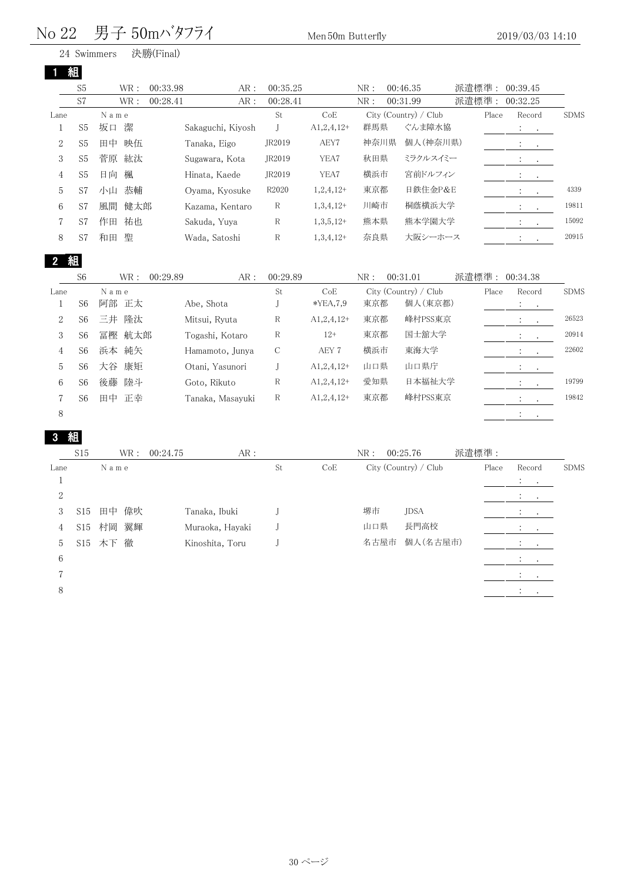# No 22　男子 50mﾊﾞﾀﾌﾗｲ

Men 50m Butterfly　　2019/03/03 14:10

24 Swimmers　決勝(Final)

## 1 組

| | WR | AR | NR | 派遣標準 |
|---|---|---|---|---|
| S5 | 00:33.98 | 00:35.25 | 00:46.35 | 00:39.45 |
| S7 | 00:28.41 | 00:28.41 | 00:31.99 | 00:32.25 |

| Lane | | Name | | St | CoE | City (Country) / Club | | Place | Record | SDMS |
|---|---|---|---|---|---|---|---|---|---|---|
| 1 | S5 | 坂口 潔 | Sakaguchi, Kiyosh | J | A1,2,4,12+ | 群馬県 | ぐんま障水協 | | : . | |
| 2 | S5 | 田中 映伍 | Tanaka, Eigo | JR2019 | AEY7 | 神奈川県 | 個人(神奈川県) | | : . | |
| 3 | S5 | 菅原 紘汰 | Sugawara, Kota | JR2019 | YEA7 | 秋田県 | ミラクルスイミー | | : . | |
| 4 | S5 | 日向 楓 | Hinata, Kaede | JR2019 | YEA7 | 横浜市 | 宮前ドルフィン | | : . | |
| 5 | S7 | 小山 恭輔 | Oyama, Kyosuke | R2020 | 1,2,4,12+ | 東京都 | 日鉄住金P&E | | : . | 4339 |
| 6 | S7 | 風間 健太郎 | Kazama, Kentaro | R | 1,3,4,12+ | 川崎市 | 桐蔭横浜大学 | | : . | 19811 |
| 7 | S7 | 作田 祐也 | Sakuda, Yuya | R | 1,3,5,12+ | 熊本県 | 熊本学園大学 | | : . | 15092 |
| 8 | S7 | 和田 聖 | Wada, Satoshi | R | 1,3,4,12+ | 奈良県 | 大阪シーホース | | : . | 20915 |

## 2 組

| | WR | AR | NR | 派遣標準 |
|---|---|---|---|---|
| S6 | 00:29.89 | 00:29.89 | 00:31.01 | 00:34.38 |

| Lane | | Name | | St | CoE | City (Country) / Club | | Place | Record | SDMS |
|---|---|---|---|---|---|---|---|---|---|---|
| 1 | S6 | 阿部 正太 | Abe, Shota | J | *YEA,7,9 | 東京都 | 個人(東京都) | | : . | |
| 2 | S6 | 三井 隆汰 | Mitsui, Ryuta | R | A1,2,4,12+ | 東京都 | 峰村PSS東京 | | : . | 26523 |
| 3 | S6 | 冨樫 航太郎 | Togashi, Kotaro | R | 12+ | 東京都 | 国士舘大学 | | : . | 20914 |
| 4 | S6 | 浜本 純矢 | Hamamoto, Junya | C | AEY 7 | 横浜市 | 東海大学 | | : . | 22602 |
| 5 | S6 | 大谷 康矩 | Otani, Yasunori | J | A1,2,4,12+ | 山口県 | 山口県庁 | | : . | |
| 6 | S6 | 後藤 陸斗 | Goto, Rikuto | R | A1,2,4,12+ | 愛知県 | 日本福祉大学 | | : . | 19799 |
| 7 | S6 | 田中 正幸 | Tanaka, Masayuki | R | A1,2,4,12+ | 東京都 | 峰村PSS東京 | | : . | 19842 |
| 8 | | | | | | | | | : . | |

## 3 組

| | WR | AR | NR | 派遣標準 |
|---|---|---|---|---|
| S15 | 00:24.75 | | 00:25.76 | |

| Lane | | Name | | St | CoE | City (Country) / Club | | Place | Record | SDMS |
|---|---|---|---|---|---|---|---|---|---|---|
| 1 | | | | | | | | | : . | |
| 2 | | | | | | | | | : . | |
| 3 | S15 | 田中 偉吹 | Tanaka, Ibuki | J | | 堺市 | JDSA | | : . | |
| 4 | S15 | 村岡 翼輝 | Muraoka, Hayaki | J | | 山口県 | 長門高校 | | : . | |
| 5 | S15 | 木下 徹 | Kinoshita, Toru | J | | 名古屋市 | 個人(名古屋市) | | : . | |
| 6 | | | | | | | | | : . | |
| 7 | | | | | | | | | : . | |
| 8 | | | | | | | | | : . | |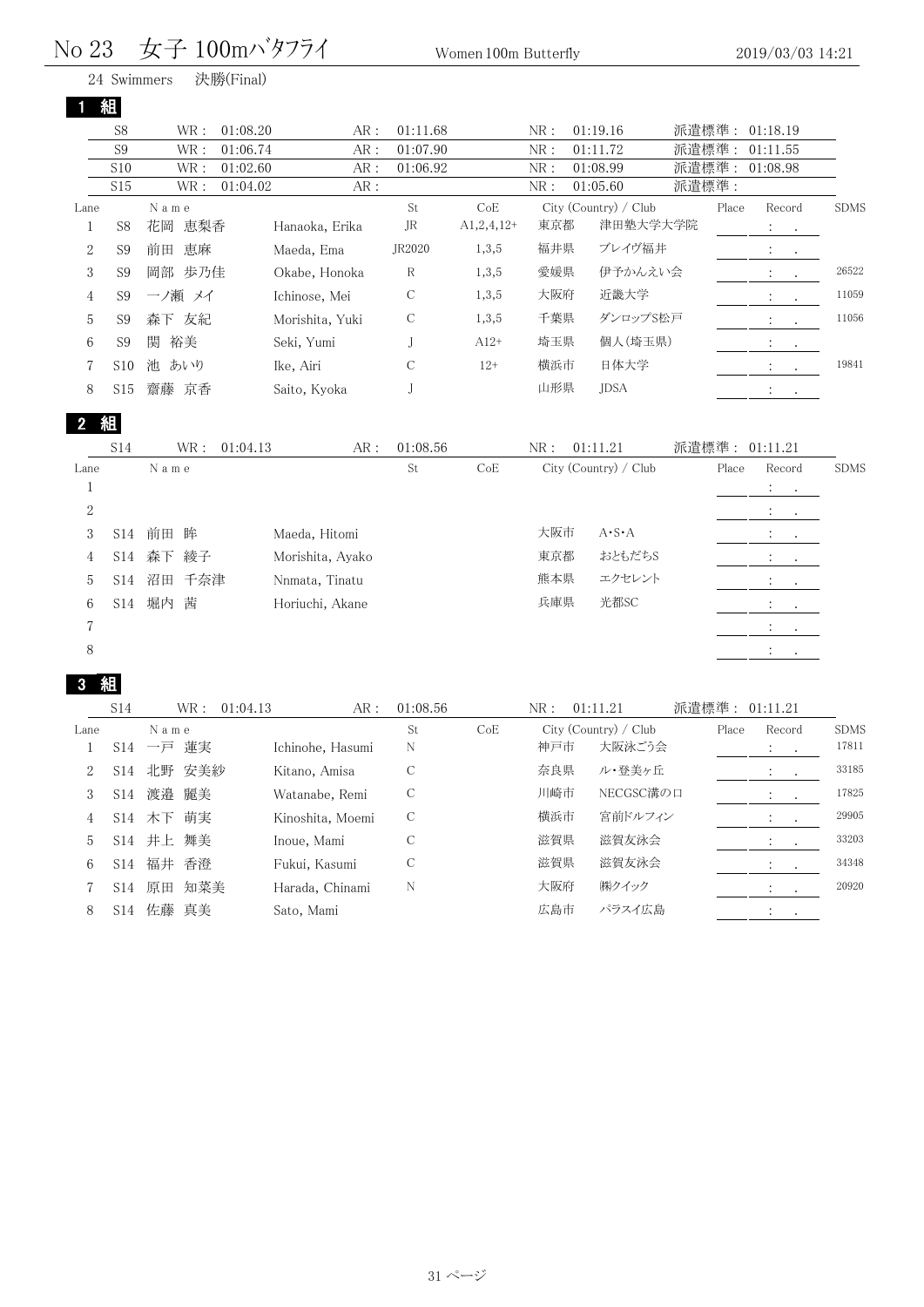# No 23　女子 100mﾊﾞﾀﾌﾗｲ

Women 100m Butterfly

2019/03/03 14:21

24 Swimmers　決勝(Final)

## 1 組

| | | | | |
|---|---|---|---|---|
| S8 | WR： 01:08.20 | AR： 01:11.68 | NR： 01:19.16 | 派遣標準： 01:18.19 |
| S9 | WR： 01:06.74 | AR： 01:07.90 | NR： 01:11.72 | 派遣標準： 01:11.55 |
| S10 | WR： 01:02.60 | AR： 01:06.92 | NR： 01:08.99 | 派遣標準： 01:08.98 |
| S15 | WR： 01:04.02 | AR： | NR： 01:05.60 | 派遣標準： |

| Lane | | Name | | St | CoE | City (Country) / Club | | Place | Record | SDMS |
|---|---|---|---|---|---|---|---|---|---|---|
| 1 | S8 | 花岡 恵梨香 | Hanaoka, Erika | JR | A1,2,4,12+ | 東京都 | 津田塾大学大学院 | | : . | |
| 2 | S9 | 前田 恵麻 | Maeda, Ema | JR2020 | 1,3,5 | 福井県 | ブレイヴ福井 | | : . | |
| 3 | S9 | 岡部 歩乃佳 | Okabe, Honoka | R | 1,3,5 | 愛媛県 | 伊予かんえい会 | | : . | 26522 |
| 4 | S9 | 一ノ瀬 メイ | Ichinose, Mei | C | 1,3,5 | 大阪府 | 近畿大学 | | : . | 11059 |
| 5 | S9 | 森下 友紀 | Morishita, Yuki | C | 1,3,5 | 千葉県 | ダンロップS松戸 | | : . | 11056 |
| 6 | S9 | 関 裕美 | Seki, Yumi | J | A12+ | 埼玉県 | 個人(埼玉県) | | : . | |
| 7 | S10 | 池 あいり | Ike, Airi | C | 12+ | 横浜市 | 日体大学 | | : . | 19841 |
| 8 | S15 | 齋藤 京香 | Saito, Kyoka | J | | 山形県 | JDSA | | : . | |

## 2 組

| | | | | |
|---|---|---|---|---|
| S14 | WR： 01:04.13 | AR： 01:08.56 | NR： 01:11.21 | 派遣標準： 01:11.21 |

| Lane | | Name | | St | CoE | City (Country) / Club | | Place | Record | SDMS |
|---|---|---|---|---|---|---|---|---|---|---|
| 1 | | | | | | | | | : . | |
| 2 | | | | | | | | | : . | |
| 3 | S14 | 前田 眸 | Maeda, Hitomi | | | 大阪市 | A･S･A | | : . | |
| 4 | S14 | 森下 綾子 | Morishita, Ayako | | | 東京都 | おともだちS | | : . | |
| 5 | S14 | 沼田 千奈津 | Nnmata, Tinatu | | | 熊本県 | エクセレント | | : . | |
| 6 | S14 | 堀内 茜 | Horiuchi, Akane | | | 兵庫県 | 光都SC | | : . | |
| 7 | | | | | | | | | : . | |
| 8 | | | | | | | | | : . | |

## 3 組

| | | | | |
|---|---|---|---|---|
| S14 | WR： 01:04.13 | AR： 01:08.56 | NR： 01:11.21 | 派遣標準： 01:11.21 |

| Lane | | Name | | St | CoE | City (Country) / Club | | Place | Record | SDMS |
|---|---|---|---|---|---|---|---|---|---|---|
| 1 | S14 | 一戸 蓮実 | Ichinohe, Hasumi | N | | 神戸市 | 大阪泳ごう会 | | : . | 17811 |
| 2 | S14 | 北野 安美紗 | Kitano, Amisa | C | | 奈良県 | ル・登美ヶ丘 | | : . | 33185 |
| 3 | S14 | 渡邉 麗美 | Watanabe, Remi | C | | 川崎市 | NECGSC溝の口 | | : . | 17825 |
| 4 | S14 | 木下 萌実 | Kinoshita, Moemi | C | | 横浜市 | 宮前ドルフィン | | : . | 29905 |
| 5 | S14 | 井上 舞美 | Inoue, Mami | C | | 滋賀県 | 滋賀友泳会 | | : . | 33203 |
| 6 | S14 | 福井 香澄 | Fukui, Kasumi | C | | 滋賀県 | 滋賀友泳会 | | : . | 34348 |
| 7 | S14 | 原田 知菜美 | Harada, Chinami | N | | 大阪府 | ㈱クイック | | : . | 20920 |
| 8 | S14 | 佐藤 真美 | Sato, Mami | | | 広島市 | パラスイ広島 | | : . | |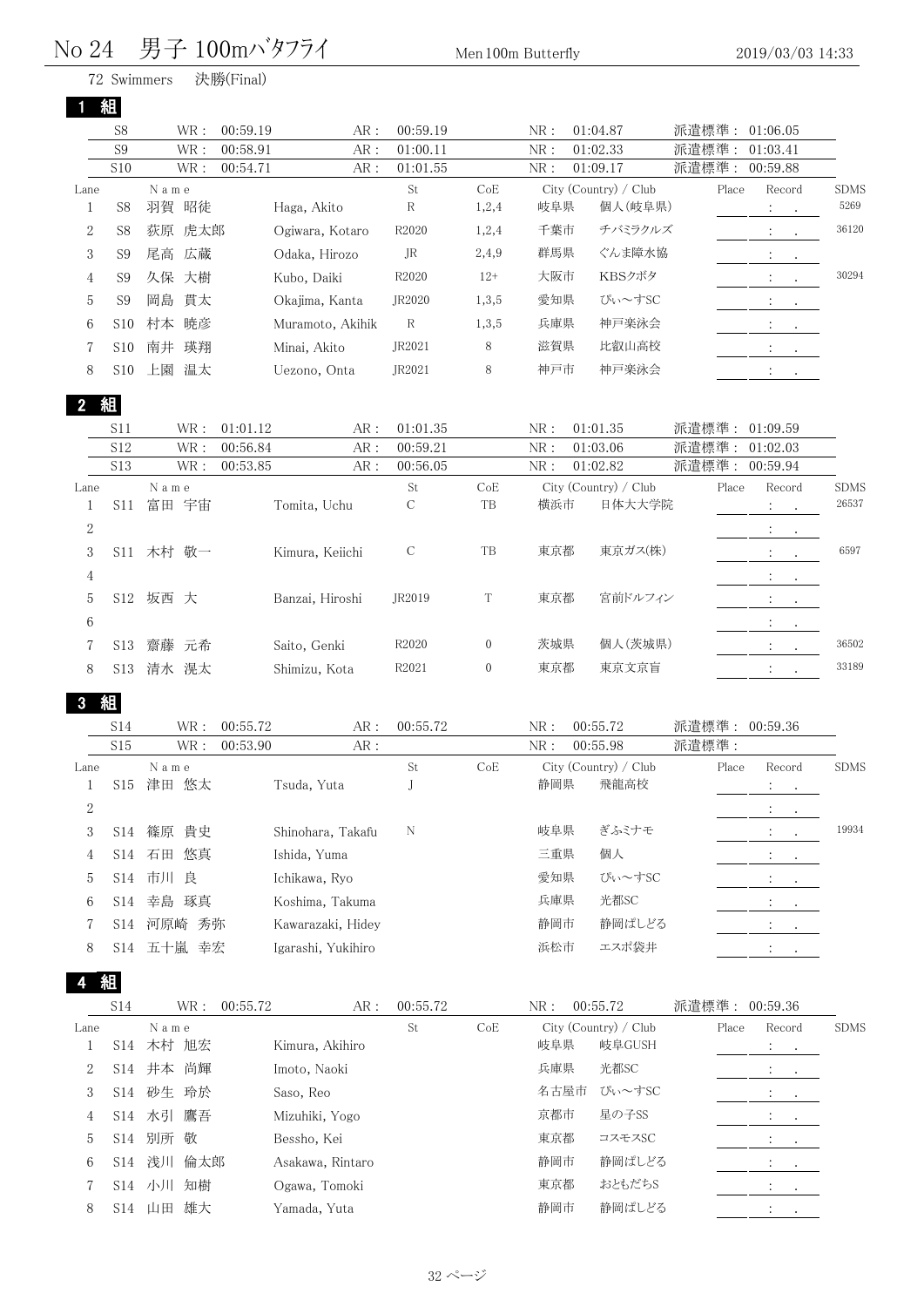# No 24 男子 100mﾊﾞﾀﾌﾗｲ

Men 100m Butterfly

2019/03/03 14:33

72 Swimmers 決勝(Final)

## 1 組

| | WR | AR | NR | 派遣標準 |
|---|---|---|---|---|
| S8 | 00:59.19 | 00:59.19 | 01:04.87 | 01:06.05 |
| S9 | 00:58.91 | 01:00.11 | 01:02.33 | 01:03.41 |
| S10 | 00:54.71 | 01:01.55 | 01:09.17 | 00:59.88 |

| Lane | | Name | | St | CoE | City (Country) / Club | | Place | Record | SDMS |
|---|---|---|---|---|---|---|---|---|---|---|
| 1 | S8 | 羽賀 昭徒 | Haga, Akito | R | 1,2,4 | 岐阜県 | 個人(岐阜県) | | : . | 5269 |
| 2 | S8 | 荻原 虎太郎 | Ogiwara, Kotaro | R2020 | 1,2,4 | 千葉市 | チバミラクルズ | | : . | 36120 |
| 3 | S9 | 尾高 広蔵 | Odaka, Hirozo | JR | 2,4,9 | 群馬県 | ぐんま障水協 | | : . | |
| 4 | S9 | 久保 大樹 | Kubo, Daiki | R2020 | 12+ | 大阪市 | KBSクボタ | | : . | 30294 |
| 5 | S9 | 岡島 貫太 | Okajima, Kanta | JR2020 | 1,3,5 | 愛知県 | ぴぃ～すSC | | : . | |
| 6 | S10 | 村本 暁彦 | Muramoto, Akihik | R | 1,3,5 | 兵庫県 | 神戸楽泳会 | | : . | |
| 7 | S10 | 南井 瑛翔 | Minai, Akito | JR2021 | 8 | 滋賀県 | 比叡山高校 | | : . | |
| 8 | S10 | 上園 温太 | Uezono, Onta | JR2021 | 8 | 神戸市 | 神戸楽泳会 | | : . | |

## 2 組

| | WR | AR | NR | 派遣標準 |
|---|---|---|---|---|
| S11 | 01:01.12 | 01:01.35 | 01:01.35 | 01:09.59 |
| S12 | 00:56.84 | 00:59.21 | 01:03.06 | 01:02.03 |
| S13 | 00:53.85 | 00:56.05 | 01:02.82 | 00:59.94 |

| Lane | | Name | | St | CoE | City (Country) / Club | | Place | Record | SDMS |
|---|---|---|---|---|---|---|---|---|---|---|
| 1 | S11 | 富田 宇宙 | Tomita, Uchu | C | TB | 横浜市 | 日体大大学院 | | : . | 26537 |
| 2 | | | | | | | | | : . | |
| 3 | S11 | 木村 敬一 | Kimura, Keiichi | C | TB | 東京都 | 東京ガス(株) | | : . | 6597 |
| 4 | | | | | | | | | : . | |
| 5 | S12 | 坂西 大 | Banzai, Hiroshi | JR2019 | T | 東京都 | 宮前ドルフィン | | : . | |
| 6 | | | | | | | | | : . | |
| 7 | S13 | 齋藤 元希 | Saito, Genki | R2020 | 0 | 茨城県 | 個人(茨城県) | | : . | 36502 |
| 8 | S13 | 清水 滉太 | Shimizu, Kota | R2021 | 0 | 東京都 | 東京文京盲 | | : . | 33189 |

## 3 組

| | WR | AR | NR | 派遣標準 |
|---|---|---|---|---|
| S14 | 00:55.72 | 00:55.72 | 00:55.72 | 00:59.36 |
| S15 | 00:53.90 | | 00:55.98 | |

| Lane | | Name | | St | CoE | City (Country) / Club | | Place | Record | SDMS |
|---|---|---|---|---|---|---|---|---|---|---|
| 1 | S15 | 津田 悠太 | Tsuda, Yuta | J | | 静岡県 | 飛龍高校 | | : . | |
| 2 | | | | | | | | | : . | |
| 3 | S14 | 篠原 貴史 | Shinohara, Takafu | N | | 岐阜県 | ぎふミナモ | | : . | 19934 |
| 4 | S14 | 石田 悠真 | Ishida, Yuma | | | 三重県 | 個人 | | : . | |
| 5 | S14 | 市川 良 | Ichikawa, Ryo | | | 愛知県 | ぴぃ～すSC | | : . | |
| 6 | S14 | 幸島 琢真 | Koshima, Takuma | | | 兵庫県 | 光都SC | | : . | |
| 7 | S14 | 河原崎 秀弥 | Kawarazaki, Hidey | | | 静岡市 | 静岡ぱしどる | | : . | |
| 8 | S14 | 五十嵐 幸宏 | Igarashi, Yukihiro | | | 浜松市 | エスポ袋井 | | : . | |

## 4 組

| | WR | AR | NR | 派遣標準 |
|---|---|---|---|---|
| S14 | 00:55.72 | 00:55.72 | 00:55.72 | 00:59.36 |

| Lane | | Name | | St | CoE | City (Country) / Club | | Place | Record | SDMS |
|---|---|---|---|---|---|---|---|---|---|---|
| 1 | S14 | 木村 旭宏 | Kimura, Akihiro | | | 岐阜県 | 岐阜GUSH | | : . | |
| 2 | S14 | 井本 尚輝 | Imoto, Naoki | | | 兵庫県 | 光都SC | | : . | |
| 3 | S14 | 砂生 玲於 | Saso, Reo | | | 名古屋市 | ぴぃ～すSC | | : . | |
| 4 | S14 | 水引 鷹吾 | Mizuhiki, Yogo | | | 京都市 | 星の子SS | | : . | |
| 5 | S14 | 別所 敬 | Bessho, Kei | | | 東京都 | コスモスSC | | : . | |
| 6 | S14 | 浅川 倫太郎 | Asakawa, Rintaro | | | 静岡市 | 静岡ぱしどる | | : . | |
| 7 | S14 | 小川 知樹 | Ogawa, Tomoki | | | 東京都 | おともだちS | | : . | |
| 8 | S14 | 山田 雄大 | Yamada, Yuta | | | 静岡市 | 静岡ぱしどる | | : . | |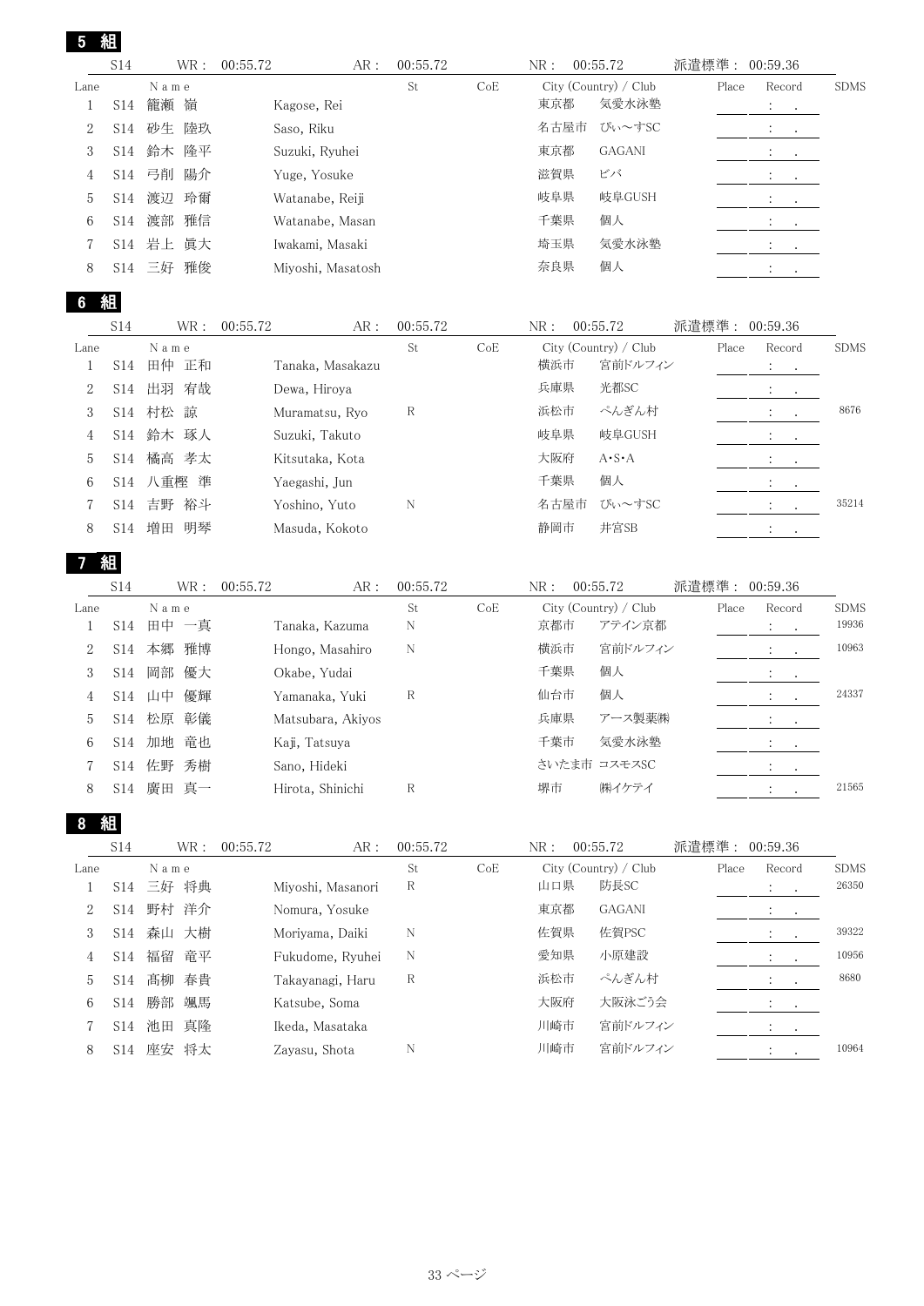## 5 組

| | S14 | WR： 00:55.72 | AR： 00:55.72 | | | NR： 00:55.72 | | 派遣標準： 00:59.36 | | |
|---|---|---|---|---|---|---|---|---|---|---|
| Lane | | Name | | St | CoE | City (Country) / Club | | Place | Record | SDMS |
| 1 | S14 | 籠瀬 嶺 | Kagose, Rei | | | 東京都 | 気愛水泳塾 | | : . | |
| 2 | S14 | 砂生 陸玖 | Saso, Riku | | | 名古屋市 | ぴぃ〜すSC | | : . | |
| 3 | S14 | 鈴木 隆平 | Suzuki, Ryuhei | | | 東京都 | GAGANI | | : . | |
| 4 | S14 | 弓削 陽介 | Yuge, Yosuke | | | 滋賀県 | ビバ | | : . | |
| 5 | S14 | 渡辺 玲爾 | Watanabe, Reiji | | | 岐阜県 | 岐阜GUSH | | : . | |
| 6 | S14 | 渡部 雅信 | Watanabe, Masan | | | 千葉県 | 個人 | | : . | |
| 7 | S14 | 岩上 眞大 | Iwakami, Masaki | | | 埼玉県 | 気愛水泳塾 | | : . | |
| 8 | S14 | 三好 雅俊 | Miyoshi, Masatosh | | | 奈良県 | 個人 | | : . | |

## 6 組

| | S14 | WR： 00:55.72 | AR： 00:55.72 | | | NR： 00:55.72 | | 派遣標準： 00:59.36 | | |
|---|---|---|---|---|---|---|---|---|---|---|
| Lane | | Name | | St | CoE | City (Country) / Club | | Place | Record | SDMS |
| 1 | S14 | 田仲 正和 | Tanaka, Masakazu | | | 横浜市 | 宮前ドルフィン | | : . | |
| 2 | S14 | 出羽 宥哉 | Dewa, Hiroya | | | 兵庫県 | 光都SC | | : . | |
| 3 | S14 | 村松 諒 | Muramatsu, Ryo | R | | 浜松市 | ぺんぎん村 | | : . | 8676 |
| 4 | S14 | 鈴木 琢人 | Suzuki, Takuto | | | 岐阜県 | 岐阜GUSH | | : . | |
| 5 | S14 | 橘高 孝太 | Kitsutaka, Kota | | | 大阪府 | A･S･A | | : . | |
| 6 | S14 | 八重樫 準 | Yaegashi, Jun | | | 千葉県 | 個人 | | : . | |
| 7 | S14 | 吉野 裕斗 | Yoshino, Yuto | N | | 名古屋市 | ぴぃ〜すSC | | : . | 35214 |
| 8 | S14 | 増田 明琴 | Masuda, Kokoto | | | 静岡市 | 井宮SB | | : . | |

## 7 組

| | S14 | WR： 00:55.72 | AR： 00:55.72 | | | NR： 00:55.72 | | 派遣標準： 00:59.36 | | |
|---|---|---|---|---|---|---|---|---|---|---|
| Lane | | Name | | St | CoE | City (Country) / Club | | Place | Record | SDMS |
| 1 | S14 | 田中 一真 | Tanaka, Kazuma | N | | 京都市 | アテイン京都 | | : . | 19936 |
| 2 | S14 | 本郷 雅博 | Hongo, Masahiro | N | | 横浜市 | 宮前ドルフィン | | : . | 10963 |
| 3 | S14 | 岡部 優大 | Okabe, Yudai | | | 千葉県 | 個人 | | : . | |
| 4 | S14 | 山中 優輝 | Yamanaka, Yuki | R | | 仙台市 | 個人 | | : . | 24337 |
| 5 | S14 | 松原 彰儀 | Matsubara, Akiyos | | | 兵庫県 | アース製薬㈱ | | : . | |
| 6 | S14 | 加地 竜也 | Kaji, Tatsuya | | | 千葉市 | 気愛水泳塾 | | : . | |
| 7 | S14 | 佐野 秀樹 | Sano, Hideki | | | さいたま市 | コスモスSC | | : . | |
| 8 | S14 | 廣田 真一 | Hirota, Shinichi | R | | 堺市 | ㈱イケテイ | | : . | 21565 |

## 8 組

| | S14 | WR： 00:55.72 | AR： 00:55.72 | | | NR： 00:55.72 | | 派遣標準： 00:59.36 | | |
|---|---|---|---|---|---|---|---|---|---|---|
| Lane | | Name | | St | CoE | City (Country) / Club | | Place | Record | SDMS |
| 1 | S14 | 三好 将典 | Miyoshi, Masanori | R | | 山口県 | 防長SC | | : . | 26350 |
| 2 | S14 | 野村 洋介 | Nomura, Yosuke | | | 東京都 | GAGANI | | : . | |
| 3 | S14 | 森山 大樹 | Moriyama, Daiki | N | | 佐賀県 | 佐賀PSC | | : . | 39322 |
| 4 | S14 | 福留 竜平 | Fukudome, Ryuhei | N | | 愛知県 | 小原建設 | | : . | 10956 |
| 5 | S14 | 髙柳 春貴 | Takayanagi, Haru | R | | 浜松市 | ぺんぎん村 | | : . | 8680 |
| 6 | S14 | 勝部 颯馬 | Katsube, Soma | | | 大阪府 | 大阪泳ごう会 | | : . | |
| 7 | S14 | 池田 真隆 | Ikeda, Masataka | | | 川崎市 | 宮前ドルフィン | | : . | |
| 8 | S14 | 座安 将太 | Zayasu, Shota | N | | 川崎市 | 宮前ドルフィン | | : . | 10964 |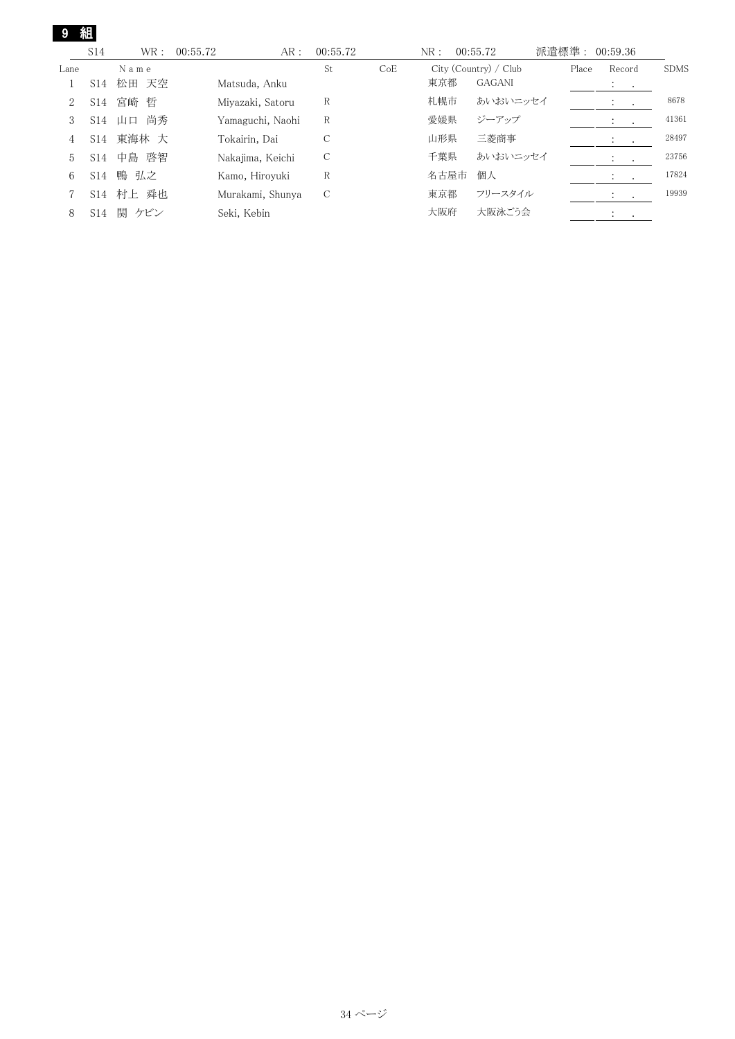**9 組**

| | S14 | WR： 00:55.72 | AR： | 00:55.72 | | NR： 00:55.72 | 派遣標準： 00:59.36 | | | |
|---|---|---|---|---|---|---|---|---|---|---|
| Lane | | Name | | St | CoE | City (Country) / Club | | Place | Record | SDMS |
| 1 | S14 | 松田 天空 | Matsuda, Anku | | | 東京都 | GAGANI | | : . | |
| 2 | S14 | 宮崎 哲 | Miyazaki, Satoru | R | | 札幌市 | あいおいニッセイ | | : . | 8678 |
| 3 | S14 | 山口 尚秀 | Yamaguchi, Naohi | R | | 愛媛県 | ジーアップ | | : . | 41361 |
| 4 | S14 | 東海林 大 | Tokairin, Dai | C | | 山形県 | 三菱商事 | | : . | 28497 |
| 5 | S14 | 中島 啓智 | Nakajima, Keichi | C | | 千葉県 | あいおいニッセイ | | : . | 23756 |
| 6 | S14 | 鴨 弘之 | Kamo, Hiroyuki | R | | 名古屋市 | 個人 | | : . | 17824 |
| 7 | S14 | 村上 舜也 | Murakami, Shunya | C | | 東京都 | フリースタイル | | : . | 19939 |
| 8 | S14 | 関 ケビン | Seki, Kebin | | | 大阪府 | 大阪泳ごう会 | | : . | |